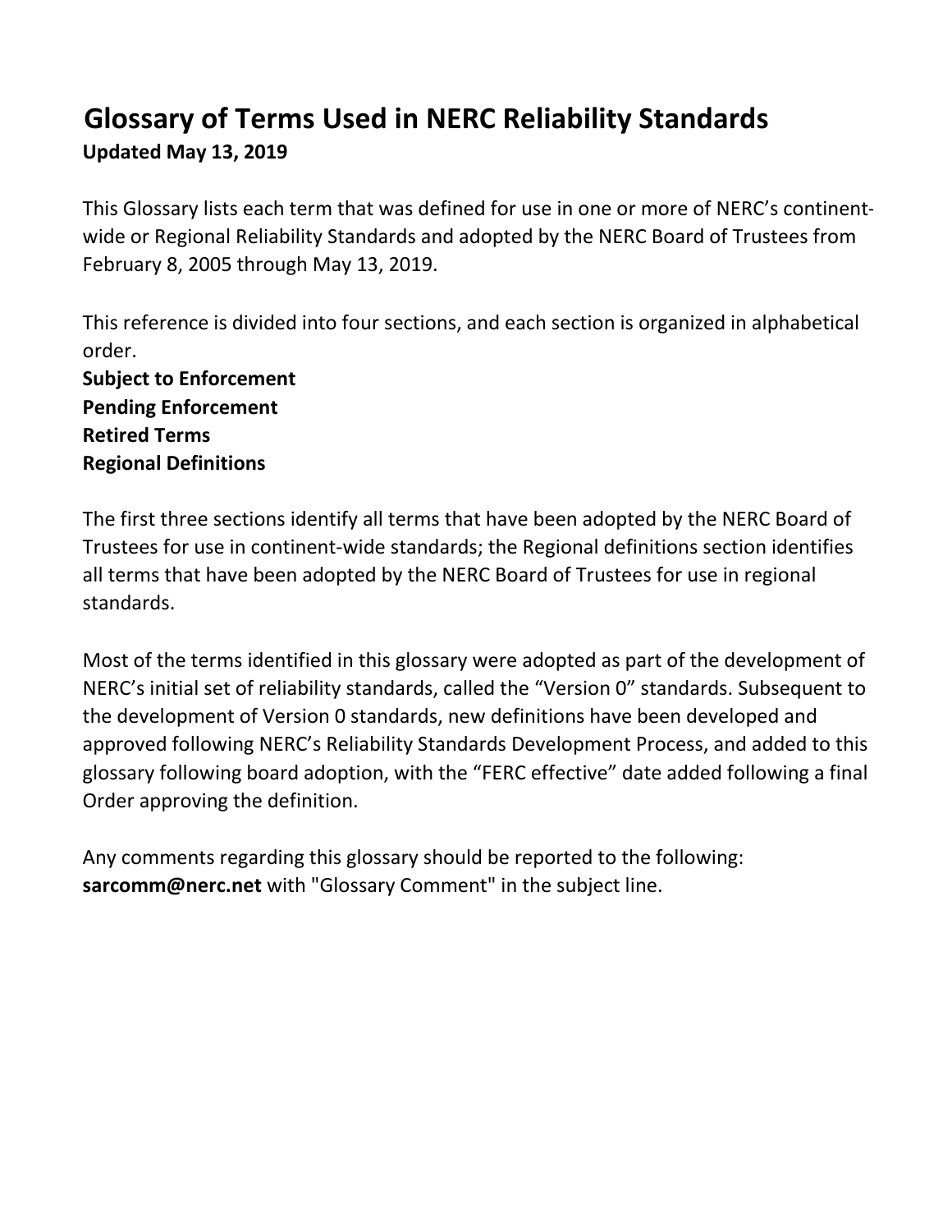# Glossary of Terms Used in NERC Reliability Standards

**Updated May 13, 2019**

This Glossary lists each term that was defined for use in one or more of NERC's continent-wide or Regional Reliability Standards and adopted by the NERC Board of Trustees from February 8, 2005 through May 13, 2019.

This reference is divided into four sections, and each section is organized in alphabetical order.

**Subject to Enforcement**
**Pending Enforcement**
**Retired Terms**
**Regional Definitions**

The first three sections identify all terms that have been adopted by the NERC Board of Trustees for use in continent-wide standards; the Regional definitions section identifies all terms that have been adopted by the NERC Board of Trustees for use in regional standards.

Most of the terms identified in this glossary were adopted as part of the development of NERC's initial set of reliability standards, called the "Version 0" standards. Subsequent to the development of Version 0 standards, new definitions have been developed and approved following NERC's Reliability Standards Development Process, and added to this glossary following board adoption, with the "FERC effective" date added following a final Order approving the definition.

Any comments regarding this glossary should be reported to the following: **sarcomm@nerc.net** with "Glossary Comment" in the subject line.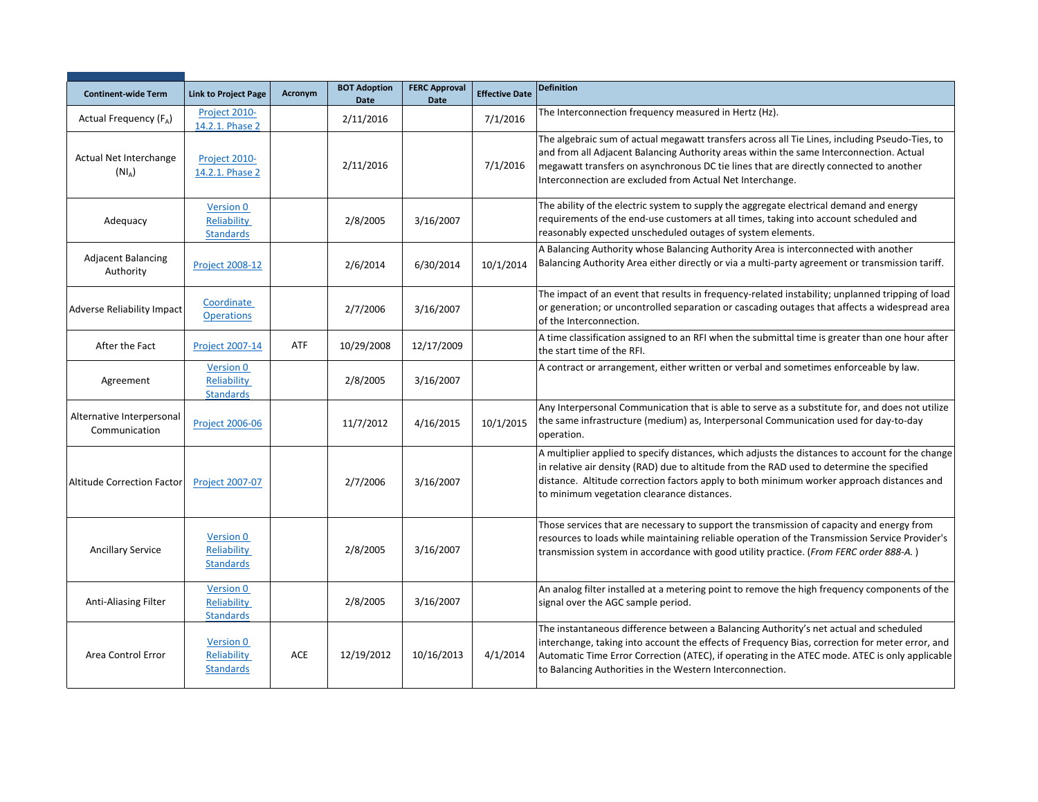| Continent-wide Term | Link to Project Page | Acronym | BOT Adoption Date | FERC Approval Date | Effective Date | Definition |
|---|---|---|---|---|---|---|
| Actual Frequency ($F_A$) | Project 2010-14.2.1. Phase 2 | | 2/11/2016 | | 7/1/2016 | The Interconnection frequency measured in Hertz (Hz). |
| Actual Net Interchange ($NI_A$) | Project 2010-14.2.1. Phase 2 | | 2/11/2016 | | 7/1/2016 | The algebraic sum of actual megawatt transfers across all Tie Lines, including Pseudo-Ties, to and from all Adjacent Balancing Authority areas within the same Interconnection. Actual megawatt transfers on asynchronous DC tie lines that are directly connected to another Interconnection are excluded from Actual Net Interchange. |
| Adequacy | Version 0 Reliability Standards | | 2/8/2005 | 3/16/2007 | | The ability of the electric system to supply the aggregate electrical demand and energy requirements of the end-use customers at all times, taking into account scheduled and reasonably expected unscheduled outages of system elements. |
| Adjacent Balancing Authority | Project 2008-12 | | 2/6/2014 | 6/30/2014 | 10/1/2014 | A Balancing Authority whose Balancing Authority Area is interconnected with another Balancing Authority Area either directly or via a multi-party agreement or transmission tariff. |
| Adverse Reliability Impact | Coordinate Operations | | 2/7/2006 | 3/16/2007 | | The impact of an event that results in frequency-related instability; unplanned tripping of load or generation; or uncontrolled separation or cascading outages that affects a widespread area of the Interconnection. |
| After the Fact | Project 2007-14 | ATF | 10/29/2008 | 12/17/2009 | | A time classification assigned to an RFI when the submittal time is greater than one hour after the start time of the RFI. |
| Agreement | Version 0 Reliability Standards | | 2/8/2005 | 3/16/2007 | | A contract or arrangement, either written or verbal and sometimes enforceable by law. |
| Alternative Interpersonal Communication | Project 2006-06 | | 11/7/2012 | 4/16/2015 | 10/1/2015 | Any Interpersonal Communication that is able to serve as a substitute for, and does not utilize the same infrastructure (medium) as, Interpersonal Communication used for day-to-day operation. |
| Altitude Correction Factor | Project 2007-07 | | 2/7/2006 | 3/16/2007 | | A multiplier applied to specify distances, which adjusts the distances to account for the change in relative air density (RAD) due to altitude from the RAD used to determine the specified distance. Altitude correction factors apply to both minimum worker approach distances and to minimum vegetation clearance distances. |
| Ancillary Service | Version 0 Reliability Standards | | 2/8/2005 | 3/16/2007 | | Those services that are necessary to support the transmission of capacity and energy from resources to loads while maintaining reliable operation of the Transmission Service Provider's transmission system in accordance with good utility practice. (*From FERC order 888-A.* ) |
| Anti-Aliasing Filter | Version 0 Reliability Standards | | 2/8/2005 | 3/16/2007 | | An analog filter installed at a metering point to remove the high frequency components of the signal over the AGC sample period. |
| Area Control Error | Version 0 Reliability Standards | ACE | 12/19/2012 | 10/16/2013 | 4/1/2014 | The instantaneous difference between a Balancing Authority's net actual and scheduled interchange, taking into account the effects of Frequency Bias, correction for meter error, and Automatic Time Error Correction (ATEC), if operating in the ATEC mode. ATEC is only applicable to Balancing Authorities in the Western Interconnection. |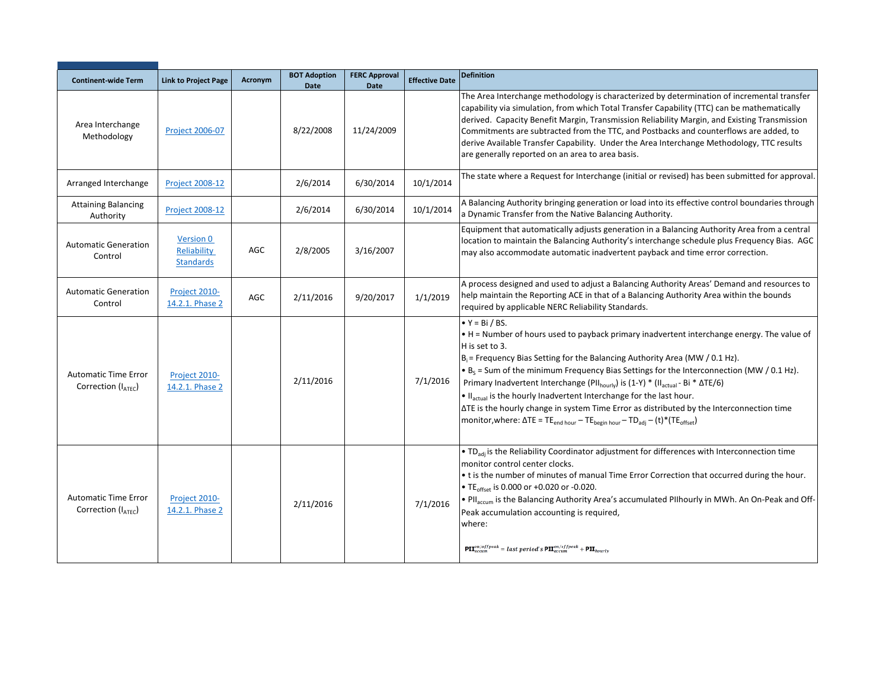| Continent-wide Term | Link to Project Page | Acronym | BOT Adoption Date | FERC Approval Date | Effective Date | Definition |
| --- | --- | --- | --- | --- | --- | --- |
| Area Interchange Methodology | Project 2006-07 | | 8/22/2008 | 11/24/2009 | | The Area Interchange methodology is characterized by determination of incremental transfer capability via simulation, from which Total Transfer Capability (TTC) can be mathematically derived. Capacity Benefit Margin, Transmission Reliability Margin, and Existing Transmission Commitments are subtracted from the TTC, and Postbacks and counterflows are added, to derive Available Transfer Capability. Under the Area Interchange Methodology, TTC results are generally reported on an area to area basis. |
| Arranged Interchange | Project 2008-12 | | 2/6/2014 | 6/30/2014 | 10/1/2014 | The state where a Request for Interchange (initial or revised) has been submitted for approval. |
| Attaining Balancing Authority | Project 2008-12 | | 2/6/2014 | 6/30/2014 | 10/1/2014 | A Balancing Authority bringing generation or load into its effective control boundaries through a Dynamic Transfer from the Native Balancing Authority. |
| Automatic Generation Control | Version 0 Reliability Standards | AGC | 2/8/2005 | 3/16/2007 | | Equipment that automatically adjusts generation in a Balancing Authority Area from a central location to maintain the Balancing Authority's interchange schedule plus Frequency Bias. AGC may also accommodate automatic inadvertent payback and time error correction. |
| Automatic Generation Control | Project 2010-14.2.1. Phase 2 | AGC | 2/11/2016 | 9/20/2017 | 1/1/2019 | A process designed and used to adjust a Balancing Authority Areas' Demand and resources to help maintain the Reporting ACE in that of a Balancing Authority Area within the bounds required by applicable NERC Reliability Standards. |
| Automatic Time Error Correction ($I_{ATEC}$) | Project 2010-14.2.1. Phase 2 | | 2/11/2016 | | 7/1/2016 | • Y = Bi / BS.<br>• H = Number of hours used to payback primary inadvertent interchange energy. The value of H is set to 3.<br>$B_i$ = Frequency Bias Setting for the Balancing Authority Area (MW / 0.1 Hz).<br>• $B_S$ = Sum of the minimum Frequency Bias Settings for the Interconnection (MW / 0.1 Hz).<br>Primary Inadvertent Interchange ($PII_{hourly}$) is (1-Y) * ($II_{actual}$ - Bi * ΔTE/6)<br>• $II_{actual}$ is the hourly Inadvertent Interchange for the last hour.<br>ΔTE is the hourly change in system Time Error as distributed by the Interconnection time monitor,where: $\Delta TE = TE_{end\ hour} - TE_{begin\ hour} - TD_{adj} - (t)*(TE_{offset})$ |
| Automatic Time Error Correction ($I_{ATEC}$) | Project 2010-14.2.1. Phase 2 | | 2/11/2016 | | 7/1/2016 | • $TD_{adj}$ is the Reliability Coordinator adjustment for differences with Interconnection time monitor control center clocks.<br>• t is the number of minutes of manual Time Error Correction that occurred during the hour.<br>• $TE_{offset}$ is 0.000 or +0.020 or -0.020.<br>• $PII_{accum}$ is the Balancing Authority Area's accumulated PIIhourly in MWh. An On-Peak and Off-Peak accumulation accounting is required,<br>where:<br>$\mathbf{PII}_{accum}^{on/offpeak} = last\ period's\ \mathbf{PII}_{accum}^{on/offpeak} + \mathbf{PII}_{hourly}$ |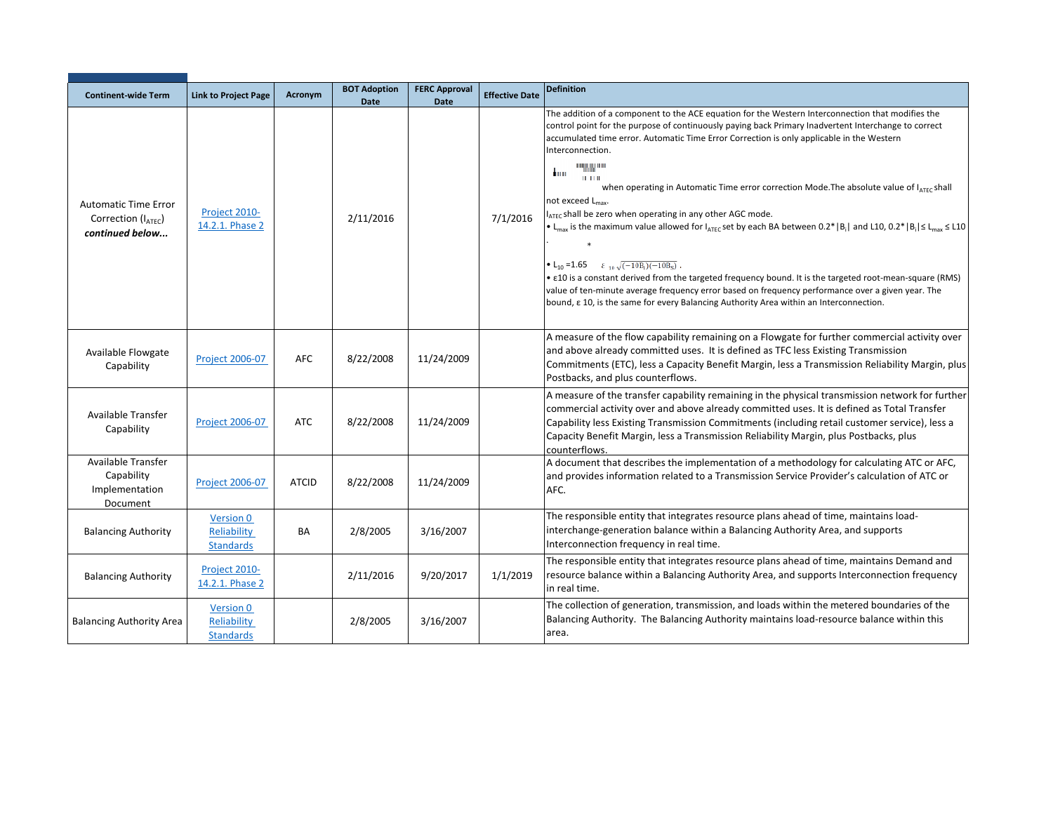| Continent-wide Term | Link to Project Page | Acronym | BOT Adoption Date | FERC Approval Date | Effective Date | Definition |
|---|---|---|---|---|---|---|
| Automatic Time Error Correction ($I_{ATEC}$) ***continued below...*** | Project 2010-14.2.1. Phase 2 | | 2/11/2016 | | 7/1/2016 | The addition of a component to the ACE equation for the Western Interconnection that modifies the control point for the purpose of continuously paying back Primary Inadvertent Interchange to correct accumulated time error. Automatic Time Error Correction is only applicable in the Western Interconnection. when operating in Automatic Time error correction Mode.The absolute value of $I_{ATEC}$ shall not exceed $L_{max}$. $I_{ATEC}$ shall be zero when operating in any other AGC mode. • $L_{max}$ is the maximum value allowed for $I_{ATEC}$ set by each BA between $0.2*\|B_i\|$ and L10, $0.2*\|B_i\| \leq L_{max} \leq L10$ • $L_{10} = 1.65 \quad \varepsilon_{10}\sqrt{(-10B_i)(-10B_S)}$. • ε10 is a constant derived from the targeted frequency bound. It is the targeted root-mean-square (RMS) value of ten-minute average frequency error based on frequency performance over a given year. The bound, ε 10, is the same for every Balancing Authority Area within an Interconnection. |
| Available Flowgate Capability | Project 2006-07 | AFC | 8/22/2008 | 11/24/2009 | | A measure of the flow capability remaining on a Flowgate for further commercial activity over and above already committed uses. It is defined as TFC less Existing Transmission Commitments (ETC), less a Capacity Benefit Margin, less a Transmission Reliability Margin, plus Postbacks, and plus counterflows. |
| Available Transfer Capability | Project 2006-07 | ATC | 8/22/2008 | 11/24/2009 | | A measure of the transfer capability remaining in the physical transmission network for further commercial activity over and above already committed uses. It is defined as Total Transfer Capability less Existing Transmission Commitments (including retail customer service), less a Capacity Benefit Margin, less a Transmission Reliability Margin, plus Postbacks, plus counterflows. |
| Available Transfer Capability Implementation Document | Project 2006-07 | ATCID | 8/22/2008 | 11/24/2009 | | A document that describes the implementation of a methodology for calculating ATC or AFC, and provides information related to a Transmission Service Provider's calculation of ATC or AFC. |
| Balancing Authority | Version 0 Reliability Standards | BA | 2/8/2005 | 3/16/2007 | | The responsible entity that integrates resource plans ahead of time, maintains load-interchange-generation balance within a Balancing Authority Area, and supports Interconnection frequency in real time. |
| Balancing Authority | Project 2010-14.2.1. Phase 2 | | 2/11/2016 | 9/20/2017 | 1/1/2019 | The responsible entity that integrates resource plans ahead of time, maintains Demand and resource balance within a Balancing Authority Area, and supports Interconnection frequency in real time. |
| Balancing Authority Area | Version 0 Reliability Standards | | 2/8/2005 | 3/16/2007 | | The collection of generation, transmission, and loads within the metered boundaries of the Balancing Authority. The Balancing Authority maintains load-resource balance within this area. |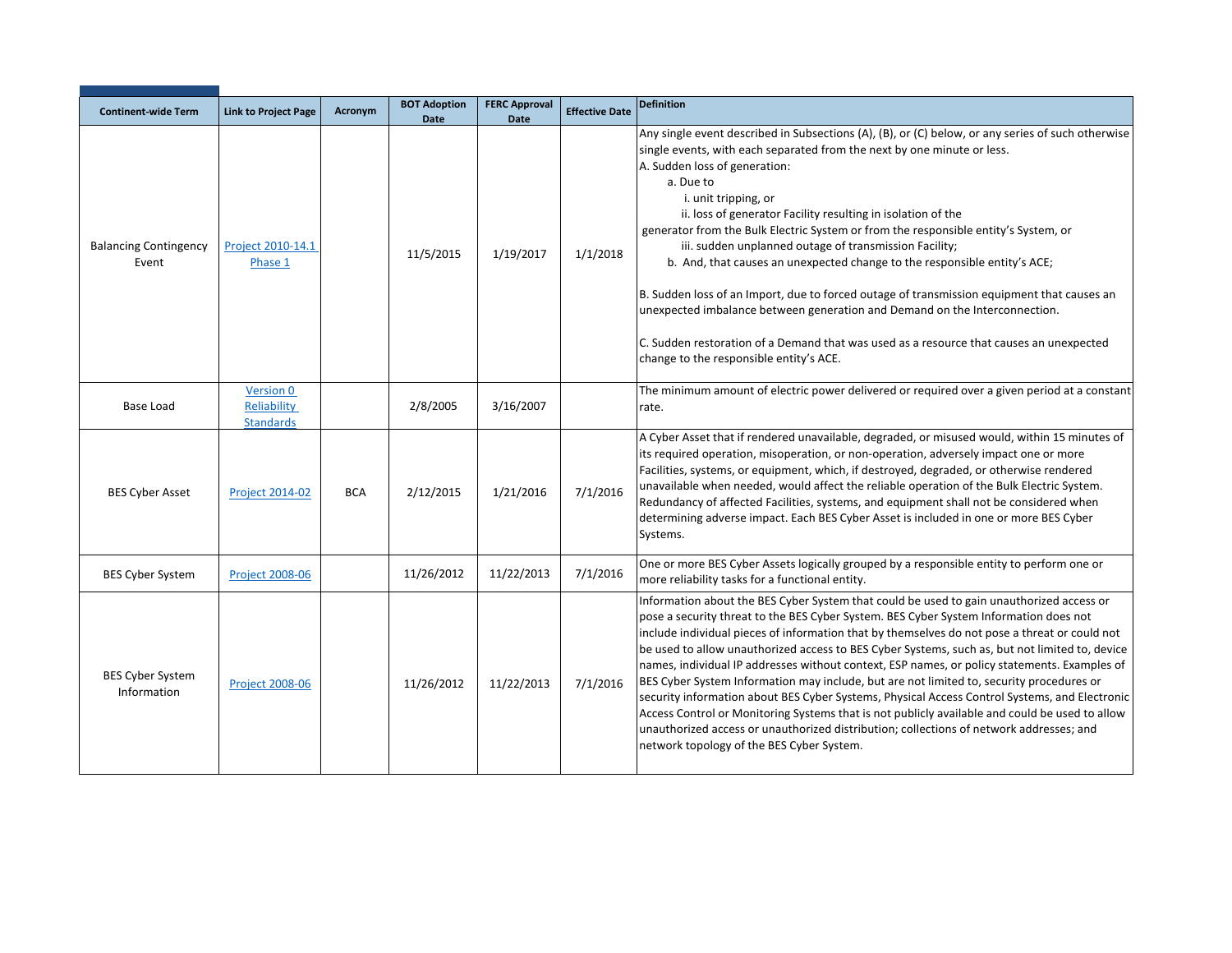| Continent-wide Term | Link to Project Page | Acronym | BOT Adoption Date | FERC Approval Date | Effective Date | Definition |
|---|---|---|---|---|---|---|
| Balancing Contingency Event | Project 2010-14.1 Phase 1 | | 11/5/2015 | 1/19/2017 | 1/1/2018 | Any single event described in Subsections (A), (B), or (C) below, or any series of such otherwise single events, with each separated from the next by one minute or less.<br>A. Sudden loss of generation:<br>a. Due to<br>i. unit tripping, or<br>ii. loss of generator Facility resulting in isolation of the generator from the Bulk Electric System or from the responsible entity's System, or<br>iii. sudden unplanned outage of transmission Facility;<br>b. And, that causes an unexpected change to the responsible entity's ACE;<br><br>B. Sudden loss of an Import, due to forced outage of transmission equipment that causes an unexpected imbalance between generation and Demand on the Interconnection.<br><br>C. Sudden restoration of a Demand that was used as a resource that causes an unexpected change to the responsible entity's ACE. |
| Base Load | Version 0 Reliability Standards | | 2/8/2005 | 3/16/2007 | | The minimum amount of electric power delivered or required over a given period at a constant rate. |
| BES Cyber Asset | Project 2014-02 | BCA | 2/12/2015 | 1/21/2016 | 7/1/2016 | A Cyber Asset that if rendered unavailable, degraded, or misused would, within 15 minutes of its required operation, misoperation, or non-operation, adversely impact one or more Facilities, systems, or equipment, which, if destroyed, degraded, or otherwise rendered unavailable when needed, would affect the reliable operation of the Bulk Electric System. Redundancy of affected Facilities, systems, and equipment shall not be considered when determining adverse impact. Each BES Cyber Asset is included in one or more BES Cyber Systems. |
| BES Cyber System | Project 2008-06 | | 11/26/2012 | 11/22/2013 | 7/1/2016 | One or more BES Cyber Assets logically grouped by a responsible entity to perform one or more reliability tasks for a functional entity. |
| BES Cyber System Information | Project 2008-06 | | 11/26/2012 | 11/22/2013 | 7/1/2016 | Information about the BES Cyber System that could be used to gain unauthorized access or pose a security threat to the BES Cyber System. BES Cyber System Information does not include individual pieces of information that by themselves do not pose a threat or could not be used to allow unauthorized access to BES Cyber Systems, such as, but not limited to, device names, individual IP addresses without context, ESP names, or policy statements. Examples of BES Cyber System Information may include, but are not limited to, security procedures or security information about BES Cyber Systems, Physical Access Control Systems, and Electronic Access Control or Monitoring Systems that is not publicly available and could be used to allow unauthorized access or unauthorized distribution; collections of network addresses; and network topology of the BES Cyber System. |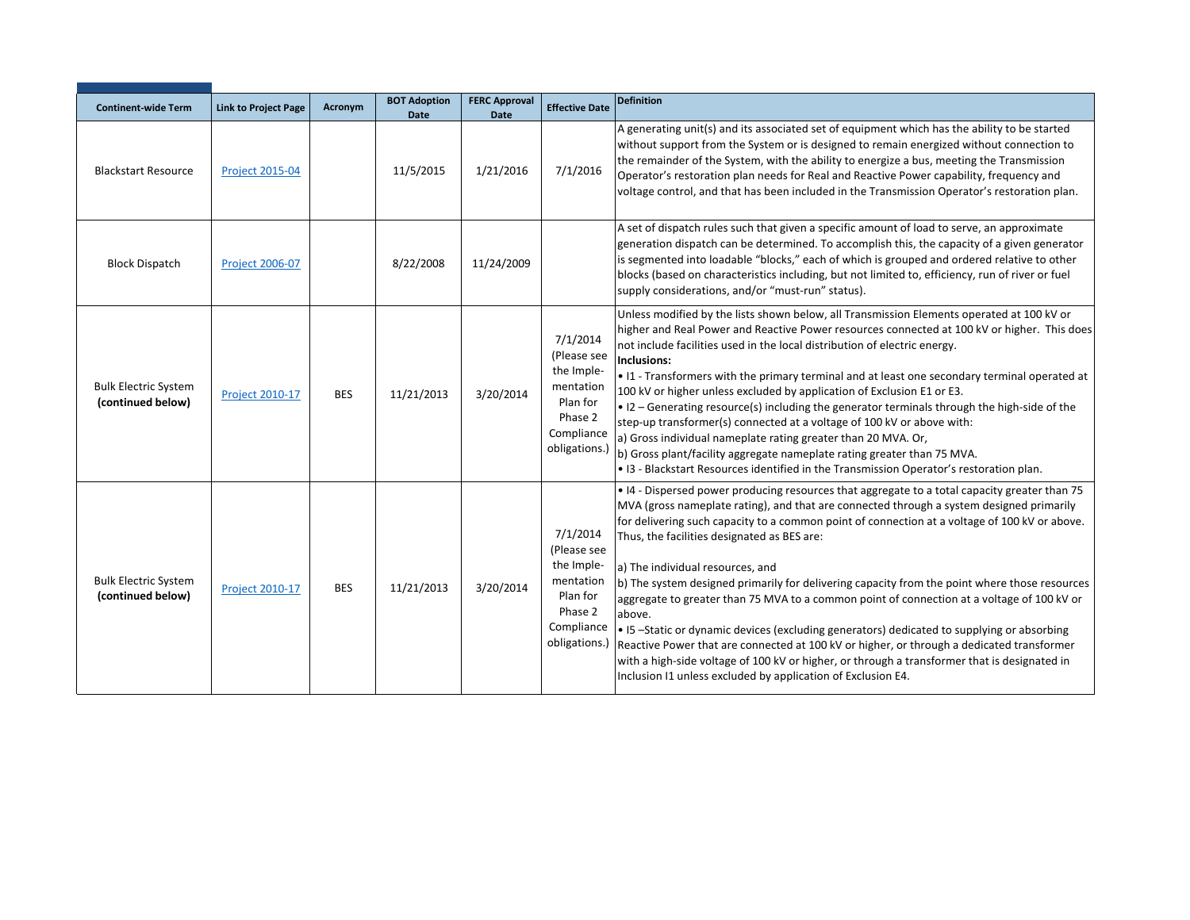| Continent-wide Term | Link to Project Page | Acronym | BOT Adoption Date | FERC Approval Date | Effective Date | Definition |
| --- | --- | --- | --- | --- | --- | --- |
| Blackstart Resource | Project 2015-04 | | 11/5/2015 | 1/21/2016 | 7/1/2016 | A generating unit(s) and its associated set of equipment which has the ability to be started without support from the System or is designed to remain energized without connection to the remainder of the System, with the ability to energize a bus, meeting the Transmission Operator's restoration plan needs for Real and Reactive Power capability, frequency and voltage control, and that has been included in the Transmission Operator's restoration plan. |
| Block Dispatch | Project 2006-07 | | 8/22/2008 | 11/24/2009 | | A set of dispatch rules such that given a specific amount of load to serve, an approximate generation dispatch can be determined. To accomplish this, the capacity of a given generator is segmented into loadable "blocks," each of which is grouped and ordered relative to other blocks (based on characteristics including, but not limited to, efficiency, run of river or fuel supply considerations, and/or "must-run" status). |
| Bulk Electric System **(continued below)** | Project 2010-17 | BES | 11/21/2013 | 3/20/2014 | 7/1/2014 (Please see the Implementation Plan for Phase 2 Compliance obligations.) | Unless modified by the lists shown below, all Transmission Elements operated at 100 kV or higher and Real Power and Reactive Power resources connected at 100 kV or higher. This does not include facilities used in the local distribution of electric energy.<br>**Inclusions:**<br>• I1 - Transformers with the primary terminal and at least one secondary terminal operated at 100 kV or higher unless excluded by application of Exclusion E1 or E3.<br>• I2 – Generating resource(s) including the generator terminals through the high-side of the step-up transformer(s) connected at a voltage of 100 kV or above with:<br>a) Gross individual nameplate rating greater than 20 MVA. Or,<br>b) Gross plant/facility aggregate nameplate rating greater than 75 MVA.<br>• I3 - Blackstart Resources identified in the Transmission Operator's restoration plan. |
| Bulk Electric System **(continued below)** | Project 2010-17 | BES | 11/21/2013 | 3/20/2014 | 7/1/2014 (Please see the Implementation Plan for Phase 2 Compliance obligations.) | • I4 - Dispersed power producing resources that aggregate to a total capacity greater than 75 MVA (gross nameplate rating), and that are connected through a system designed primarily for delivering such capacity to a common point of connection at a voltage of 100 kV or above. Thus, the facilities designated as BES are:<br><br>a) The individual resources, and<br>b) The system designed primarily for delivering capacity from the point where those resources aggregate to greater than 75 MVA to a common point of connection at a voltage of 100 kV or above.<br>• I5 –Static or dynamic devices (excluding generators) dedicated to supplying or absorbing Reactive Power that are connected at 100 kV or higher, or through a dedicated transformer with a high-side voltage of 100 kV or higher, or through a transformer that is designated in Inclusion I1 unless excluded by application of Exclusion E4. |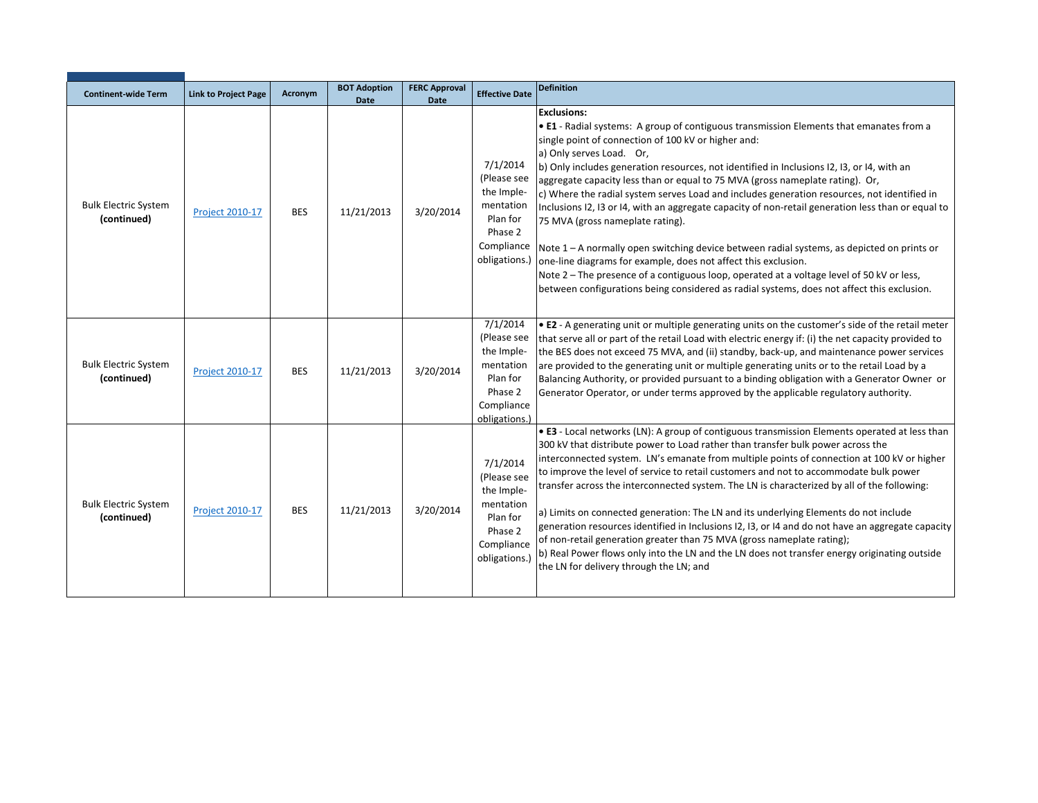| Continent-wide Term | Link to Project Page | Acronym | BOT Adoption Date | FERC Approval Date | Effective Date | Definition |
|---|---|---|---|---|---|---|
| Bulk Electric System **(continued)** | Project 2010-17 | BES | 11/21/2013 | 3/20/2014 | 7/1/2014 (Please see the Imple-mentation Plan for Phase 2 Compliance obligations.) | **Exclusions:**<br>• **E1** - Radial systems: A group of contiguous transmission Elements that emanates from a single point of connection of 100 kV or higher and:<br>a) Only serves Load. Or,<br>b) Only includes generation resources, not identified in Inclusions I2, I3, or I4, with an aggregate capacity less than or equal to 75 MVA (gross nameplate rating). Or,<br>c) Where the radial system serves Load and includes generation resources, not identified in Inclusions I2, I3 or I4, with an aggregate capacity of non-retail generation less than or equal to 75 MVA (gross nameplate rating).<br><br>Note 1 – A normally open switching device between radial systems, as depicted on prints or one-line diagrams for example, does not affect this exclusion.<br>Note 2 – The presence of a contiguous loop, operated at a voltage level of 50 kV or less, between configurations being considered as radial systems, does not affect this exclusion. |
| Bulk Electric System **(continued)** | Project 2010-17 | BES | 11/21/2013 | 3/20/2014 | 7/1/2014 (Please see the Imple-mentation Plan for Phase 2 Compliance obligations.) | • **E2** - A generating unit or multiple generating units on the customer's side of the retail meter that serve all or part of the retail Load with electric energy if: (i) the net capacity provided to the BES does not exceed 75 MVA, and (ii) standby, back-up, and maintenance power services are provided to the generating unit or multiple generating units or to the retail Load by a Balancing Authority, or provided pursuant to a binding obligation with a Generator Owner or Generator Operator, or under terms approved by the applicable regulatory authority. |
| Bulk Electric System **(continued)** | Project 2010-17 | BES | 11/21/2013 | 3/20/2014 | 7/1/2014 (Please see the Imple-mentation Plan for Phase 2 Compliance obligations.) | • **E3** - Local networks (LN): A group of contiguous transmission Elements operated at less than 300 kV that distribute power to Load rather than transfer bulk power across the interconnected system. LN's emanate from multiple points of connection at 100 kV or higher to improve the level of service to retail customers and not to accommodate bulk power transfer across the interconnected system. The LN is characterized by all of the following:<br><br>a) Limits on connected generation: The LN and its underlying Elements do not include generation resources identified in Inclusions I2, I3, or I4 and do not have an aggregate capacity of non-retail generation greater than 75 MVA (gross nameplate rating);<br>b) Real Power flows only into the LN and the LN does not transfer energy originating outside the LN for delivery through the LN; and |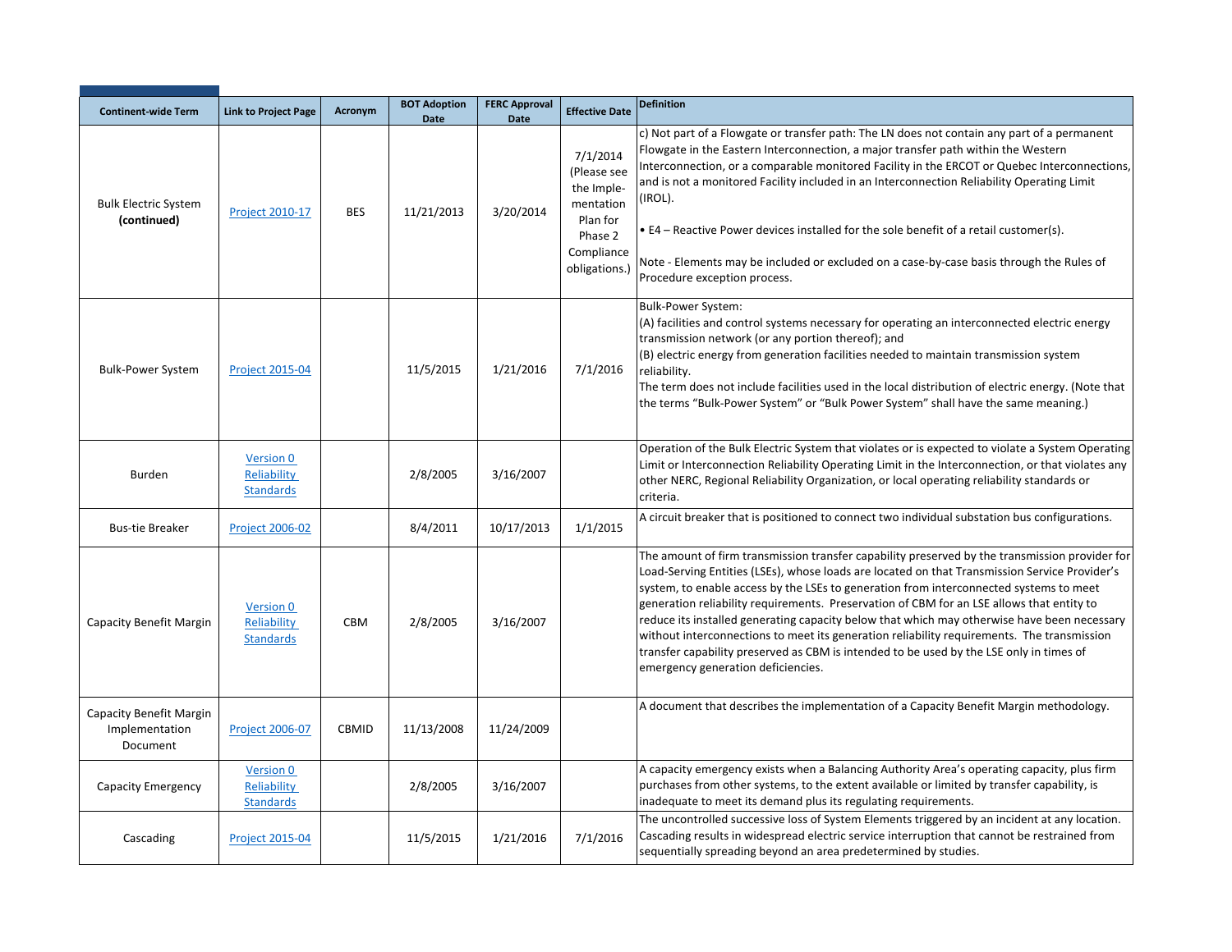| Continent-wide Term | Link to Project Page | Acronym | BOT Adoption Date | FERC Approval Date | Effective Date | Definition |
|---|---|---|---|---|---|---|
| Bulk Electric System **(continued)** | Project 2010-17 | BES | 11/21/2013 | 3/20/2014 | 7/1/2014 (Please see the Implementation Plan for Phase 2 Compliance obligations.) | c) Not part of a Flowgate or transfer path: The LN does not contain any part of a permanent Flowgate in the Eastern Interconnection, a major transfer path within the Western Interconnection, or a comparable monitored Facility in the ERCOT or Quebec Interconnections, and is not a monitored Facility included in an Interconnection Reliability Operating Limit (IROL).<br><br>• E4 – Reactive Power devices installed for the sole benefit of a retail customer(s).<br><br>Note - Elements may be included or excluded on a case-by-case basis through the Rules of Procedure exception process. |
| Bulk-Power System | Project 2015-04 | | 11/5/2015 | 1/21/2016 | 7/1/2016 | Bulk-Power System:<br>(A) facilities and control systems necessary for operating an interconnected electric energy transmission network (or any portion thereof); and<br>(B) electric energy from generation facilities needed to maintain transmission system reliability.<br>The term does not include facilities used in the local distribution of electric energy. (Note that the terms "Bulk-Power System" or "Bulk Power System" shall have the same meaning.) |
| Burden | Version 0 Reliability Standards | | 2/8/2005 | 3/16/2007 | | Operation of the Bulk Electric System that violates or is expected to violate a System Operating Limit or Interconnection Reliability Operating Limit in the Interconnection, or that violates any other NERC, Regional Reliability Organization, or local operating reliability standards or criteria. |
| Bus-tie Breaker | Project 2006-02 | | 8/4/2011 | 10/17/2013 | 1/1/2015 | A circuit breaker that is positioned to connect two individual substation bus configurations. |
| Capacity Benefit Margin | Version 0 Reliability Standards | CBM | 2/8/2005 | 3/16/2007 | | The amount of firm transmission transfer capability preserved by the transmission provider for Load-Serving Entities (LSEs), whose loads are located on that Transmission Service Provider's system, to enable access by the LSEs to generation from interconnected systems to meet generation reliability requirements. Preservation of CBM for an LSE allows that entity to reduce its installed generating capacity below that which may otherwise have been necessary without interconnections to meet its generation reliability requirements. The transmission transfer capability preserved as CBM is intended to be used by the LSE only in times of emergency generation deficiencies. |
| Capacity Benefit Margin Implementation Document | Project 2006-07 | CBMID | 11/13/2008 | 11/24/2009 | | A document that describes the implementation of a Capacity Benefit Margin methodology. |
| Capacity Emergency | Version 0 Reliability Standards | | 2/8/2005 | 3/16/2007 | | A capacity emergency exists when a Balancing Authority Area's operating capacity, plus firm purchases from other systems, to the extent available or limited by transfer capability, is inadequate to meet its demand plus its regulating requirements. |
| Cascading | Project 2015-04 | | 11/5/2015 | 1/21/2016 | 7/1/2016 | The uncontrolled successive loss of System Elements triggered by an incident at any location. Cascading results in widespread electric service interruption that cannot be restrained from sequentially spreading beyond an area predetermined by studies. |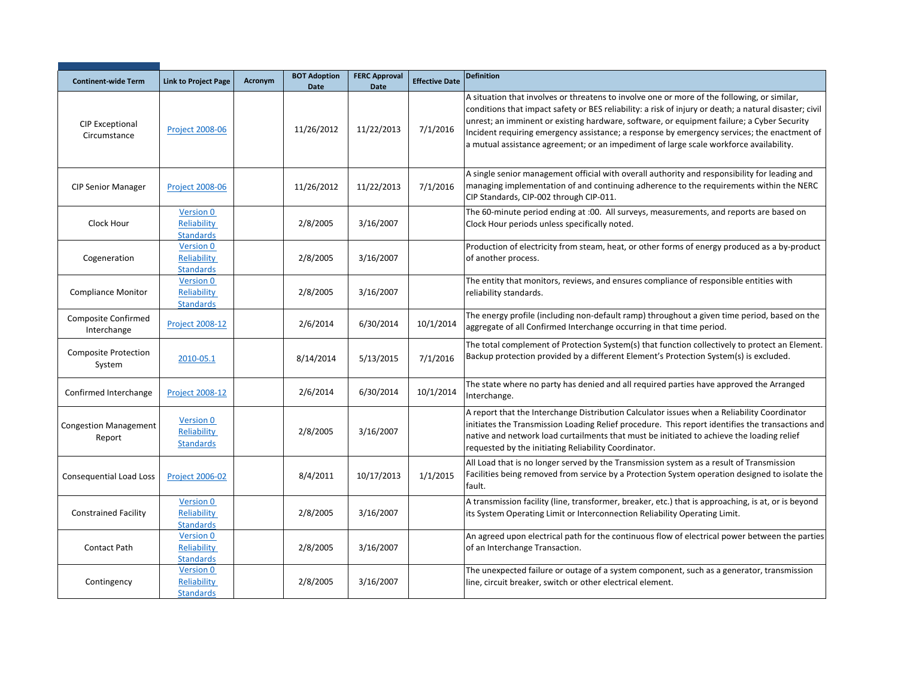| Continent-wide Term | Link to Project Page | Acronym | BOT Adoption Date | FERC Approval Date | Effective Date | Definition |
|---|---|---|---|---|---|---|
| CIP Exceptional Circumstance | Project 2008-06 | | 11/26/2012 | 11/22/2013 | 7/1/2016 | A situation that involves or threatens to involve one or more of the following, or similar, conditions that impact safety or BES reliability: a risk of injury or death; a natural disaster; civil unrest; an imminent or existing hardware, software, or equipment failure; a Cyber Security Incident requiring emergency assistance; a response by emergency services; the enactment of a mutual assistance agreement; or an impediment of large scale workforce availability. |
| CIP Senior Manager | Project 2008-06 | | 11/26/2012 | 11/22/2013 | 7/1/2016 | A single senior management official with overall authority and responsibility for leading and managing implementation of and continuing adherence to the requirements within the NERC CIP Standards, CIP-002 through CIP-011. |
| Clock Hour | Version 0 Reliability Standards | | 2/8/2005 | 3/16/2007 | | The 60-minute period ending at :00. All surveys, measurements, and reports are based on Clock Hour periods unless specifically noted. |
| Cogeneration | Version 0 Reliability Standards | | 2/8/2005 | 3/16/2007 | | Production of electricity from steam, heat, or other forms of energy produced as a by-product of another process. |
| Compliance Monitor | Version 0 Reliability Standards | | 2/8/2005 | 3/16/2007 | | The entity that monitors, reviews, and ensures compliance of responsible entities with reliability standards. |
| Composite Confirmed Interchange | Project 2008-12 | | 2/6/2014 | 6/30/2014 | 10/1/2014 | The energy profile (including non-default ramp) throughout a given time period, based on the aggregate of all Confirmed Interchange occurring in that time period. |
| Composite Protection System | 2010-05.1 | | 8/14/2014 | 5/13/2015 | 7/1/2016 | The total complement of Protection System(s) that function collectively to protect an Element. Backup protection provided by a different Element's Protection System(s) is excluded. |
| Confirmed Interchange | Project 2008-12 | | 2/6/2014 | 6/30/2014 | 10/1/2014 | The state where no party has denied and all required parties have approved the Arranged Interchange. |
| Congestion Management Report | Version 0 Reliability Standards | | 2/8/2005 | 3/16/2007 | | A report that the Interchange Distribution Calculator issues when a Reliability Coordinator initiates the Transmission Loading Relief procedure. This report identifies the transactions and native and network load curtailments that must be initiated to achieve the loading relief requested by the initiating Reliability Coordinator. |
| Consequential Load Loss | Project 2006-02 | | 8/4/2011 | 10/17/2013 | 1/1/2015 | All Load that is no longer served by the Transmission system as a result of Transmission Facilities being removed from service by a Protection System operation designed to isolate the fault. |
| Constrained Facility | Version 0 Reliability Standards | | 2/8/2005 | 3/16/2007 | | A transmission facility (line, transformer, breaker, etc.) that is approaching, is at, or is beyond its System Operating Limit or Interconnection Reliability Operating Limit. |
| Contact Path | Version 0 Reliability Standards | | 2/8/2005 | 3/16/2007 | | An agreed upon electrical path for the continuous flow of electrical power between the parties of an Interchange Transaction. |
| Contingency | Version 0 Reliability Standards | | 2/8/2005 | 3/16/2007 | | The unexpected failure or outage of a system component, such as a generator, transmission line, circuit breaker, switch or other electrical element. |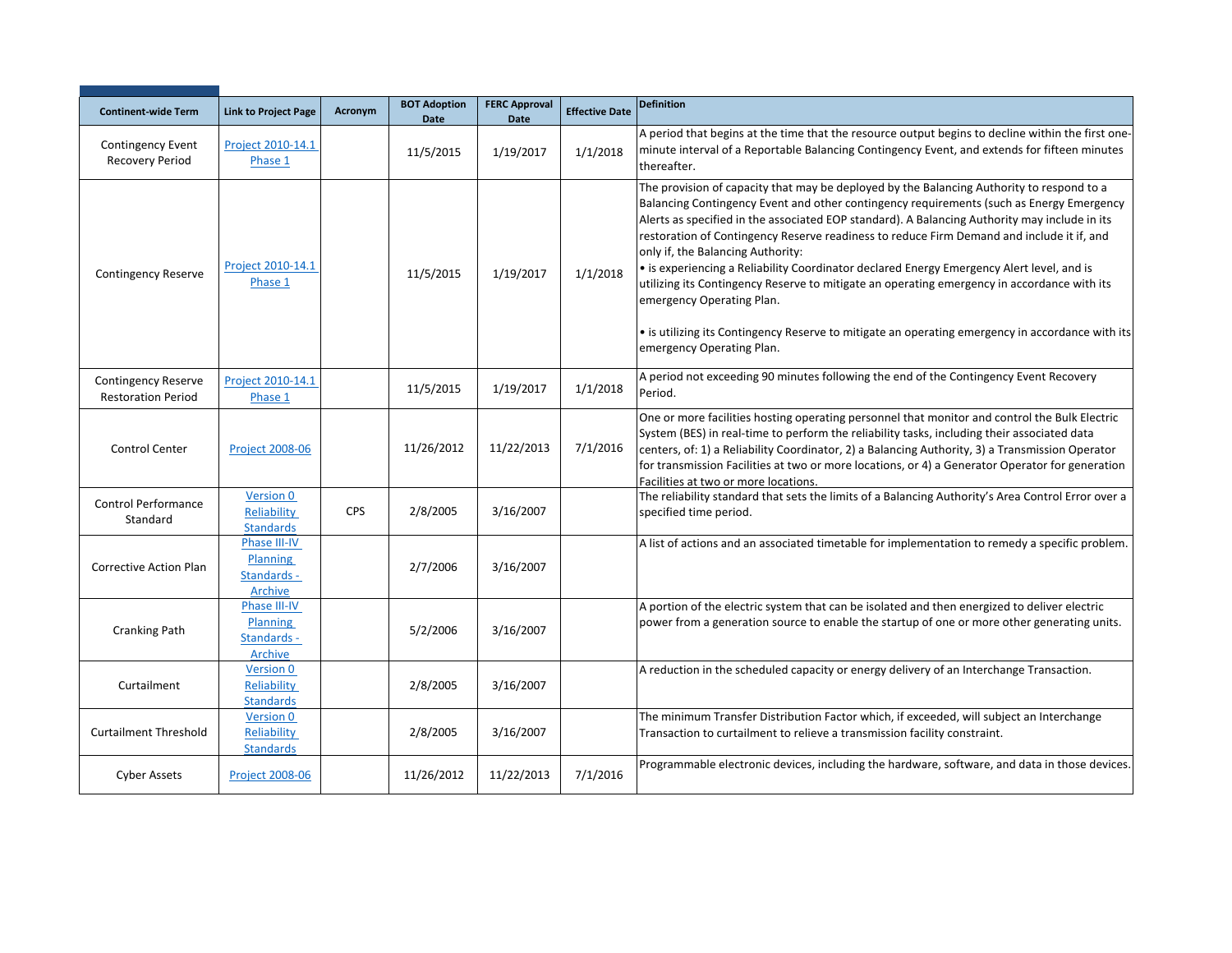| Continent-wide Term | Link to Project Page | Acronym | BOT Adoption Date | FERC Approval Date | Effective Date | Definition |
|---|---|---|---|---|---|---|
| Contingency Event Recovery Period | Project 2010-14.1 Phase 1 | | 11/5/2015 | 1/19/2017 | 1/1/2018 | A period that begins at the time that the resource output begins to decline within the first one-minute interval of a Reportable Balancing Contingency Event, and extends for fifteen minutes thereafter. |
| Contingency Reserve | Project 2010-14.1 Phase 1 | | 11/5/2015 | 1/19/2017 | 1/1/2018 | The provision of capacity that may be deployed by the Balancing Authority to respond to a Balancing Contingency Event and other contingency requirements (such as Energy Emergency Alerts as specified in the associated EOP standard). A Balancing Authority may include in its restoration of Contingency Reserve readiness to reduce Firm Demand and include it if, and only if, the Balancing Authority:<br>• is experiencing a Reliability Coordinator declared Energy Emergency Alert level, and is utilizing its Contingency Reserve to mitigate an operating emergency in accordance with its emergency Operating Plan.<br><br>• is utilizing its Contingency Reserve to mitigate an operating emergency in accordance with its emergency Operating Plan. |
| Contingency Reserve Restoration Period | Project 2010-14.1 Phase 1 | | 11/5/2015 | 1/19/2017 | 1/1/2018 | A period not exceeding 90 minutes following the end of the Contingency Event Recovery Period. |
| Control Center | Project 2008-06 | | 11/26/2012 | 11/22/2013 | 7/1/2016 | One or more facilities hosting operating personnel that monitor and control the Bulk Electric System (BES) in real-time to perform the reliability tasks, including their associated data centers, of: 1) a Reliability Coordinator, 2) a Balancing Authority, 3) a Transmission Operator for transmission Facilities at two or more locations, or 4) a Generator Operator for generation Facilities at two or more locations. |
| Control Performance Standard | Version 0 Reliability Standards | CPS | 2/8/2005 | 3/16/2007 | | The reliability standard that sets the limits of a Balancing Authority's Area Control Error over a specified time period. |
| Corrective Action Plan | Phase III-IV Planning Standards - Archive | | 2/7/2006 | 3/16/2007 | | A list of actions and an associated timetable for implementation to remedy a specific problem. |
| Cranking Path | Phase III-IV Planning Standards - Archive | | 5/2/2006 | 3/16/2007 | | A portion of the electric system that can be isolated and then energized to deliver electric power from a generation source to enable the startup of one or more other generating units. |
| Curtailment | Version 0 Reliability Standards | | 2/8/2005 | 3/16/2007 | | A reduction in the scheduled capacity or energy delivery of an Interchange Transaction. |
| Curtailment Threshold | Version 0 Reliability Standards | | 2/8/2005 | 3/16/2007 | | The minimum Transfer Distribution Factor which, if exceeded, will subject an Interchange Transaction to curtailment to relieve a transmission facility constraint. |
| Cyber Assets | Project 2008-06 | | 11/26/2012 | 11/22/2013 | 7/1/2016 | Programmable electronic devices, including the hardware, software, and data in those devices. |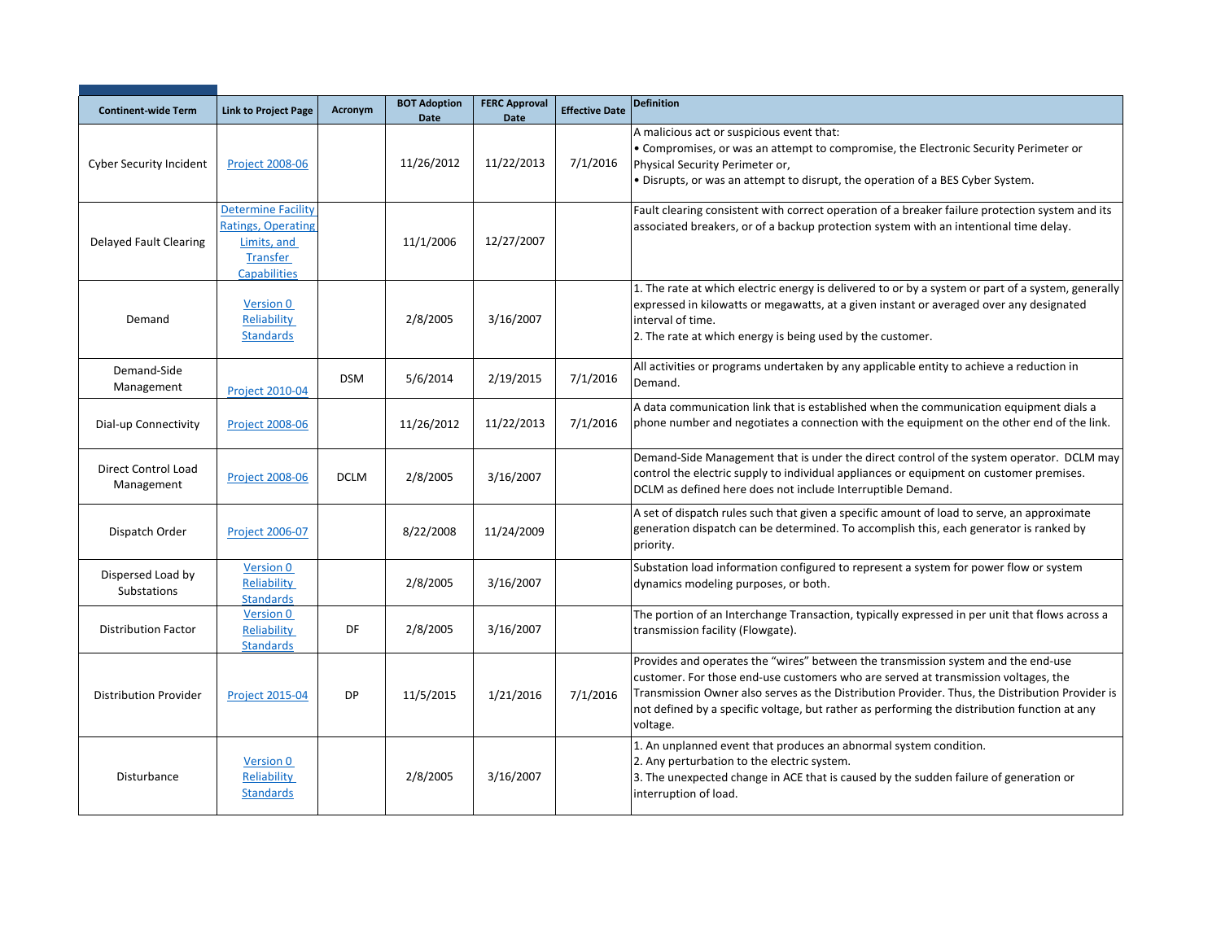| Continent-wide Term | Link to Project Page | Acronym | BOT Adoption Date | FERC Approval Date | Effective Date | Definition |
|---|---|---|---|---|---|---|
| Cyber Security Incident | Project 2008-06 | | 11/26/2012 | 11/22/2013 | 7/1/2016 | A malicious act or suspicious event that:<br>• Compromises, or was an attempt to compromise, the Electronic Security Perimeter or Physical Security Perimeter or,<br>• Disrupts, or was an attempt to disrupt, the operation of a BES Cyber System. |
| Delayed Fault Clearing | Determine Facility Ratings, Operating Limits, and Transfer Capabilities | | 11/1/2006 | 12/27/2007 | | Fault clearing consistent with correct operation of a breaker failure protection system and its associated breakers, or of a backup protection system with an intentional time delay. |
| Demand | Version 0 Reliability Standards | | 2/8/2005 | 3/16/2007 | | 1. The rate at which electric energy is delivered to or by a system or part of a system, generally expressed in kilowatts or megawatts, at a given instant or averaged over any designated interval of time.<br>2. The rate at which energy is being used by the customer. |
| Demand-Side Management | Project 2010-04 | DSM | 5/6/2014 | 2/19/2015 | 7/1/2016 | All activities or programs undertaken by any applicable entity to achieve a reduction in Demand. |
| Dial-up Connectivity | Project 2008-06 | | 11/26/2012 | 11/22/2013 | 7/1/2016 | A data communication link that is established when the communication equipment dials a phone number and negotiates a connection with the equipment on the other end of the link. |
| Direct Control Load Management | Project 2008-06 | DCLM | 2/8/2005 | 3/16/2007 | | Demand-Side Management that is under the direct control of the system operator. DCLM may control the electric supply to individual appliances or equipment on customer premises. DCLM as defined here does not include Interruptible Demand. |
| Dispatch Order | Project 2006-07 | | 8/22/2008 | 11/24/2009 | | A set of dispatch rules such that given a specific amount of load to serve, an approximate generation dispatch can be determined. To accomplish this, each generator is ranked by priority. |
| Dispersed Load by Substations | Version 0 Reliability Standards | | 2/8/2005 | 3/16/2007 | | Substation load information configured to represent a system for power flow or system dynamics modeling purposes, or both. |
| Distribution Factor | Version 0 Reliability Standards | DF | 2/8/2005 | 3/16/2007 | | The portion of an Interchange Transaction, typically expressed in per unit that flows across a transmission facility (Flowgate). |
| Distribution Provider | Project 2015-04 | DP | 11/5/2015 | 1/21/2016 | 7/1/2016 | Provides and operates the "wires" between the transmission system and the end-use customer. For those end-use customers who are served at transmission voltages, the Transmission Owner also serves as the Distribution Provider. Thus, the Distribution Provider is not defined by a specific voltage, but rather as performing the distribution function at any voltage. |
| Disturbance | Version 0 Reliability Standards | | 2/8/2005 | 3/16/2007 | | 1. An unplanned event that produces an abnormal system condition.<br>2. Any perturbation to the electric system.<br>3. The unexpected change in ACE that is caused by the sudden failure of generation or interruption of load. |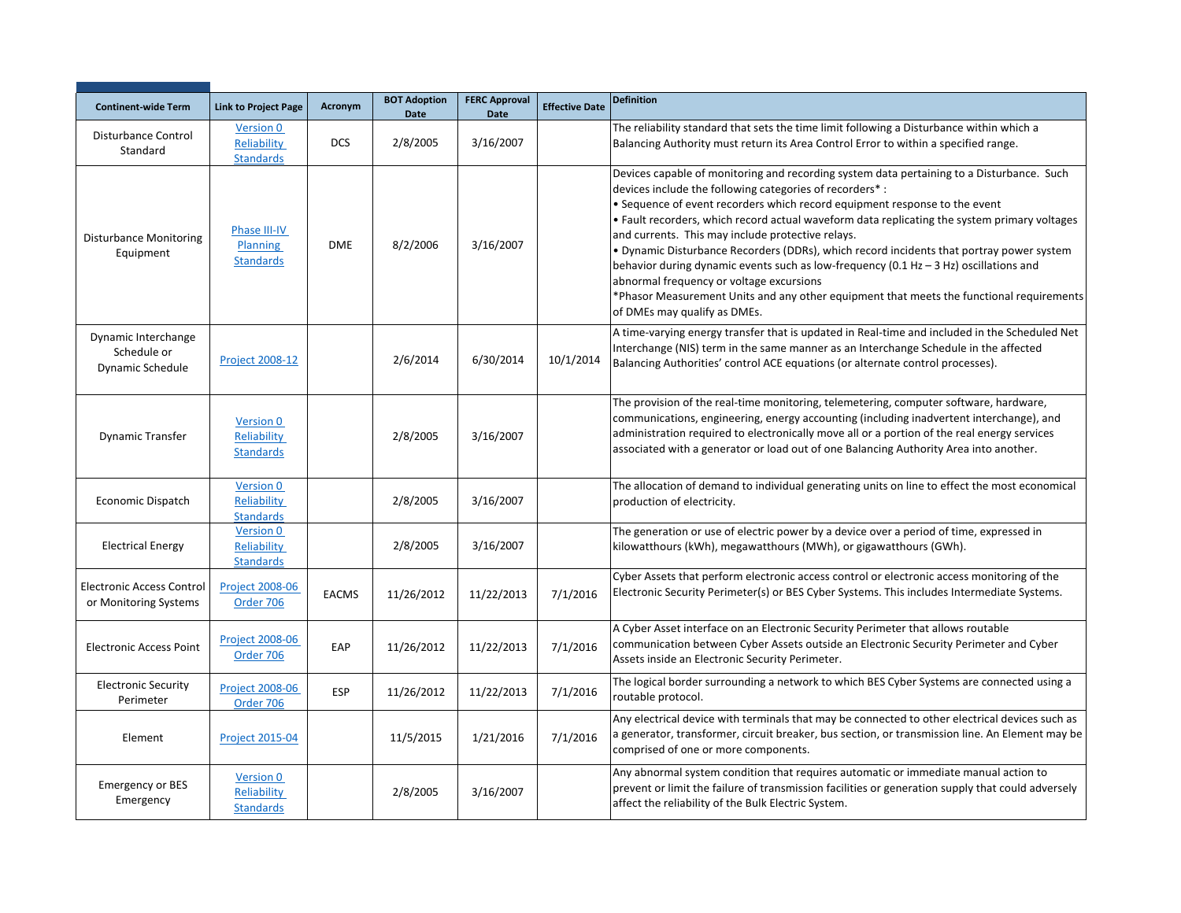| Continent-wide Term | Link to Project Page | Acronym | BOT Adoption Date | FERC Approval Date | Effective Date | Definition |
|---|---|---|---|---|---|---|
| Disturbance Control Standard | Version 0 Reliability Standards | DCS | 2/8/2005 | 3/16/2007 | | The reliability standard that sets the time limit following a Disturbance within which a Balancing Authority must return its Area Control Error to within a specified range. |
| Disturbance Monitoring Equipment | Phase III-IV Planning Standards | DME | 8/2/2006 | 3/16/2007 | | Devices capable of monitoring and recording system data pertaining to a Disturbance. Such devices include the following categories of recorders* :<br>• Sequence of event recorders which record equipment response to the event<br>• Fault recorders, which record actual waveform data replicating the system primary voltages and currents. This may include protective relays.<br>• Dynamic Disturbance Recorders (DDRs), which record incidents that portray power system behavior during dynamic events such as low-frequency (0.1 Hz – 3 Hz) oscillations and abnormal frequency or voltage excursions<br>*Phasor Measurement Units and any other equipment that meets the functional requirements of DMEs may qualify as DMEs. |
| Dynamic Interchange Schedule or Dynamic Schedule | Project 2008-12 | | 2/6/2014 | 6/30/2014 | 10/1/2014 | A time-varying energy transfer that is updated in Real-time and included in the Scheduled Net Interchange (NIS) term in the same manner as an Interchange Schedule in the affected Balancing Authorities' control ACE equations (or alternate control processes). |
| Dynamic Transfer | Version 0 Reliability Standards | | 2/8/2005 | 3/16/2007 | | The provision of the real-time monitoring, telemetering, computer software, hardware, communications, engineering, energy accounting (including inadvertent interchange), and administration required to electronically move all or a portion of the real energy services associated with a generator or load out of one Balancing Authority Area into another. |
| Economic Dispatch | Version 0 Reliability Standards | | 2/8/2005 | 3/16/2007 | | The allocation of demand to individual generating units on line to effect the most economical production of electricity. |
| Electrical Energy | Version 0 Reliability Standards | | 2/8/2005 | 3/16/2007 | | The generation or use of electric power by a device over a period of time, expressed in kilowatthours (kWh), megawatthours (MWh), or gigawatthours (GWh). |
| Electronic Access Control or Monitoring Systems | Project 2008-06 Order 706 | EACMS | 11/26/2012 | 11/22/2013 | 7/1/2016 | Cyber Assets that perform electronic access control or electronic access monitoring of the Electronic Security Perimeter(s) or BES Cyber Systems. This includes Intermediate Systems. |
| Electronic Access Point | Project 2008-06 Order 706 | EAP | 11/26/2012 | 11/22/2013 | 7/1/2016 | A Cyber Asset interface on an Electronic Security Perimeter that allows routable communication between Cyber Assets outside an Electronic Security Perimeter and Cyber Assets inside an Electronic Security Perimeter. |
| Electronic Security Perimeter | Project 2008-06 Order 706 | ESP | 11/26/2012 | 11/22/2013 | 7/1/2016 | The logical border surrounding a network to which BES Cyber Systems are connected using a routable protocol. |
| Element | Project 2015-04 | | 11/5/2015 | 1/21/2016 | 7/1/2016 | Any electrical device with terminals that may be connected to other electrical devices such as a generator, transformer, circuit breaker, bus section, or transmission line. An Element may be comprised of one or more components. |
| Emergency or BES Emergency | Version 0 Reliability Standards | | 2/8/2005 | 3/16/2007 | | Any abnormal system condition that requires automatic or immediate manual action to prevent or limit the failure of transmission facilities or generation supply that could adversely affect the reliability of the Bulk Electric System. |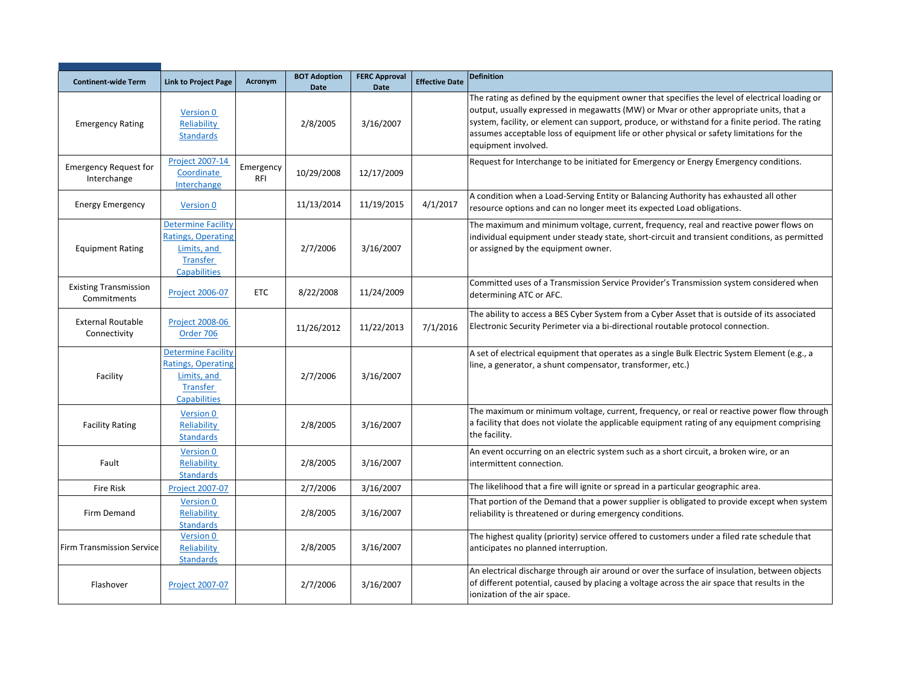| Continent-wide Term | Link to Project Page | Acronym | BOT Adoption Date | FERC Approval Date | Effective Date | Definition |
|---|---|---|---|---|---|---|
| Emergency Rating | Version 0 Reliability Standards | | 2/8/2005 | 3/16/2007 | | The rating as defined by the equipment owner that specifies the level of electrical loading or output, usually expressed in megawatts (MW) or Mvar or other appropriate units, that a system, facility, or element can support, produce, or withstand for a finite period. The rating assumes acceptable loss of equipment life or other physical or safety limitations for the equipment involved. |
| Emergency Request for Interchange | Project 2007-14 Coordinate Interchange | Emergency RFI | 10/29/2008 | 12/17/2009 | | Request for Interchange to be initiated for Emergency or Energy Emergency conditions. |
| Energy Emergency | Version 0 | | 11/13/2014 | 11/19/2015 | 4/1/2017 | A condition when a Load-Serving Entity or Balancing Authority has exhausted all other resource options and can no longer meet its expected Load obligations. |
| Equipment Rating | Determine Facility Ratings, Operating Limits, and Transfer Capabilities | | 2/7/2006 | 3/16/2007 | | The maximum and minimum voltage, current, frequency, real and reactive power flows on individual equipment under steady state, short-circuit and transient conditions, as permitted or assigned by the equipment owner. |
| Existing Transmission Commitments | Project 2006-07 | ETC | 8/22/2008 | 11/24/2009 | | Committed uses of a Transmission Service Provider's Transmission system considered when determining ATC or AFC. |
| External Routable Connectivity | Project 2008-06 Order 706 | | 11/26/2012 | 11/22/2013 | 7/1/2016 | The ability to access a BES Cyber System from a Cyber Asset that is outside of its associated Electronic Security Perimeter via a bi-directional routable protocol connection. |
| Facility | Determine Facility Ratings, Operating Limits, and Transfer Capabilities | | 2/7/2006 | 3/16/2007 | | A set of electrical equipment that operates as a single Bulk Electric System Element (e.g., a line, a generator, a shunt compensator, transformer, etc.) |
| Facility Rating | Version 0 Reliability Standards | | 2/8/2005 | 3/16/2007 | | The maximum or minimum voltage, current, frequency, or real or reactive power flow through a facility that does not violate the applicable equipment rating of any equipment comprising the facility. |
| Fault | Version 0 Reliability Standards | | 2/8/2005 | 3/16/2007 | | An event occurring on an electric system such as a short circuit, a broken wire, or an intermittent connection. |
| Fire Risk | Project 2007-07 | | 2/7/2006 | 3/16/2007 | | The likelihood that a fire will ignite or spread in a particular geographic area. |
| Firm Demand | Version 0 Reliability Standards | | 2/8/2005 | 3/16/2007 | | That portion of the Demand that a power supplier is obligated to provide except when system reliability is threatened or during emergency conditions. |
| Firm Transmission Service | Version 0 Reliability Standards | | 2/8/2005 | 3/16/2007 | | The highest quality (priority) service offered to customers under a filed rate schedule that anticipates no planned interruption. |
| Flashover | Project 2007-07 | | 2/7/2006 | 3/16/2007 | | An electrical discharge through air around or over the surface of insulation, between objects of different potential, caused by placing a voltage across the air space that results in the ionization of the air space. |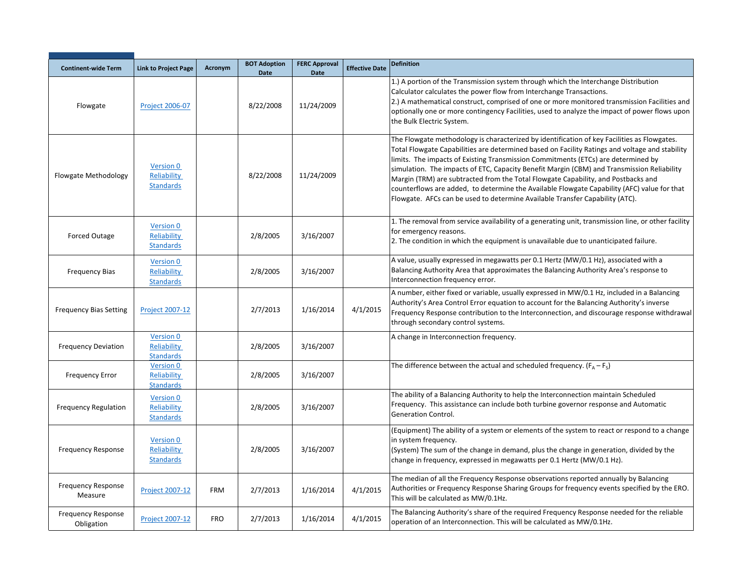| Continent-wide Term | Link to Project Page | Acronym | BOT Adoption Date | FERC Approval Date | Effective Date | Definition |
|---|---|---|---|---|---|---|
| Flowgate | Project 2006-07 | | 8/22/2008 | 11/24/2009 | | 1.) A portion of the Transmission system through which the Interchange Distribution Calculator calculates the power flow from Interchange Transactions.<br>2.) A mathematical construct, comprised of one or more monitored transmission Facilities and optionally one or more contingency Facilities, used to analyze the impact of power flows upon the Bulk Electric System. |
| Flowgate Methodology | Version 0 Reliability Standards | | 8/22/2008 | 11/24/2009 | | The Flowgate methodology is characterized by identification of key Facilities as Flowgates. Total Flowgate Capabilities are determined based on Facility Ratings and voltage and stability limits. The impacts of Existing Transmission Commitments (ETCs) are determined by simulation. The impacts of ETC, Capacity Benefit Margin (CBM) and Transmission Reliability Margin (TRM) are subtracted from the Total Flowgate Capability, and Postbacks and counterflows are added, to determine the Available Flowgate Capability (AFC) value for that Flowgate. AFCs can be used to determine Available Transfer Capability (ATC). |
| Forced Outage | Version 0 Reliability Standards | | 2/8/2005 | 3/16/2007 | | 1. The removal from service availability of a generating unit, transmission line, or other facility for emergency reasons.<br>2. The condition in which the equipment is unavailable due to unanticipated failure. |
| Frequency Bias | Version 0 Reliability Standards | | 2/8/2005 | 3/16/2007 | | A value, usually expressed in megawatts per 0.1 Hertz (MW/0.1 Hz), associated with a Balancing Authority Area that approximates the Balancing Authority Area's response to Interconnection frequency error. |
| Frequency Bias Setting | Project 2007-12 | | 2/7/2013 | 1/16/2014 | 4/1/2015 | A number, either fixed or variable, usually expressed in MW/0.1 Hz, included in a Balancing Authority's Area Control Error equation to account for the Balancing Authority's inverse Frequency Response contribution to the Interconnection, and discourage response withdrawal through secondary control systems. |
| Frequency Deviation | Version 0 Reliability Standards | | 2/8/2005 | 3/16/2007 | | A change in Interconnection frequency. |
| Frequency Error | Version 0 Reliability Standards | | 2/8/2005 | 3/16/2007 | | The difference between the actual and scheduled frequency. ($F_A - F_S$) |
| Frequency Regulation | Version 0 Reliability Standards | | 2/8/2005 | 3/16/2007 | | The ability of a Balancing Authority to help the Interconnection maintain Scheduled Frequency. This assistance can include both turbine governor response and Automatic Generation Control. |
| Frequency Response | Version 0 Reliability Standards | | 2/8/2005 | 3/16/2007 | | (Equipment) The ability of a system or elements of the system to react or respond to a change in system frequency.<br>(System) The sum of the change in demand, plus the change in generation, divided by the change in frequency, expressed in megawatts per 0.1 Hertz (MW/0.1 Hz). |
| Frequency Response Measure | Project 2007-12 | FRM | 2/7/2013 | 1/16/2014 | 4/1/2015 | The median of all the Frequency Response observations reported annually by Balancing Authorities or Frequency Response Sharing Groups for frequency events specified by the ERO. This will be calculated as MW/0.1Hz. |
| Frequency Response Obligation | Project 2007-12 | FRO | 2/7/2013 | 1/16/2014 | 4/1/2015 | The Balancing Authority's share of the required Frequency Response needed for the reliable operation of an Interconnection. This will be calculated as MW/0.1Hz. |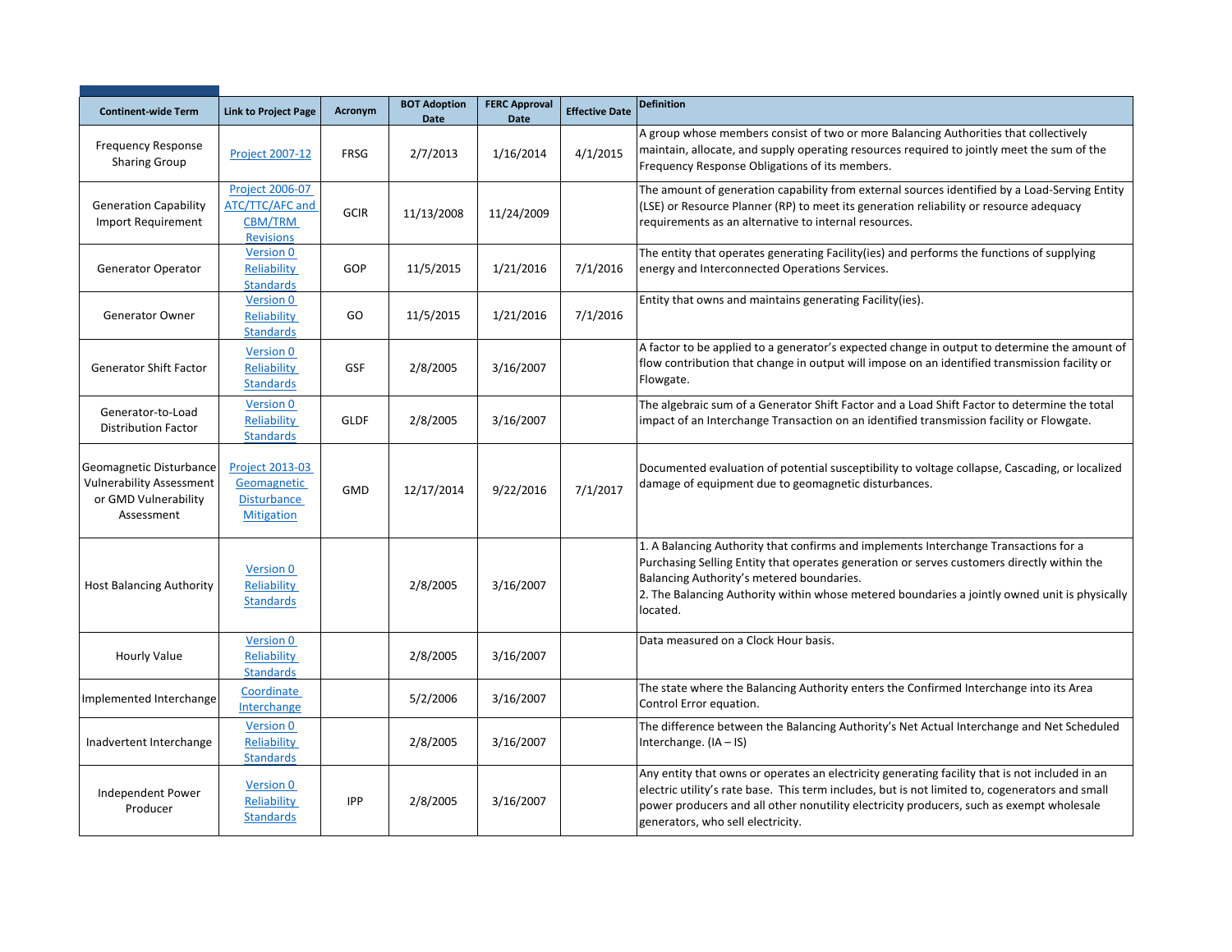| Continent-wide Term | Link to Project Page | Acronym | BOT Adoption Date | FERC Approval Date | Effective Date | Definition |
|---|---|---|---|---|---|---|
| Frequency Response Sharing Group | Project 2007-12 | FRSG | 2/7/2013 | 1/16/2014 | 4/1/2015 | A group whose members consist of two or more Balancing Authorities that collectively maintain, allocate, and supply operating resources required to jointly meet the sum of the Frequency Response Obligations of its members. |
| Generation Capability Import Requirement | Project 2006-07 ATC/TTC/AFC and CBM/TRM Revisions | GCIR | 11/13/2008 | 11/24/2009 | | The amount of generation capability from external sources identified by a Load-Serving Entity (LSE) or Resource Planner (RP) to meet its generation reliability or resource adequacy requirements as an alternative to internal resources. |
| Generator Operator | Version 0 Reliability Standards | GOP | 11/5/2015 | 1/21/2016 | 7/1/2016 | The entity that operates generating Facility(ies) and performs the functions of supplying energy and Interconnected Operations Services. |
| Generator Owner | Version 0 Reliability Standards | GO | 11/5/2015 | 1/21/2016 | 7/1/2016 | Entity that owns and maintains generating Facility(ies). |
| Generator Shift Factor | Version 0 Reliability Standards | GSF | 2/8/2005 | 3/16/2007 | | A factor to be applied to a generator's expected change in output to determine the amount of flow contribution that change in output will impose on an identified transmission facility or Flowgate. |
| Generator-to-Load Distribution Factor | Version 0 Reliability Standards | GLDF | 2/8/2005 | 3/16/2007 | | The algebraic sum of a Generator Shift Factor and a Load Shift Factor to determine the total impact of an Interchange Transaction on an identified transmission facility or Flowgate. |
| Geomagnetic Disturbance Vulnerability Assessment or GMD Vulnerability Assessment | Project 2013-03 Geomagnetic Disturbance Mitigation | GMD | 12/17/2014 | 9/22/2016 | 7/1/2017 | Documented evaluation of potential susceptibility to voltage collapse, Cascading, or localized damage of equipment due to geomagnetic disturbances. |
| Host Balancing Authority | Version 0 Reliability Standards | | 2/8/2005 | 3/16/2007 | | 1. A Balancing Authority that confirms and implements Interchange Transactions for a Purchasing Selling Entity that operates generation or serves customers directly within the Balancing Authority's metered boundaries.<br>2. The Balancing Authority within whose metered boundaries a jointly owned unit is physically located. |
| Hourly Value | Version 0 Reliability Standards | | 2/8/2005 | 3/16/2007 | | Data measured on a Clock Hour basis. |
| Implemented Interchange | Coordinate Interchange | | 5/2/2006 | 3/16/2007 | | The state where the Balancing Authority enters the Confirmed Interchange into its Area Control Error equation. |
| Inadvertent Interchange | Version 0 Reliability Standards | | 2/8/2005 | 3/16/2007 | | The difference between the Balancing Authority's Net Actual Interchange and Net Scheduled Interchange. (IA – IS) |
| Independent Power Producer | Version 0 Reliability Standards | IPP | 2/8/2005 | 3/16/2007 | | Any entity that owns or operates an electricity generating facility that is not included in an electric utility's rate base. This term includes, but is not limited to, cogenerators and small power producers and all other nonutility electricity producers, such as exempt wholesale generators, who sell electricity. |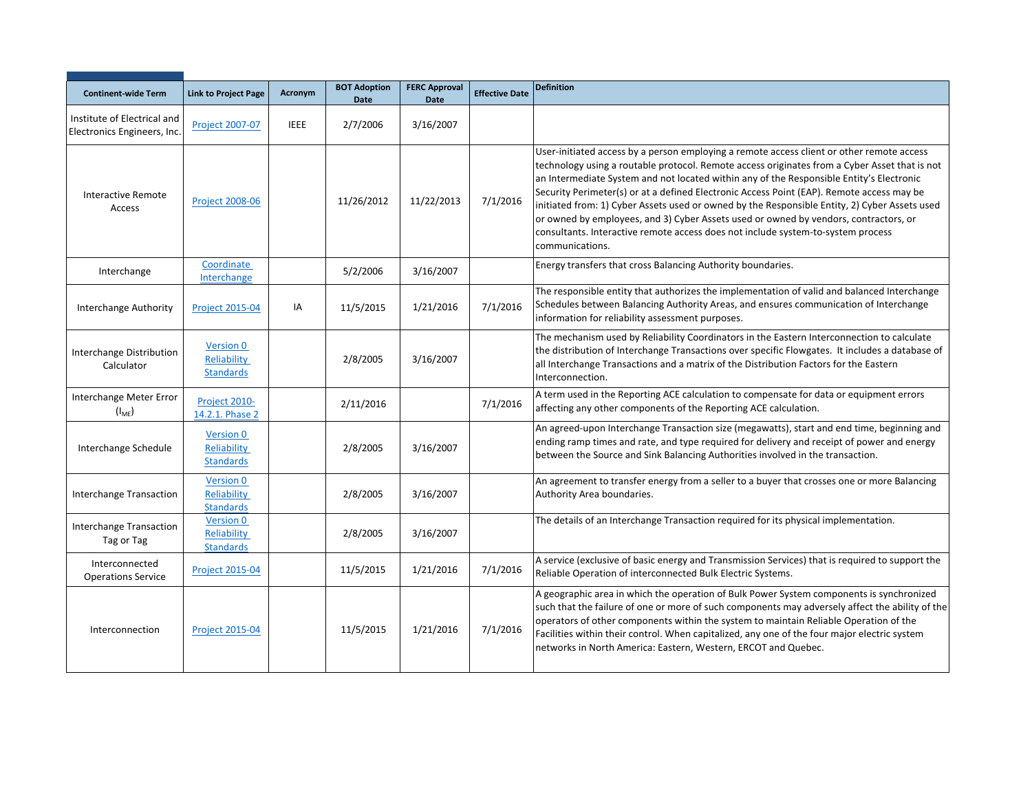| Continent-wide Term | Link to Project Page | Acronym | BOT Adoption Date | FERC Approval Date | Effective Date | Definition |
|---|---|---|---|---|---|---|
| Institute of Electrical and Electronics Engineers, Inc. | Project 2007-07 | IEEE | 2/7/2006 | 3/16/2007 | | |
| Interactive Remote Access | Project 2008-06 | | 11/26/2012 | 11/22/2013 | 7/1/2016 | User-initiated access by a person employing a remote access client or other remote access technology using a routable protocol. Remote access originates from a Cyber Asset that is not an Intermediate System and not located within any of the Responsible Entity's Electronic Security Perimeter(s) or at a defined Electronic Access Point (EAP). Remote access may be initiated from: 1) Cyber Assets used or owned by the Responsible Entity, 2) Cyber Assets used or owned by employees, and 3) Cyber Assets used or owned by vendors, contractors, or consultants. Interactive remote access does not include system-to-system process communications. |
| Interchange | Coordinate Interchange | | 5/2/2006 | 3/16/2007 | | Energy transfers that cross Balancing Authority boundaries. |
| Interchange Authority | Project 2015-04 | IA | 11/5/2015 | 1/21/2016 | 7/1/2016 | The responsible entity that authorizes the implementation of valid and balanced Interchange Schedules between Balancing Authority Areas, and ensures communication of Interchange information for reliability assessment purposes. |
| Interchange Distribution Calculator | Version 0 Reliability Standards | | 2/8/2005 | 3/16/2007 | | The mechanism used by Reliability Coordinators in the Eastern Interconnection to calculate the distribution of Interchange Transactions over specific Flowgates. It includes a database of all Interchange Transactions and a matrix of the Distribution Factors for the Eastern Interconnection. |
| Interchange Meter Error ($I_{ME}$) | Project 2010-14.2.1. Phase 2 | | 2/11/2016 | | 7/1/2016 | A term used in the Reporting ACE calculation to compensate for data or equipment errors affecting any other components of the Reporting ACE calculation. |
| Interchange Schedule | Version 0 Reliability Standards | | 2/8/2005 | 3/16/2007 | | An agreed-upon Interchange Transaction size (megawatts), start and end time, beginning and ending ramp times and rate, and type required for delivery and receipt of power and energy between the Source and Sink Balancing Authorities involved in the transaction. |
| Interchange Transaction | Version 0 Reliability Standards | | 2/8/2005 | 3/16/2007 | | An agreement to transfer energy from a seller to a buyer that crosses one or more Balancing Authority Area boundaries. |
| Interchange Transaction Tag or Tag | Version 0 Reliability Standards | | 2/8/2005 | 3/16/2007 | | The details of an Interchange Transaction required for its physical implementation. |
| Interconnected Operations Service | Project 2015-04 | | 11/5/2015 | 1/21/2016 | 7/1/2016 | A service (exclusive of basic energy and Transmission Services) that is required to support the Reliable Operation of interconnected Bulk Electric Systems. |
| Interconnection | Project 2015-04 | | 11/5/2015 | 1/21/2016 | 7/1/2016 | A geographic area in which the operation of Bulk Power System components is synchronized such that the failure of one or more of such components may adversely affect the ability of the operators of other components within the system to maintain Reliable Operation of the Facilities within their control. When capitalized, any one of the four major electric system networks in North America: Eastern, Western, ERCOT and Quebec. |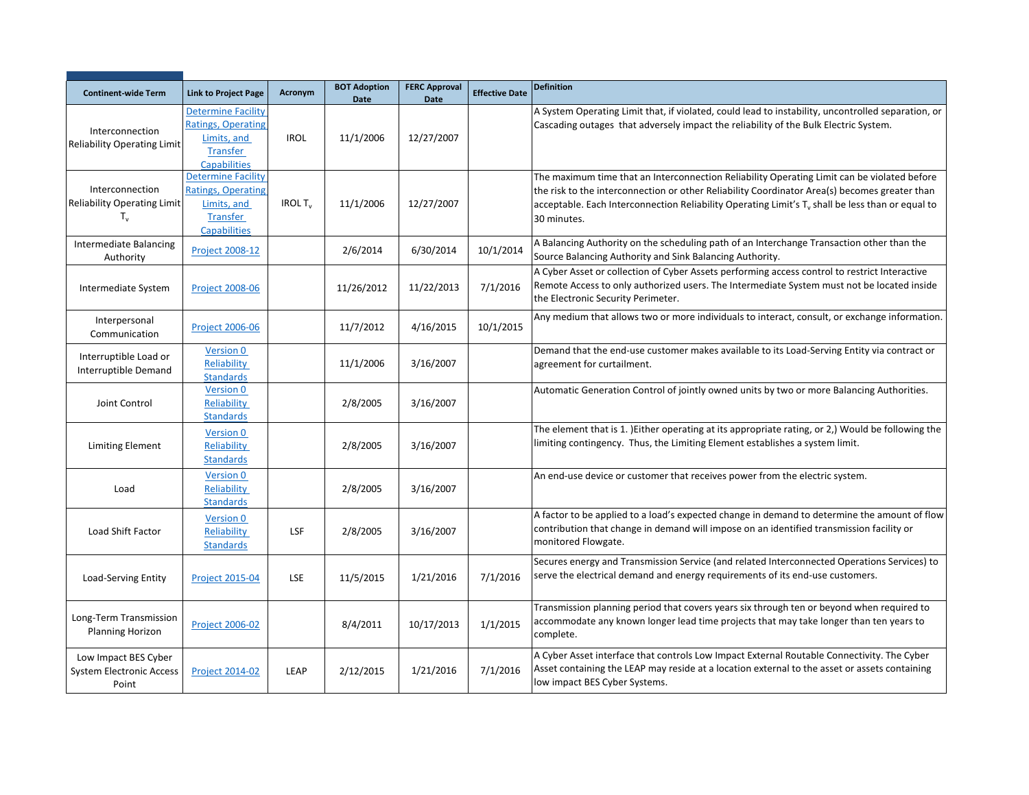| Continent-wide Term | Link to Project Page | Acronym | BOT Adoption Date | FERC Approval Date | Effective Date | Definition |
|---|---|---|---|---|---|---|
| Interconnection Reliability Operating Limit | Determine Facility Ratings, Operating Limits, and Transfer Capabilities | IROL | 11/1/2006 | 12/27/2007 | | A System Operating Limit that, if violated, could lead to instability, uncontrolled separation, or Cascading outages that adversely impact the reliability of the Bulk Electric System. |
| Interconnection Reliability Operating Limit $T_v$ | Determine Facility Ratings, Operating Limits, and Transfer Capabilities | IROL $T_v$ | 11/1/2006 | 12/27/2007 | | The maximum time that an Interconnection Reliability Operating Limit can be violated before the risk to the interconnection or other Reliability Coordinator Area(s) becomes greater than acceptable. Each Interconnection Reliability Operating Limit's $T_v$ shall be less than or equal to 30 minutes. |
| Intermediate Balancing Authority | Project 2008-12 | | 2/6/2014 | 6/30/2014 | 10/1/2014 | A Balancing Authority on the scheduling path of an Interchange Transaction other than the Source Balancing Authority and Sink Balancing Authority. |
| Intermediate System | Project 2008-06 | | 11/26/2012 | 11/22/2013 | 7/1/2016 | A Cyber Asset or collection of Cyber Assets performing access control to restrict Interactive Remote Access to only authorized users. The Intermediate System must not be located inside the Electronic Security Perimeter. |
| Interpersonal Communication | Project 2006-06 | | 11/7/2012 | 4/16/2015 | 10/1/2015 | Any medium that allows two or more individuals to interact, consult, or exchange information. |
| Interruptible Load or Interruptible Demand | Version 0 Reliability Standards | | 11/1/2006 | 3/16/2007 | | Demand that the end-use customer makes available to its Load-Serving Entity via contract or agreement for curtailment. |
| Joint Control | Version 0 Reliability Standards | | 2/8/2005 | 3/16/2007 | | Automatic Generation Control of jointly owned units by two or more Balancing Authorities. |
| Limiting Element | Version 0 Reliability Standards | | 2/8/2005 | 3/16/2007 | | The element that is 1. )Either operating at its appropriate rating, or 2,) Would be following the limiting contingency. Thus, the Limiting Element establishes a system limit. |
| Load | Version 0 Reliability Standards | | 2/8/2005 | 3/16/2007 | | An end-use device or customer that receives power from the electric system. |
| Load Shift Factor | Version 0 Reliability Standards | LSF | 2/8/2005 | 3/16/2007 | | A factor to be applied to a load's expected change in demand to determine the amount of flow contribution that change in demand will impose on an identified transmission facility or monitored Flowgate. |
| Load-Serving Entity | Project 2015-04 | LSE | 11/5/2015 | 1/21/2016 | 7/1/2016 | Secures energy and Transmission Service (and related Interconnected Operations Services) to serve the electrical demand and energy requirements of its end-use customers. |
| Long-Term Transmission Planning Horizon | Project 2006-02 | | 8/4/2011 | 10/17/2013 | 1/1/2015 | Transmission planning period that covers years six through ten or beyond when required to accommodate any known longer lead time projects that may take longer than ten years to complete. |
| Low Impact BES Cyber System Electronic Access Point | Project 2014-02 | LEAP | 2/12/2015 | 1/21/2016 | 7/1/2016 | A Cyber Asset interface that controls Low Impact External Routable Connectivity. The Cyber Asset containing the LEAP may reside at a location external to the asset or assets containing low impact BES Cyber Systems. |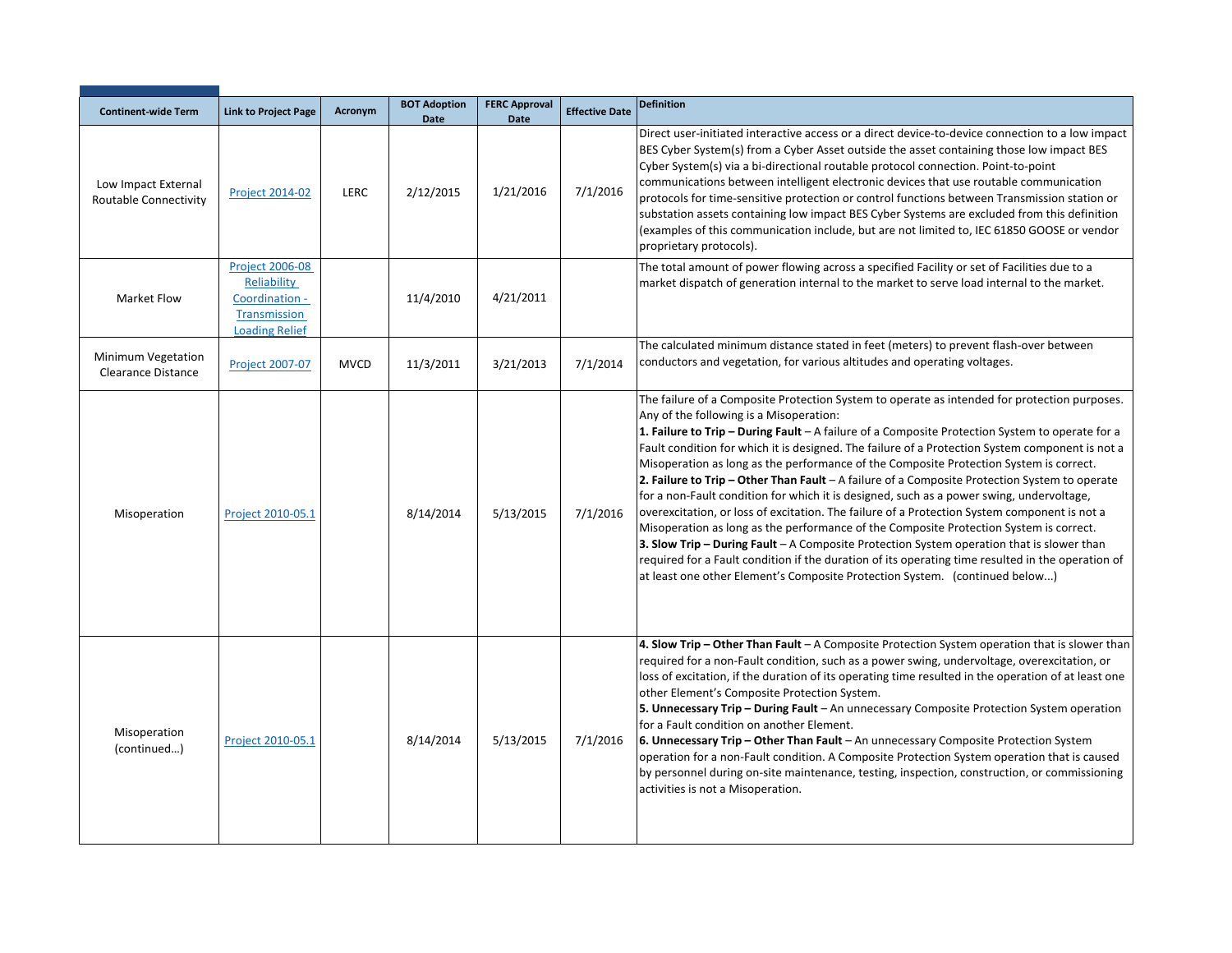| Continent-wide Term | Link to Project Page | Acronym | BOT Adoption Date | FERC Approval Date | Effective Date | Definition |
|---|---|---|---|---|---|---|
| Low Impact External Routable Connectivity | Project 2014-02 | LERC | 2/12/2015 | 1/21/2016 | 7/1/2016 | Direct user-initiated interactive access or a direct device-to-device connection to a low impact BES Cyber System(s) from a Cyber Asset outside the asset containing those low impact BES Cyber System(s) via a bi-directional routable protocol connection. Point-to-point communications between intelligent electronic devices that use routable communication protocols for time-sensitive protection or control functions between Transmission station or substation assets containing low impact BES Cyber Systems are excluded from this definition (examples of this communication include, but are not limited to, IEC 61850 GOOSE or vendor proprietary protocols). |
| Market Flow | Project 2006-08 Reliability Coordination - Transmission Loading Relief | | 11/4/2010 | 4/21/2011 | | The total amount of power flowing across a specified Facility or set of Facilities due to a market dispatch of generation internal to the market to serve load internal to the market. |
| Minimum Vegetation Clearance Distance | Project 2007-07 | MVCD | 11/3/2011 | 3/21/2013 | 7/1/2014 | The calculated minimum distance stated in feet (meters) to prevent flash-over between conductors and vegetation, for various altitudes and operating voltages. |
| Misoperation | Project 2010-05.1 | | 8/14/2014 | 5/13/2015 | 7/1/2016 | The failure of a Composite Protection System to operate as intended for protection purposes. Any of the following is a Misoperation:<br>**1. Failure to Trip – During Fault** – A failure of a Composite Protection System to operate for a Fault condition for which it is designed. The failure of a Protection System component is not a Misoperation as long as the performance of the Composite Protection System is correct.<br>**2. Failure to Trip – Other Than Fault** – A failure of a Composite Protection System to operate for a non-Fault condition for which it is designed, such as a power swing, undervoltage, overexcitation, or loss of excitation. The failure of a Protection System component is not a Misoperation as long as the performance of the Composite Protection System is correct.<br>**3. Slow Trip – During Fault** – A Composite Protection System operation that is slower than required for a Fault condition if the duration of its operating time resulted in the operation of at least one other Element's Composite Protection System. (continued below...) |
| Misoperation (continued…) | Project 2010-05.1 | | 8/14/2014 | 5/13/2015 | 7/1/2016 | **4. Slow Trip – Other Than Fault** – A Composite Protection System operation that is slower than required for a non-Fault condition, such as a power swing, undervoltage, overexcitation, or loss of excitation, if the duration of its operating time resulted in the operation of at least one other Element's Composite Protection System.<br>**5. Unnecessary Trip – During Fault** – An unnecessary Composite Protection System operation for a Fault condition on another Element.<br>**6. Unnecessary Trip – Other Than Fault** – An unnecessary Composite Protection System operation for a non-Fault condition. A Composite Protection System operation that is caused by personnel during on-site maintenance, testing, inspection, construction, or commissioning activities is not a Misoperation. |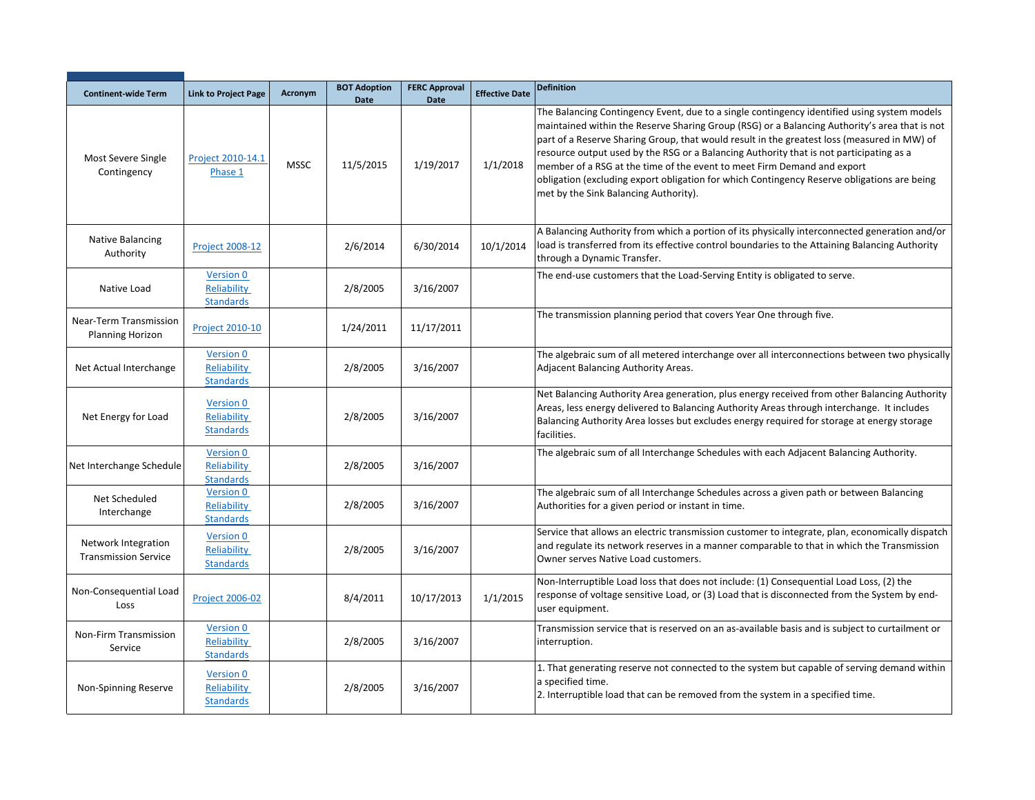| Continent-wide Term | Link to Project Page | Acronym | BOT Adoption Date | FERC Approval Date | Effective Date | Definition |
|---|---|---|---|---|---|---|
| Most Severe Single Contingency | Project 2010-14.1 Phase 1 | MSSC | 11/5/2015 | 1/19/2017 | 1/1/2018 | The Balancing Contingency Event, due to a single contingency identified using system models maintained within the Reserve Sharing Group (RSG) or a Balancing Authority's area that is not part of a Reserve Sharing Group, that would result in the greatest loss (measured in MW) of resource output used by the RSG or a Balancing Authority that is not participating as a member of a RSG at the time of the event to meet Firm Demand and export obligation (excluding export obligation for which Contingency Reserve obligations are being met by the Sink Balancing Authority). |
| Native Balancing Authority | Project 2008-12 | | 2/6/2014 | 6/30/2014 | 10/1/2014 | A Balancing Authority from which a portion of its physically interconnected generation and/or load is transferred from its effective control boundaries to the Attaining Balancing Authority through a Dynamic Transfer. |
| Native Load | Version 0 Reliability Standards | | 2/8/2005 | 3/16/2007 | | The end-use customers that the Load-Serving Entity is obligated to serve. |
| Near-Term Transmission Planning Horizon | Project 2010-10 | | 1/24/2011 | 11/17/2011 | | The transmission planning period that covers Year One through five. |
| Net Actual Interchange | Version 0 Reliability Standards | | 2/8/2005 | 3/16/2007 | | The algebraic sum of all metered interchange over all interconnections between two physically Adjacent Balancing Authority Areas. |
| Net Energy for Load | Version 0 Reliability Standards | | 2/8/2005 | 3/16/2007 | | Net Balancing Authority Area generation, plus energy received from other Balancing Authority Areas, less energy delivered to Balancing Authority Areas through interchange. It includes Balancing Authority Area losses but excludes energy required for storage at energy storage facilities. |
| Net Interchange Schedule | Version 0 Reliability Standards | | 2/8/2005 | 3/16/2007 | | The algebraic sum of all Interchange Schedules with each Adjacent Balancing Authority. |
| Net Scheduled Interchange | Version 0 Reliability Standards | | 2/8/2005 | 3/16/2007 | | The algebraic sum of all Interchange Schedules across a given path or between Balancing Authorities for a given period or instant in time. |
| Network Integration Transmission Service | Version 0 Reliability Standards | | 2/8/2005 | 3/16/2007 | | Service that allows an electric transmission customer to integrate, plan, economically dispatch and regulate its network reserves in a manner comparable to that in which the Transmission Owner serves Native Load customers. |
| Non-Consequential Load Loss | Project 2006-02 | | 8/4/2011 | 10/17/2013 | 1/1/2015 | Non-Interruptible Load loss that does not include: (1) Consequential Load Loss, (2) the response of voltage sensitive Load, or (3) Load that is disconnected from the System by end-user equipment. |
| Non-Firm Transmission Service | Version 0 Reliability Standards | | 2/8/2005 | 3/16/2007 | | Transmission service that is reserved on an as-available basis and is subject to curtailment or interruption. |
| Non-Spinning Reserve | Version 0 Reliability Standards | | 2/8/2005 | 3/16/2007 | | 1. That generating reserve not connected to the system but capable of serving demand within a specified time.<br>2. Interruptible load that can be removed from the system in a specified time. |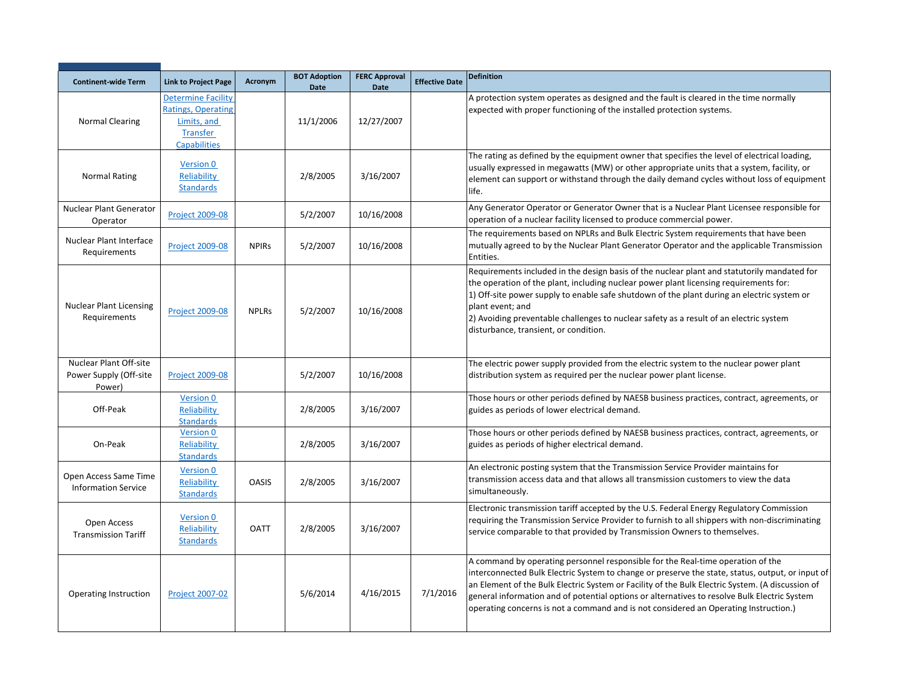| Continent-wide Term | Link to Project Page | Acronym | BOT Adoption Date | FERC Approval Date | Effective Date | Definition |
|---|---|---|---|---|---|---|
| Normal Clearing | Determine Facility Ratings, Operating Limits, and Transfer Capabilities | | 11/1/2006 | 12/27/2007 | | A protection system operates as designed and the fault is cleared in the time normally expected with proper functioning of the installed protection systems. |
| Normal Rating | Version 0 Reliability Standards | | 2/8/2005 | 3/16/2007 | | The rating as defined by the equipment owner that specifies the level of electrical loading, usually expressed in megawatts (MW) or other appropriate units that a system, facility, or element can support or withstand through the daily demand cycles without loss of equipment life. |
| Nuclear Plant Generator Operator | Project 2009-08 | | 5/2/2007 | 10/16/2008 | | Any Generator Operator or Generator Owner that is a Nuclear Plant Licensee responsible for operation of a nuclear facility licensed to produce commercial power. |
| Nuclear Plant Interface Requirements | Project 2009-08 | NPIRs | 5/2/2007 | 10/16/2008 | | The requirements based on NPLRs and Bulk Electric System requirements that have been mutually agreed to by the Nuclear Plant Generator Operator and the applicable Transmission Entities. |
| Nuclear Plant Licensing Requirements | Project 2009-08 | NPLRs | 5/2/2007 | 10/16/2008 | | Requirements included in the design basis of the nuclear plant and statutorily mandated for the operation of the plant, including nuclear power plant licensing requirements for:<br>1) Off-site power supply to enable safe shutdown of the plant during an electric system or plant event; and<br>2) Avoiding preventable challenges to nuclear safety as a result of an electric system disturbance, transient, or condition. |
| Nuclear Plant Off-site Power Supply (Off-site Power) | Project 2009-08 | | 5/2/2007 | 10/16/2008 | | The electric power supply provided from the electric system to the nuclear power plant distribution system as required per the nuclear power plant license. |
| Off-Peak | Version 0 Reliability Standards | | 2/8/2005 | 3/16/2007 | | Those hours or other periods defined by NAESB business practices, contract, agreements, or guides as periods of lower electrical demand. |
| On-Peak | Version 0 Reliability Standards | | 2/8/2005 | 3/16/2007 | | Those hours or other periods defined by NAESB business practices, contract, agreements, or guides as periods of higher electrical demand. |
| Open Access Same Time Information Service | Version 0 Reliability Standards | OASIS | 2/8/2005 | 3/16/2007 | | An electronic posting system that the Transmission Service Provider maintains for transmission access data and that allows all transmission customers to view the data simultaneously. |
| Open Access Transmission Tariff | Version 0 Reliability Standards | OATT | 2/8/2005 | 3/16/2007 | | Electronic transmission tariff accepted by the U.S. Federal Energy Regulatory Commission requiring the Transmission Service Provider to furnish to all shippers with non-discriminating service comparable to that provided by Transmission Owners to themselves. |
| Operating Instruction | Project 2007-02 | | 5/6/2014 | 4/16/2015 | 7/1/2016 | A command by operating personnel responsible for the Real-time operation of the interconnected Bulk Electric System to change or preserve the state, status, output, or input of an Element of the Bulk Electric System or Facility of the Bulk Electric System. (A discussion of general information and of potential options or alternatives to resolve Bulk Electric System operating concerns is not a command and is not considered an Operating Instruction.) |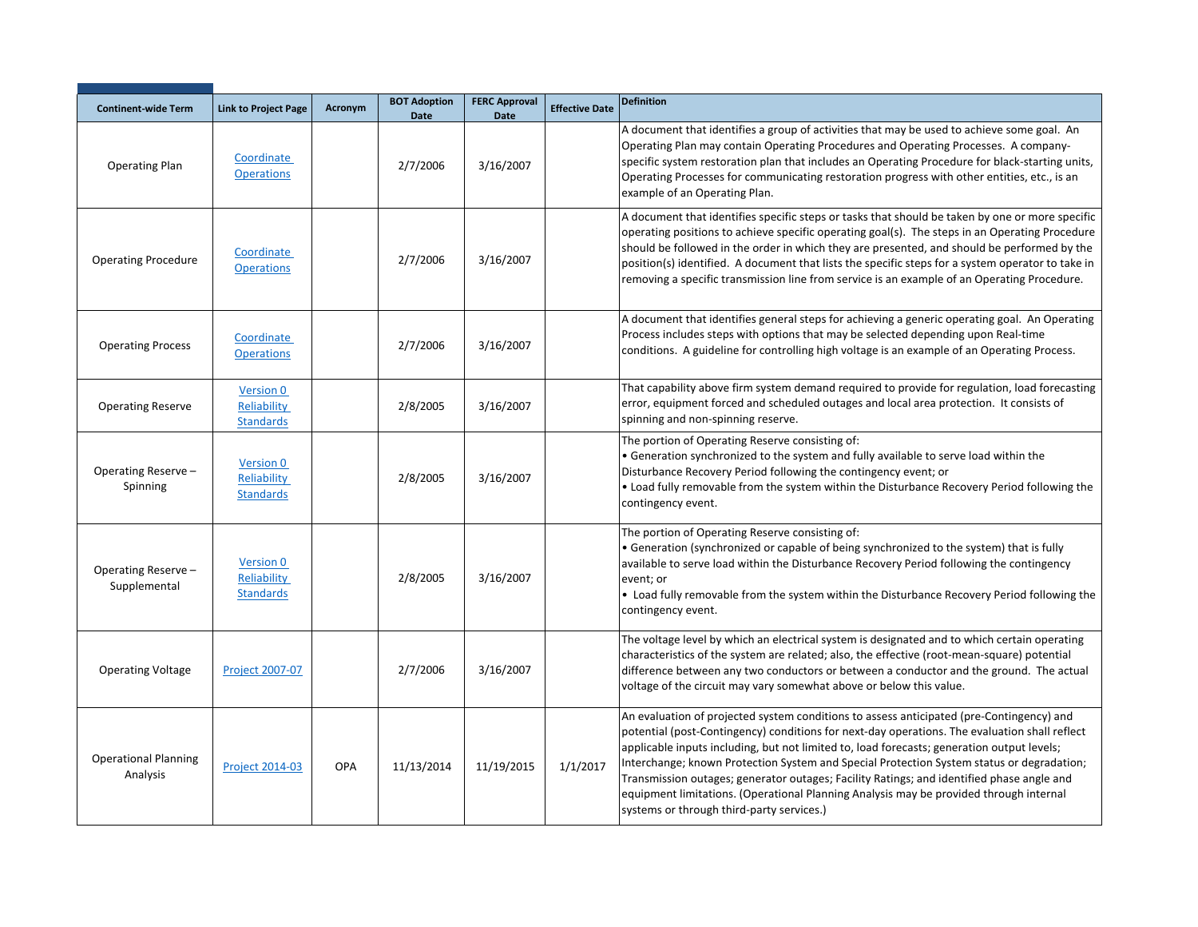| Continent-wide Term | Link to Project Page | Acronym | BOT Adoption Date | FERC Approval Date | Effective Date | Definition |
|---|---|---|---|---|---|---|
| Operating Plan | Coordinate Operations | | 2/7/2006 | 3/16/2007 | | A document that identifies a group of activities that may be used to achieve some goal. An Operating Plan may contain Operating Procedures and Operating Processes. A company-specific system restoration plan that includes an Operating Procedure for black-starting units, Operating Processes for communicating restoration progress with other entities, etc., is an example of an Operating Plan. |
| Operating Procedure | Coordinate Operations | | 2/7/2006 | 3/16/2007 | | A document that identifies specific steps or tasks that should be taken by one or more specific operating positions to achieve specific operating goal(s). The steps in an Operating Procedure should be followed in the order in which they are presented, and should be performed by the position(s) identified. A document that lists the specific steps for a system operator to take in removing a specific transmission line from service is an example of an Operating Procedure. |
| Operating Process | Coordinate Operations | | 2/7/2006 | 3/16/2007 | | A document that identifies general steps for achieving a generic operating goal. An Operating Process includes steps with options that may be selected depending upon Real-time conditions. A guideline for controlling high voltage is an example of an Operating Process. |
| Operating Reserve | Version 0 Reliability Standards | | 2/8/2005 | 3/16/2007 | | That capability above firm system demand required to provide for regulation, load forecasting error, equipment forced and scheduled outages and local area protection. It consists of spinning and non-spinning reserve. |
| Operating Reserve – Spinning | Version 0 Reliability Standards | | 2/8/2005 | 3/16/2007 | | The portion of Operating Reserve consisting of:<br>• Generation synchronized to the system and fully available to serve load within the Disturbance Recovery Period following the contingency event; or<br>• Load fully removable from the system within the Disturbance Recovery Period following the contingency event. |
| Operating Reserve – Supplemental | Version 0 Reliability Standards | | 2/8/2005 | 3/16/2007 | | The portion of Operating Reserve consisting of:<br>• Generation (synchronized or capable of being synchronized to the system) that is fully available to serve load within the Disturbance Recovery Period following the contingency event; or<br>• Load fully removable from the system within the Disturbance Recovery Period following the contingency event. |
| Operating Voltage | Project 2007-07 | | 2/7/2006 | 3/16/2007 | | The voltage level by which an electrical system is designated and to which certain operating characteristics of the system are related; also, the effective (root-mean-square) potential difference between any two conductors or between a conductor and the ground. The actual voltage of the circuit may vary somewhat above or below this value. |
| Operational Planning Analysis | Project 2014-03 | OPA | 11/13/2014 | 11/19/2015 | 1/1/2017 | An evaluation of projected system conditions to assess anticipated (pre-Contingency) and potential (post-Contingency) conditions for next-day operations. The evaluation shall reflect applicable inputs including, but not limited to, load forecasts; generation output levels; Interchange; known Protection System and Special Protection System status or degradation; Transmission outages; generator outages; Facility Ratings; and identified phase angle and equipment limitations. (Operational Planning Analysis may be provided through internal systems or through third-party services.) |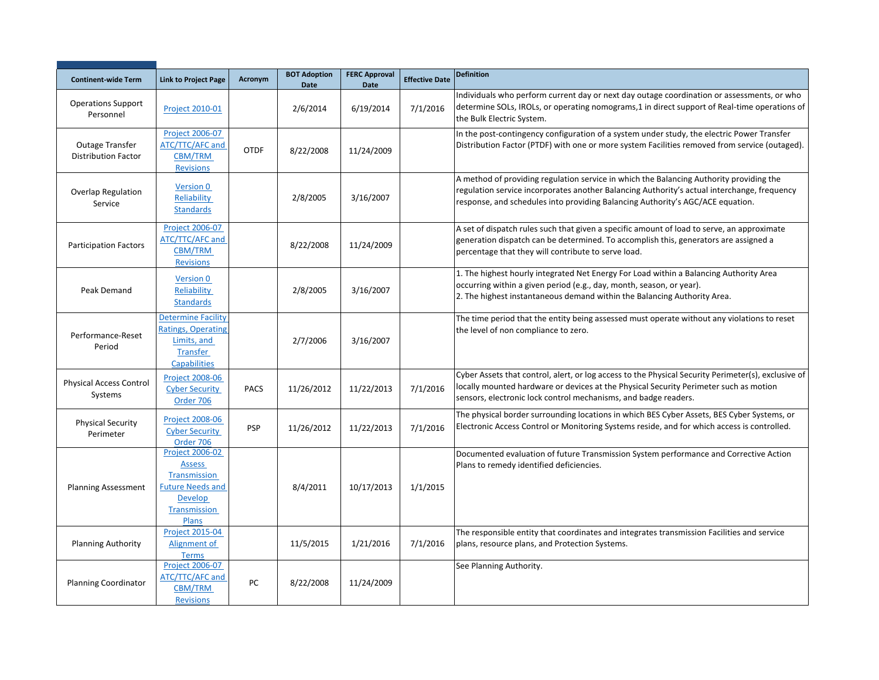| Continent-wide Term | Link to Project Page | Acronym | BOT Adoption Date | FERC Approval Date | Effective Date | Definition |
|---|---|---|---|---|---|---|
| Operations Support Personnel | Project 2010-01 | | 2/6/2014 | 6/19/2014 | 7/1/2016 | Individuals who perform current day or next day outage coordination or assessments, or who determine SOLs, IROLs, or operating nomograms,1 in direct support of Real-time operations of the Bulk Electric System. |
| Outage Transfer Distribution Factor | Project 2006-07 ATC/TTC/AFC and CBM/TRM Revisions | OTDF | 8/22/2008 | 11/24/2009 | | In the post-contingency configuration of a system under study, the electric Power Transfer Distribution Factor (PTDF) with one or more system Facilities removed from service (outaged). |
| Overlap Regulation Service | Version 0 Reliability Standards | | 2/8/2005 | 3/16/2007 | | A method of providing regulation service in which the Balancing Authority providing the regulation service incorporates another Balancing Authority's actual interchange, frequency response, and schedules into providing Balancing Authority's AGC/ACE equation. |
| Participation Factors | Project 2006-07 ATC/TTC/AFC and CBM/TRM Revisions | | 8/22/2008 | 11/24/2009 | | A set of dispatch rules such that given a specific amount of load to serve, an approximate generation dispatch can be determined. To accomplish this, generators are assigned a percentage that they will contribute to serve load. |
| Peak Demand | Version 0 Reliability Standards | | 2/8/2005 | 3/16/2007 | | 1. The highest hourly integrated Net Energy For Load within a Balancing Authority Area occurring within a given period (e.g., day, month, season, or year).<br>2. The highest instantaneous demand within the Balancing Authority Area. |
| Performance-Reset Period | Determine Facility Ratings, Operating Limits, and Transfer Capabilities | | 2/7/2006 | 3/16/2007 | | The time period that the entity being assessed must operate without any violations to reset the level of non compliance to zero. |
| Physical Access Control Systems | Project 2008-06 Cyber Security Order 706 | PACS | 11/26/2012 | 11/22/2013 | 7/1/2016 | Cyber Assets that control, alert, or log access to the Physical Security Perimeter(s), exclusive of locally mounted hardware or devices at the Physical Security Perimeter such as motion sensors, electronic lock control mechanisms, and badge readers. |
| Physical Security Perimeter | Project 2008-06 Cyber Security Order 706 | PSP | 11/26/2012 | 11/22/2013 | 7/1/2016 | The physical border surrounding locations in which BES Cyber Assets, BES Cyber Systems, or Electronic Access Control or Monitoring Systems reside, and for which access is controlled. |
| Planning Assessment | Project 2006-02 Assess Transmission Future Needs and Develop Transmission Plans | | 8/4/2011 | 10/17/2013 | 1/1/2015 | Documented evaluation of future Transmission System performance and Corrective Action Plans to remedy identified deficiencies. |
| Planning Authority | Project 2015-04 Alignment of Terms | | 11/5/2015 | 1/21/2016 | 7/1/2016 | The responsible entity that coordinates and integrates transmission Facilities and service plans, resource plans, and Protection Systems. |
| Planning Coordinator | Project 2006-07 ATC/TTC/AFC and CBM/TRM Revisions | PC | 8/22/2008 | 11/24/2009 | | See Planning Authority. |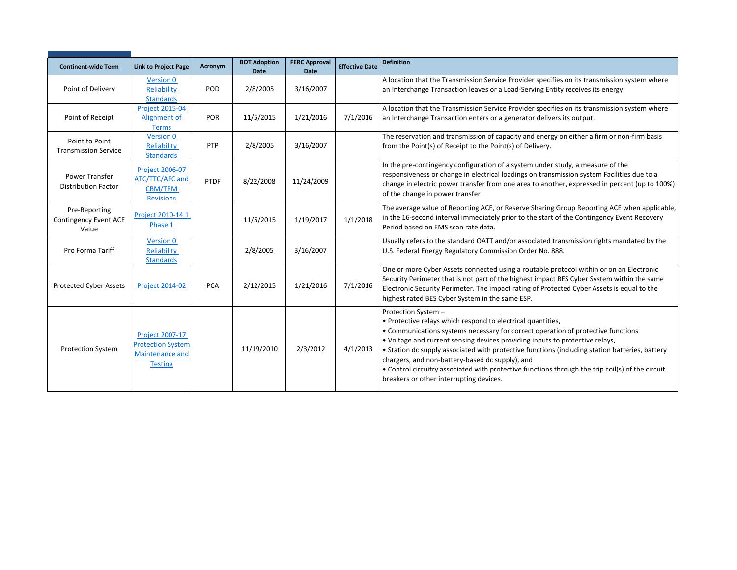| Continent-wide Term | Link to Project Page | Acronym | BOT Adoption Date | FERC Approval Date | Effective Date | Definition |
|---|---|---|---|---|---|---|
| Point of Delivery | Version 0 Reliability Standards | POD | 2/8/2005 | 3/16/2007 | | A location that the Transmission Service Provider specifies on its transmission system where an Interchange Transaction leaves or a Load-Serving Entity receives its energy. |
| Point of Receipt | Project 2015-04 Alignment of Terms | POR | 11/5/2015 | 1/21/2016 | 7/1/2016 | A location that the Transmission Service Provider specifies on its transmission system where an Interchange Transaction enters or a generator delivers its output. |
| Point to Point Transmission Service | Version 0 Reliability Standards | PTP | 2/8/2005 | 3/16/2007 | | The reservation and transmission of capacity and energy on either a firm or non-firm basis from the Point(s) of Receipt to the Point(s) of Delivery. |
| Power Transfer Distribution Factor | Project 2006-07 ATC/TTC/AFC and CBM/TRM Revisions | PTDF | 8/22/2008 | 11/24/2009 | | In the pre-contingency configuration of a system under study, a measure of the responsiveness or change in electrical loadings on transmission system Facilities due to a change in electric power transfer from one area to another, expressed in percent (up to 100%) of the change in power transfer |
| Pre-Reporting Contingency Event ACE Value | Project 2010-14.1 Phase 1 | | 11/5/2015 | 1/19/2017 | 1/1/2018 | The average value of Reporting ACE, or Reserve Sharing Group Reporting ACE when applicable, in the 16-second interval immediately prior to the start of the Contingency Event Recovery Period based on EMS scan rate data. |
| Pro Forma Tariff | Version 0 Reliability Standards | | 2/8/2005 | 3/16/2007 | | Usually refers to the standard OATT and/or associated transmission rights mandated by the U.S. Federal Energy Regulatory Commission Order No. 888. |
| Protected Cyber Assets | Project 2014-02 | PCA | 2/12/2015 | 1/21/2016 | 7/1/2016 | One or more Cyber Assets connected using a routable protocol within or on an Electronic Security Perimeter that is not part of the highest impact BES Cyber System within the same Electronic Security Perimeter. The impact rating of Protected Cyber Assets is equal to the highest rated BES Cyber System in the same ESP. |
| Protection System | Project 2007-17 Protection System Maintenance and Testing | | 11/19/2010 | 2/3/2012 | 4/1/2013 | Protection System –<br>• Protective relays which respond to electrical quantities,<br>• Communications systems necessary for correct operation of protective functions<br>• Voltage and current sensing devices providing inputs to protective relays,<br>• Station dc supply associated with protective functions (including station batteries, battery chargers, and non-battery-based dc supply), and<br>• Control circuitry associated with protective functions through the trip coil(s) of the circuit breakers or other interrupting devices. |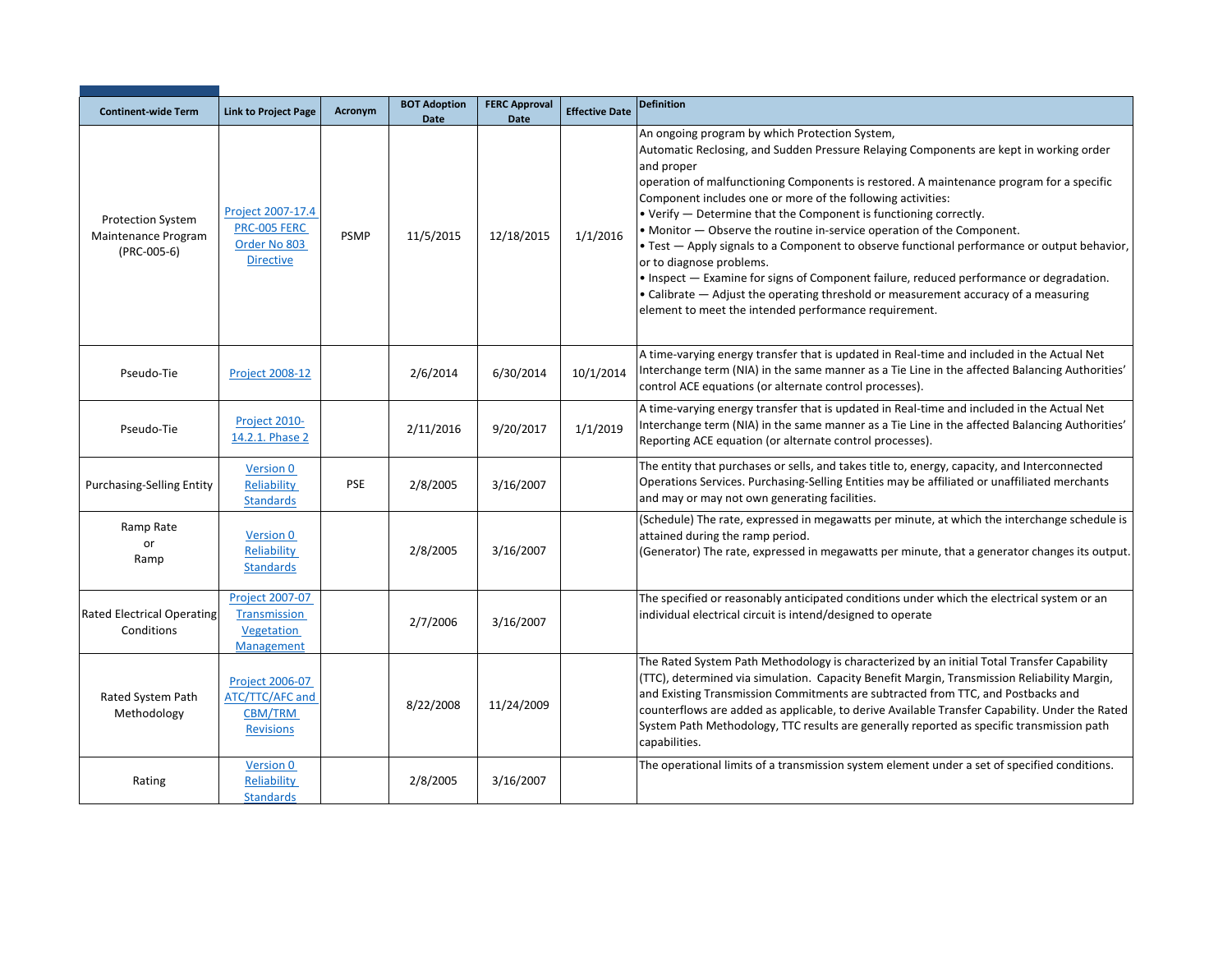| Continent-wide Term | Link to Project Page | Acronym | BOT Adoption Date | FERC Approval Date | Effective Date | Definition |
|---|---|---|---|---|---|---|
| Protection System Maintenance Program (PRC-005-6) | Project 2007-17.4 PRC-005 FERC Order No 803 Directive | PSMP | 11/5/2015 | 12/18/2015 | 1/1/2016 | An ongoing program by which Protection System, Automatic Reclosing, and Sudden Pressure Relaying Components are kept in working order and proper operation of malfunctioning Components is restored. A maintenance program for a specific Component includes one or more of the following activities:<br>• Verify — Determine that the Component is functioning correctly.<br>• Monitor — Observe the routine in-service operation of the Component.<br>• Test — Apply signals to a Component to observe functional performance or output behavior, or to diagnose problems.<br>• Inspect — Examine for signs of Component failure, reduced performance or degradation.<br>• Calibrate — Adjust the operating threshold or measurement accuracy of a measuring element to meet the intended performance requirement. |
| Pseudo-Tie | Project 2008-12 | | 2/6/2014 | 6/30/2014 | 10/1/2014 | A time-varying energy transfer that is updated in Real-time and included in the Actual Net Interchange term (NIA) in the same manner as a Tie Line in the affected Balancing Authorities' control ACE equations (or alternate control processes). |
| Pseudo-Tie | Project 2010-14.2.1. Phase 2 | | 2/11/2016 | 9/20/2017 | 1/1/2019 | A time-varying energy transfer that is updated in Real-time and included in the Actual Net Interchange term (NIA) in the same manner as a Tie Line in the affected Balancing Authorities' Reporting ACE equation (or alternate control processes). |
| Purchasing-Selling Entity | Version 0 Reliability Standards | PSE | 2/8/2005 | 3/16/2007 | | The entity that purchases or sells, and takes title to, energy, capacity, and Interconnected Operations Services. Purchasing-Selling Entities may be affiliated or unaffiliated merchants and may or may not own generating facilities. |
| Ramp Rate or Ramp | Version 0 Reliability Standards | | 2/8/2005 | 3/16/2007 | | (Schedule) The rate, expressed in megawatts per minute, at which the interchange schedule is attained during the ramp period.<br>(Generator) The rate, expressed in megawatts per minute, that a generator changes its output. |
| Rated Electrical Operating Conditions | Project 2007-07 Transmission Vegetation Management | | 2/7/2006 | 3/16/2007 | | The specified or reasonably anticipated conditions under which the electrical system or an individual electrical circuit is intend/designed to operate |
| Rated System Path Methodology | Project 2006-07 ATC/TTC/AFC and CBM/TRM Revisions | | 8/22/2008 | 11/24/2009 | | The Rated System Path Methodology is characterized by an initial Total Transfer Capability (TTC), determined via simulation. Capacity Benefit Margin, Transmission Reliability Margin, and Existing Transmission Commitments are subtracted from TTC, and Postbacks and counterflows are added as applicable, to derive Available Transfer Capability. Under the Rated System Path Methodology, TTC results are generally reported as specific transmission path capabilities. |
| Rating | Version 0 Reliability Standards | | 2/8/2005 | 3/16/2007 | | The operational limits of a transmission system element under a set of specified conditions. |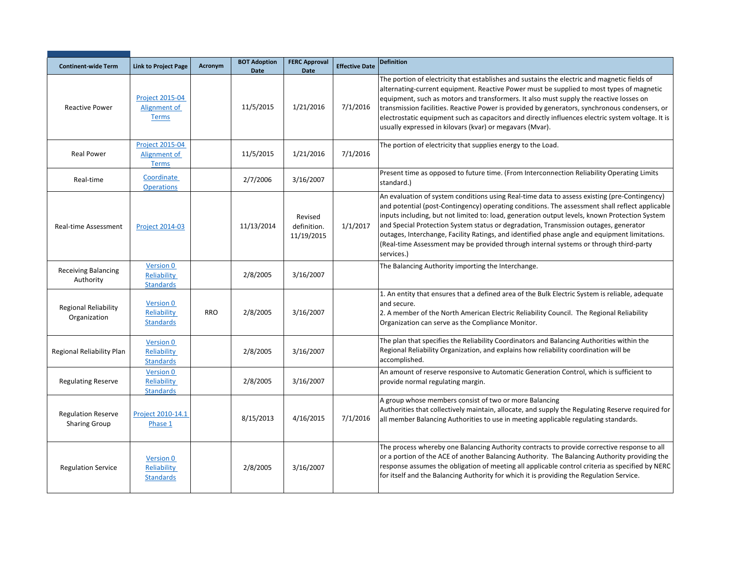| Continent-wide Term | Link to Project Page | Acronym | BOT Adoption Date | FERC Approval Date | Effective Date | Definition |
|---|---|---|---|---|---|---|
| Reactive Power | Project 2015-04 Alignment of Terms | | 11/5/2015 | 1/21/2016 | 7/1/2016 | The portion of electricity that establishes and sustains the electric and magnetic fields of alternating-current equipment. Reactive Power must be supplied to most types of magnetic equipment, such as motors and transformers. It also must supply the reactive losses on transmission facilities. Reactive Power is provided by generators, synchronous condensers, or electrostatic equipment such as capacitors and directly influences electric system voltage. It is usually expressed in kilovars (kvar) or megavars (Mvar). |
| Real Power | Project 2015-04 Alignment of Terms | | 11/5/2015 | 1/21/2016 | 7/1/2016 | The portion of electricity that supplies energy to the Load. |
| Real-time | Coordinate Operations | | 2/7/2006 | 3/16/2007 | | Present time as opposed to future time. (From Interconnection Reliability Operating Limits standard.) |
| Real-time Assessment | Project 2014-03 | | 11/13/2014 | Revised definition. 11/19/2015 | 1/1/2017 | An evaluation of system conditions using Real-time data to assess existing (pre-Contingency) and potential (post-Contingency) operating conditions. The assessment shall reflect applicable inputs including, but not limited to: load, generation output levels, known Protection System and Special Protection System status or degradation, Transmission outages, generator outages, Interchange, Facility Ratings, and identified phase angle and equipment limitations. (Real-time Assessment may be provided through internal systems or through third-party services.) |
| Receiving Balancing Authority | Version 0 Reliability Standards | | 2/8/2005 | 3/16/2007 | | The Balancing Authority importing the Interchange. |
| Regional Reliability Organization | Version 0 Reliability Standards | RRO | 2/8/2005 | 3/16/2007 | | 1. An entity that ensures that a defined area of the Bulk Electric System is reliable, adequate and secure.<br>2. A member of the North American Electric Reliability Council. The Regional Reliability Organization can serve as the Compliance Monitor. |
| Regional Reliability Plan | Version 0 Reliability Standards | | 2/8/2005 | 3/16/2007 | | The plan that specifies the Reliability Coordinators and Balancing Authorities within the Regional Reliability Organization, and explains how reliability coordination will be accomplished. |
| Regulating Reserve | Version 0 Reliability Standards | | 2/8/2005 | 3/16/2007 | | An amount of reserve responsive to Automatic Generation Control, which is sufficient to provide normal regulating margin. |
| Regulation Reserve Sharing Group | Project 2010-14.1 Phase 1 | | 8/15/2013 | 4/16/2015 | 7/1/2016 | A group whose members consist of two or more Balancing Authorities that collectively maintain, allocate, and supply the Regulating Reserve required for all member Balancing Authorities to use in meeting applicable regulating standards. |
| Regulation Service | Version 0 Reliability Standards | | 2/8/2005 | 3/16/2007 | | The process whereby one Balancing Authority contracts to provide corrective response to all or a portion of the ACE of another Balancing Authority. The Balancing Authority providing the response assumes the obligation of meeting all applicable control criteria as specified by NERC for itself and the Balancing Authority for which it is providing the Regulation Service. |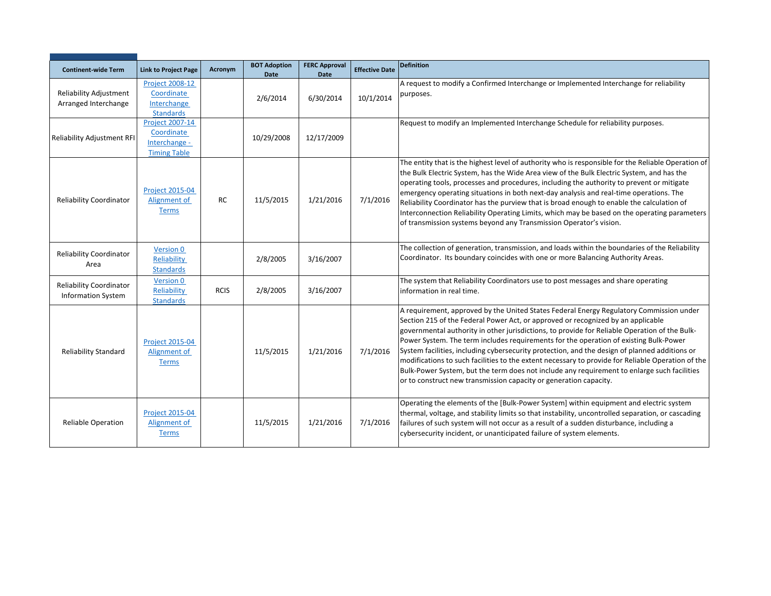| Continent-wide Term | Link to Project Page | Acronym | BOT Adoption Date | FERC Approval Date | Effective Date | Definition |
|---|---|---|---|---|---|---|
| Reliability Adjustment Arranged Interchange | Project 2008-12 Coordinate Interchange Standards | | 2/6/2014 | 6/30/2014 | 10/1/2014 | A request to modify a Confirmed Interchange or Implemented Interchange for reliability purposes. |
| Reliability Adjustment RFI | Project 2007-14 Coordinate Interchange - Timing Table | | 10/29/2008 | 12/17/2009 | | Request to modify an Implemented Interchange Schedule for reliability purposes. |
| Reliability Coordinator | Project 2015-04 Alignment of Terms | RC | 11/5/2015 | 1/21/2016 | 7/1/2016 | The entity that is the highest level of authority who is responsible for the Reliable Operation of the Bulk Electric System, has the Wide Area view of the Bulk Electric System, and has the operating tools, processes and procedures, including the authority to prevent or mitigate emergency operating situations in both next-day analysis and real-time operations. The Reliability Coordinator has the purview that is broad enough to enable the calculation of Interconnection Reliability Operating Limits, which may be based on the operating parameters of transmission systems beyond any Transmission Operator's vision. |
| Reliability Coordinator Area | Version 0 Reliability Standards | | 2/8/2005 | 3/16/2007 | | The collection of generation, transmission, and loads within the boundaries of the Reliability Coordinator. Its boundary coincides with one or more Balancing Authority Areas. |
| Reliability Coordinator Information System | Version 0 Reliability Standards | RCIS | 2/8/2005 | 3/16/2007 | | The system that Reliability Coordinators use to post messages and share operating information in real time. |
| Reliability Standard | Project 2015-04 Alignment of Terms | | 11/5/2015 | 1/21/2016 | 7/1/2016 | A requirement, approved by the United States Federal Energy Regulatory Commission under Section 215 of the Federal Power Act, or approved or recognized by an applicable governmental authority in other jurisdictions, to provide for Reliable Operation of the Bulk-Power System. The term includes requirements for the operation of existing Bulk-Power System facilities, including cybersecurity protection, and the design of planned additions or modifications to such facilities to the extent necessary to provide for Reliable Operation of the Bulk-Power System, but the term does not include any requirement to enlarge such facilities or to construct new transmission capacity or generation capacity. |
| Reliable Operation | Project 2015-04 Alignment of Terms | | 11/5/2015 | 1/21/2016 | 7/1/2016 | Operating the elements of the [Bulk-Power System] within equipment and electric system thermal, voltage, and stability limits so that instability, uncontrolled separation, or cascading failures of such system will not occur as a result of a sudden disturbance, including a cybersecurity incident, or unanticipated failure of system elements. |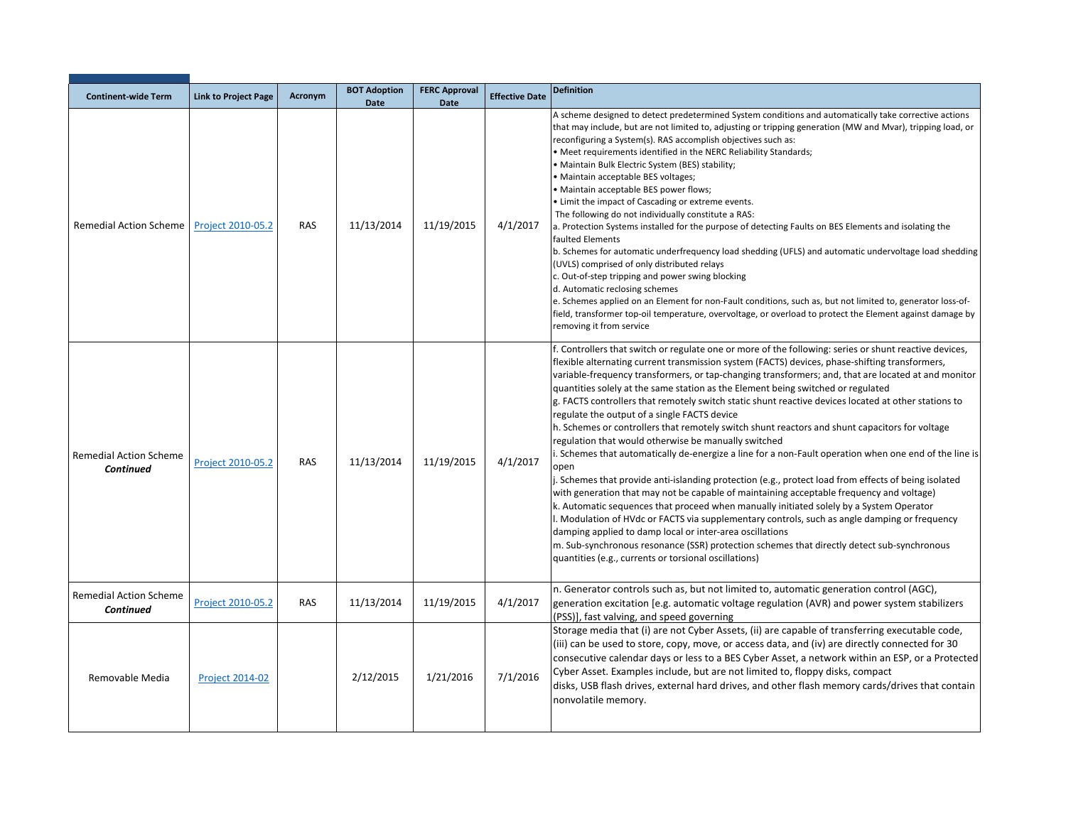| Continent-wide Term | Link to Project Page | Acronym | BOT Adoption Date | FERC Approval Date | Effective Date | Definition |
|---|---|---|---|---|---|---|
| Remedial Action Scheme | Project 2010-05.2 | RAS | 11/13/2014 | 11/19/2015 | 4/1/2017 | A scheme designed to detect predetermined System conditions and automatically take corrective actions that may include, but are not limited to, adjusting or tripping generation (MW and Mvar), tripping load, or reconfiguring a System(s). RAS accomplish objectives such as:<br>• Meet requirements identified in the NERC Reliability Standards;<br>• Maintain Bulk Electric System (BES) stability;<br>• Maintain acceptable BES voltages;<br>• Maintain acceptable BES power flows;<br>• Limit the impact of Cascading or extreme events.<br>The following do not individually constitute a RAS:<br>a. Protection Systems installed for the purpose of detecting Faults on BES Elements and isolating the faulted Elements<br>b. Schemes for automatic underfrequency load shedding (UFLS) and automatic undervoltage load shedding (UVLS) comprised of only distributed relays<br>c. Out-of-step tripping and power swing blocking<br>d. Automatic reclosing schemes<br>e. Schemes applied on an Element for non-Fault conditions, such as, but not limited to, generator loss-of-field, transformer top-oil temperature, overvoltage, or overload to protect the Element against damage by removing it from service |
| Remedial Action Scheme ***Continued*** | Project 2010-05.2 | RAS | 11/13/2014 | 11/19/2015 | 4/1/2017 | f. Controllers that switch or regulate one or more of the following: series or shunt reactive devices, flexible alternating current transmission system (FACTS) devices, phase-shifting transformers, variable-frequency transformers, or tap-changing transformers; and, that are located at and monitor quantities solely at the same station as the Element being switched or regulated<br>g. FACTS controllers that remotely switch static shunt reactive devices located at other stations to regulate the output of a single FACTS device<br>h. Schemes or controllers that remotely switch shunt reactors and shunt capacitors for voltage regulation that would otherwise be manually switched<br>i. Schemes that automatically de-energize a line for a non-Fault operation when one end of the line is open<br>j. Schemes that provide anti-islanding protection (e.g., protect load from effects of being isolated with generation that may not be capable of maintaining acceptable frequency and voltage)<br>k. Automatic sequences that proceed when manually initiated solely by a System Operator<br>l. Modulation of HVdc or FACTS via supplementary controls, such as angle damping or frequency damping applied to damp local or inter-area oscillations<br>m. Sub-synchronous resonance (SSR) protection schemes that directly detect sub-synchronous quantities (e.g., currents or torsional oscillations) |
| Remedial Action Scheme ***Continued*** | Project 2010-05.2 | RAS | 11/13/2014 | 11/19/2015 | 4/1/2017 | n. Generator controls such as, but not limited to, automatic generation control (AGC), generation excitation [e.g. automatic voltage regulation (AVR) and power system stabilizers (PSS)], fast valving, and speed governing |
| Removable Media | Project 2014-02 | | 2/12/2015 | 1/21/2016 | 7/1/2016 | Storage media that (i) are not Cyber Assets, (ii) are capable of transferring executable code, (iii) can be used to store, copy, move, or access data, and (iv) are directly connected for 30 consecutive calendar days or less to a BES Cyber Asset, a network within an ESP, or a Protected Cyber Asset. Examples include, but are not limited to, floppy disks, compact disks, USB flash drives, external hard drives, and other flash memory cards/drives that contain nonvolatile memory. |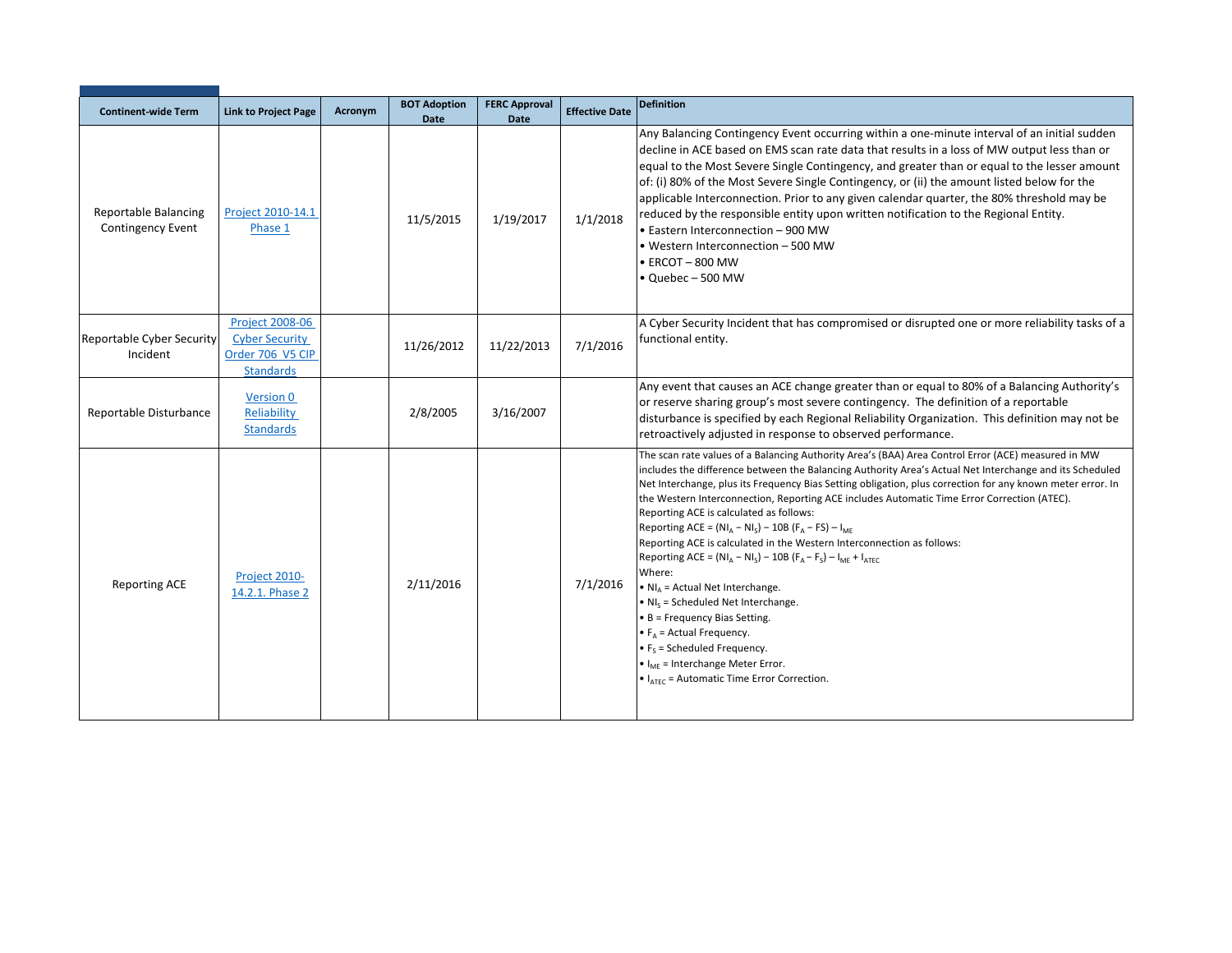| Continent-wide Term | Link to Project Page | Acronym | BOT Adoption Date | FERC Approval Date | Effective Date | Definition |
|---|---|---|---|---|---|---|
| Reportable Balancing Contingency Event | Project 2010-14.1 Phase 1 | | 11/5/2015 | 1/19/2017 | 1/1/2018 | Any Balancing Contingency Event occurring within a one-minute interval of an initial sudden decline in ACE based on EMS scan rate data that results in a loss of MW output less than or equal to the Most Severe Single Contingency, and greater than or equal to the lesser amount of: (i) 80% of the Most Severe Single Contingency, or (ii) the amount listed below for the applicable Interconnection. Prior to any given calendar quarter, the 80% threshold may be reduced by the responsible entity upon written notification to the Regional Entity.<br>• Eastern Interconnection – 900 MW<br>• Western Interconnection – 500 MW<br>• ERCOT – 800 MW<br>• Quebec – 500 MW |
| Reportable Cyber Security Incident | Project 2008-06 Cyber Security Order 706 V5 CIP Standards | | 11/26/2012 | 11/22/2013 | 7/1/2016 | A Cyber Security Incident that has compromised or disrupted one or more reliability tasks of a functional entity. |
| Reportable Disturbance | Version 0 Reliability Standards | | 2/8/2005 | 3/16/2007 | | Any event that causes an ACE change greater than or equal to 80% of a Balancing Authority's or reserve sharing group's most severe contingency. The definition of a reportable disturbance is specified by each Regional Reliability Organization. This definition may not be retroactively adjusted in response to observed performance. |
| Reporting ACE | Project 2010-14.2.1. Phase 2 | | 2/11/2016 | | 7/1/2016 | The scan rate values of a Balancing Authority Area's (BAA) Area Control Error (ACE) measured in MW includes the difference between the Balancing Authority Area's Actual Net Interchange and its Scheduled Net Interchange, plus its Frequency Bias Setting obligation, plus correction for any known meter error. In the Western Interconnection, Reporting ACE includes Automatic Time Error Correction (ATEC).<br>Reporting ACE is calculated as follows:<br>Reporting ACE = $(NI_A - NI_S) - 10B\,(F_A - FS) - I_{ME}$<br>Reporting ACE is calculated in the Western Interconnection as follows:<br>Reporting ACE = $(NI_A - NI_S) - 10B\,(F_A - F_S) - I_{ME} + I_{ATEC}$<br>Where:<br>• $NI_A$ = Actual Net Interchange.<br>• $NI_S$ = Scheduled Net Interchange.<br>• B = Frequency Bias Setting.<br>• $F_A$ = Actual Frequency.<br>• $F_S$ = Scheduled Frequency.<br>• $I_{ME}$ = Interchange Meter Error.<br>• $I_{ATEC}$ = Automatic Time Error Correction. |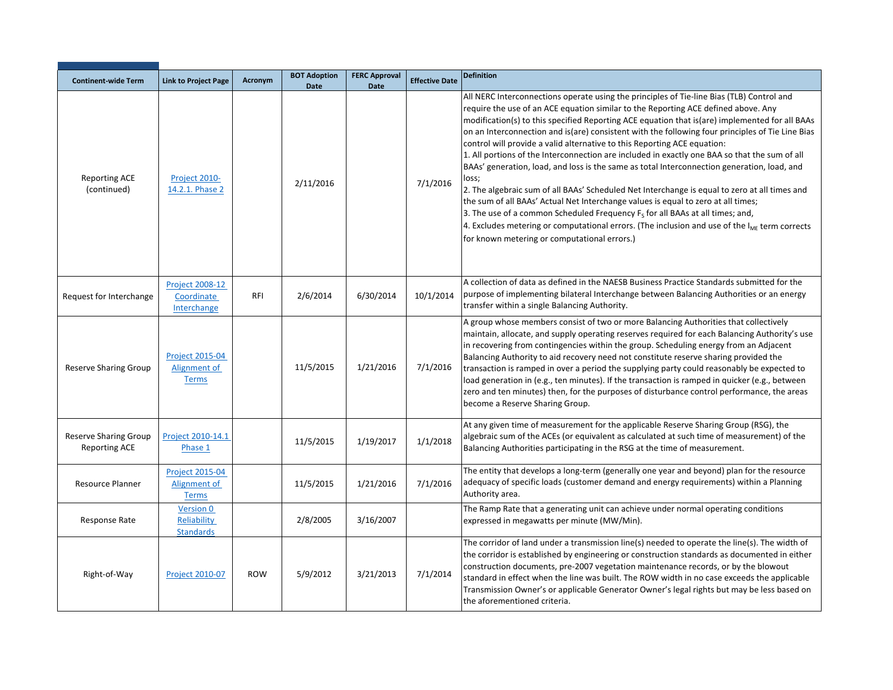| Continent-wide Term | Link to Project Page | Acronym | BOT Adoption Date | FERC Approval Date | Effective Date | Definition |
|---|---|---|---|---|---|---|
| Reporting ACE (continued) | Project 2010-14.2.1. Phase 2 | | 2/11/2016 | | 7/1/2016 | All NERC Interconnections operate using the principles of Tie-line Bias (TLB) Control and require the use of an ACE equation similar to the Reporting ACE defined above. Any modification(s) to this specified Reporting ACE equation that is(are) implemented for all BAAs on an Interconnection and is(are) consistent with the following four principles of Tie Line Bias control will provide a valid alternative to this Reporting ACE equation:<br>1. All portions of the Interconnection are included in exactly one BAA so that the sum of all BAAs' generation, load, and loss is the same as total Interconnection generation, load, and loss;<br>2. The algebraic sum of all BAAs' Scheduled Net Interchange is equal to zero at all times and the sum of all BAAs' Actual Net Interchange values is equal to zero at all times;<br>3. The use of a common Scheduled Frequency $F_S$ for all BAAs at all times; and,<br>4. Excludes metering or computational errors. (The inclusion and use of the $I_{ME}$ term corrects for known metering or computational errors.) |
| Request for Interchange | Project 2008-12 Coordinate Interchange | RFI | 2/6/2014 | 6/30/2014 | 10/1/2014 | A collection of data as defined in the NAESB Business Practice Standards submitted for the purpose of implementing bilateral Interchange between Balancing Authorities or an energy transfer within a single Balancing Authority. |
| Reserve Sharing Group | Project 2015-04 Alignment of Terms | | 11/5/2015 | 1/21/2016 | 7/1/2016 | A group whose members consist of two or more Balancing Authorities that collectively maintain, allocate, and supply operating reserves required for each Balancing Authority's use in recovering from contingencies within the group. Scheduling energy from an Adjacent Balancing Authority to aid recovery need not constitute reserve sharing provided the transaction is ramped in over a period the supplying party could reasonably be expected to load generation in (e.g., ten minutes). If the transaction is ramped in quicker (e.g., between zero and ten minutes) then, for the purposes of disturbance control performance, the areas become a Reserve Sharing Group. |
| Reserve Sharing Group Reporting ACE | Project 2010-14.1 Phase 1 | | 11/5/2015 | 1/19/2017 | 1/1/2018 | At any given time of measurement for the applicable Reserve Sharing Group (RSG), the algebraic sum of the ACEs (or equivalent as calculated at such time of measurement) of the Balancing Authorities participating in the RSG at the time of measurement. |
| Resource Planner | Project 2015-04 Alignment of Terms | | 11/5/2015 | 1/21/2016 | 7/1/2016 | The entity that develops a long-term (generally one year and beyond) plan for the resource adequacy of specific loads (customer demand and energy requirements) within a Planning Authority area. |
| Response Rate | Version 0 Reliability Standards | | 2/8/2005 | 3/16/2007 | | The Ramp Rate that a generating unit can achieve under normal operating conditions expressed in megawatts per minute (MW/Min). |
| Right-of-Way | Project 2010-07 | ROW | 5/9/2012 | 3/21/2013 | 7/1/2014 | The corridor of land under a transmission line(s) needed to operate the line(s). The width of the corridor is established by engineering or construction standards as documented in either construction documents, pre-2007 vegetation maintenance records, or by the blowout standard in effect when the line was built. The ROW width in no case exceeds the applicable Transmission Owner's or applicable Generator Owner's legal rights but may be less based on the aforementioned criteria. |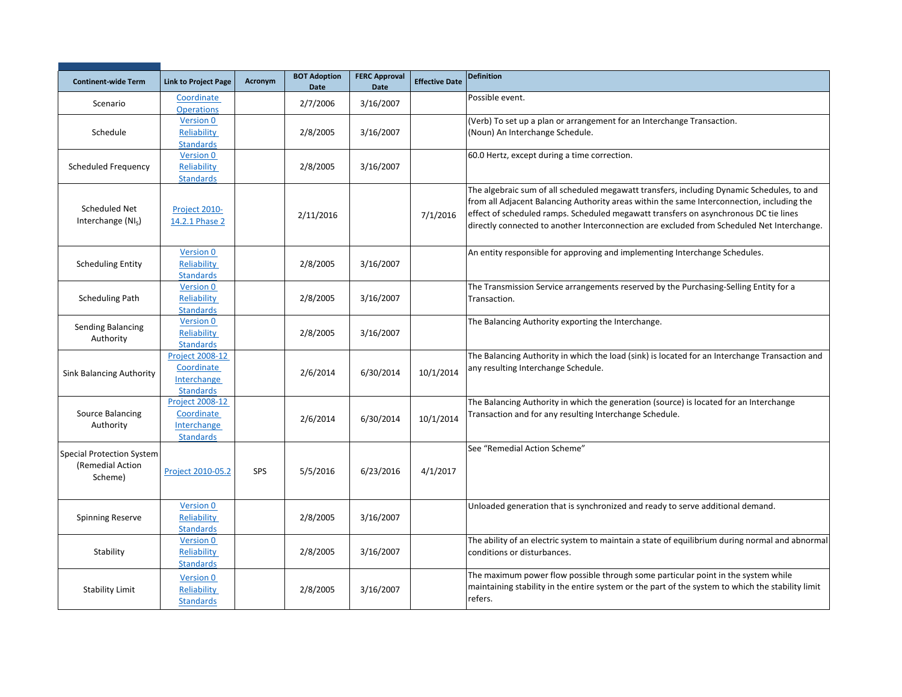| Continent-wide Term | Link to Project Page | Acronym | BOT Adoption Date | FERC Approval Date | Effective Date | Definition |
|---|---|---|---|---|---|---|
| Scenario | Coordinate Operations | | 2/7/2006 | 3/16/2007 | | Possible event. |
| Schedule | Version 0 Reliability Standards | | 2/8/2005 | 3/16/2007 | | (Verb) To set up a plan or arrangement for an Interchange Transaction.<br>(Noun) An Interchange Schedule. |
| Scheduled Frequency | Version 0 Reliability Standards | | 2/8/2005 | 3/16/2007 | | 60.0 Hertz, except during a time correction. |
| Scheduled Net Interchange ($NI_S$) | Project 2010-14.2.1 Phase 2 | | 2/11/2016 | | 7/1/2016 | The algebraic sum of all scheduled megawatt transfers, including Dynamic Schedules, to and from all Adjacent Balancing Authority areas within the same Interconnection, including the effect of scheduled ramps. Scheduled megawatt transfers on asynchronous DC tie lines directly connected to another Interconnection are excluded from Scheduled Net Interchange. |
| Scheduling Entity | Version 0 Reliability Standards | | 2/8/2005 | 3/16/2007 | | An entity responsible for approving and implementing Interchange Schedules. |
| Scheduling Path | Version 0 Reliability Standards | | 2/8/2005 | 3/16/2007 | | The Transmission Service arrangements reserved by the Purchasing-Selling Entity for a Transaction. |
| Sending Balancing Authority | Version 0 Reliability Standards | | 2/8/2005 | 3/16/2007 | | The Balancing Authority exporting the Interchange. |
| Sink Balancing Authority | Project 2008-12 Coordinate Interchange Standards | | 2/6/2014 | 6/30/2014 | 10/1/2014 | The Balancing Authority in which the load (sink) is located for an Interchange Transaction and any resulting Interchange Schedule. |
| Source Balancing Authority | Project 2008-12 Coordinate Interchange Standards | | 2/6/2014 | 6/30/2014 | 10/1/2014 | The Balancing Authority in which the generation (source) is located for an Interchange Transaction and for any resulting Interchange Schedule. |
| Special Protection System (Remedial Action Scheme) | Project 2010-05.2 | SPS | 5/5/2016 | 6/23/2016 | 4/1/2017 | See “Remedial Action Scheme” |
| Spinning Reserve | Version 0 Reliability Standards | | 2/8/2005 | 3/16/2007 | | Unloaded generation that is synchronized and ready to serve additional demand. |
| Stability | Version 0 Reliability Standards | | 2/8/2005 | 3/16/2007 | | The ability of an electric system to maintain a state of equilibrium during normal and abnormal conditions or disturbances. |
| Stability Limit | Version 0 Reliability Standards | | 2/8/2005 | 3/16/2007 | | The maximum power flow possible through some particular point in the system while maintaining stability in the entire system or the part of the system to which the stability limit refers. |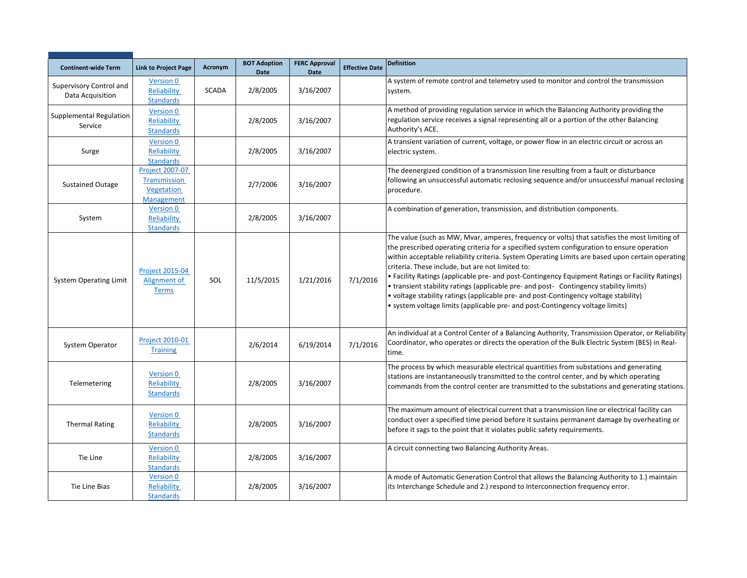| Continent-wide Term | Link to Project Page | Acronym | BOT Adoption Date | FERC Approval Date | Effective Date | Definition |
|---|---|---|---|---|---|---|
| Supervisory Control and Data Acquisition | Version 0 Reliability Standards | SCADA | 2/8/2005 | 3/16/2007 | | A system of remote control and telemetry used to monitor and control the transmission system. |
| Supplemental Regulation Service | Version 0 Reliability Standards | | 2/8/2005 | 3/16/2007 | | A method of providing regulation service in which the Balancing Authority providing the regulation service receives a signal representing all or a portion of the other Balancing Authority's ACE. |
| Surge | Version 0 Reliability Standards | | 2/8/2005 | 3/16/2007 | | A transient variation of current, voltage, or power flow in an electric circuit or across an electric system. |
| Sustained Outage | Project 2007-07 Transmission Vegetation Management | | 2/7/2006 | 3/16/2007 | | The deenergized condition of a transmission line resulting from a fault or disturbance following an unsuccessful automatic reclosing sequence and/or unsuccessful manual reclosing procedure. |
| System | Version 0 Reliability Standards | | 2/8/2005 | 3/16/2007 | | A combination of generation, transmission, and distribution components. |
| System Operating Limit | Project 2015-04 Alignment of Terms | SOL | 11/5/2015 | 1/21/2016 | 7/1/2016 | The value (such as MW, Mvar, amperes, frequency or volts) that satisfies the most limiting of the prescribed operating criteria for a specified system configuration to ensure operation within acceptable reliability criteria. System Operating Limits are based upon certain operating criteria. These include, but are not limited to:<br>• Facility Ratings (applicable pre- and post-Contingency Equipment Ratings or Facility Ratings)<br>• transient stability ratings (applicable pre- and post- Contingency stability limits)<br>• voltage stability ratings (applicable pre- and post-Contingency voltage stability)<br>• system voltage limits (applicable pre- and post-Contingency voltage limits) |
| System Operator | Project 2010-01 Training | | 2/6/2014 | 6/19/2014 | 7/1/2016 | An individual at a Control Center of a Balancing Authority, Transmission Operator, or Reliability Coordinator, who operates or directs the operation of the Bulk Electric System (BES) in Real-time. |
| Telemetering | Version 0 Reliability Standards | | 2/8/2005 | 3/16/2007 | | The process by which measurable electrical quantities from substations and generating stations are instantaneously transmitted to the control center, and by which operating commands from the control center are transmitted to the substations and generating stations. |
| Thermal Rating | Version 0 Reliability Standards | | 2/8/2005 | 3/16/2007 | | The maximum amount of electrical current that a transmission line or electrical facility can conduct over a specified time period before it sustains permanent damage by overheating or before it sags to the point that it violates public safety requirements. |
| Tie Line | Version 0 Reliability Standards | | 2/8/2005 | 3/16/2007 | | A circuit connecting two Balancing Authority Areas. |
| Tie Line Bias | Version 0 Reliability Standards | | 2/8/2005 | 3/16/2007 | | A mode of Automatic Generation Control that allows the Balancing Authority to 1.) maintain its Interchange Schedule and 2.) respond to Interconnection frequency error. |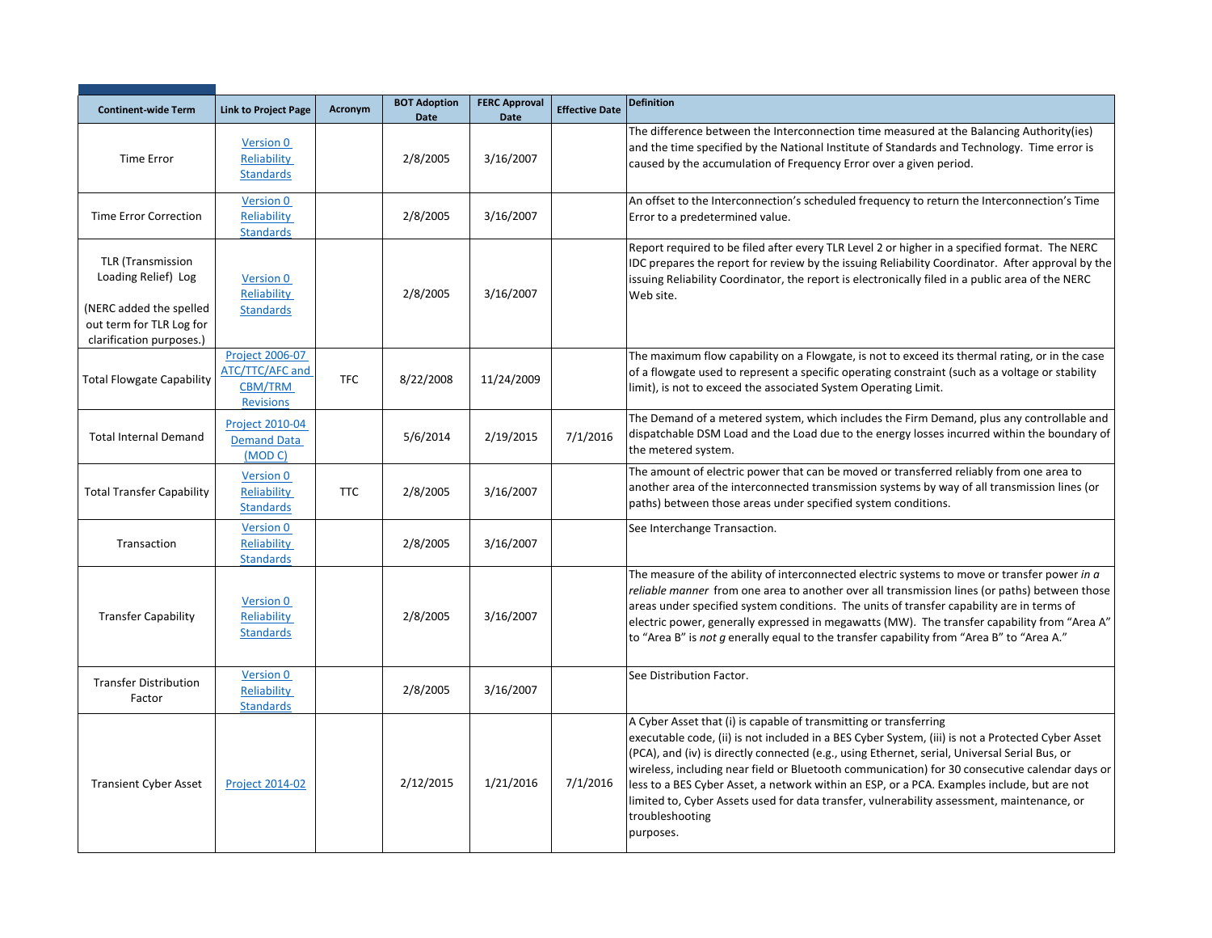| Continent-wide Term | Link to Project Page | Acronym | BOT Adoption Date | FERC Approval Date | Effective Date | Definition |
|---|---|---|---|---|---|---|
| Time Error | Version 0 Reliability Standards | | 2/8/2005 | 3/16/2007 | | The difference between the Interconnection time measured at the Balancing Authority(ies) and the time specified by the National Institute of Standards and Technology. Time error is caused by the accumulation of Frequency Error over a given period. |
| Time Error Correction | Version 0 Reliability Standards | | 2/8/2005 | 3/16/2007 | | An offset to the Interconnection's scheduled frequency to return the Interconnection's Time Error to a predetermined value. |
| TLR (Transmission Loading Relief) Log<br><br>(NERC added the spelled out term for TLR Log for clarification purposes.) | Version 0 Reliability Standards | | 2/8/2005 | 3/16/2007 | | Report required to be filed after every TLR Level 2 or higher in a specified format. The NERC IDC prepares the report for review by the issuing Reliability Coordinator. After approval by the issuing Reliability Coordinator, the report is electronically filed in a public area of the NERC Web site. |
| Total Flowgate Capability | Project 2006-07 ATC/TTC/AFC and CBM/TRM Revisions | TFC | 8/22/2008 | 11/24/2009 | | The maximum flow capability on a Flowgate, is not to exceed its thermal rating, or in the case of a flowgate used to represent a specific operating constraint (such as a voltage or stability limit), is not to exceed the associated System Operating Limit. |
| Total Internal Demand | Project 2010-04 Demand Data (MOD C) | | 5/6/2014 | 2/19/2015 | 7/1/2016 | The Demand of a metered system, which includes the Firm Demand, plus any controllable and dispatchable DSM Load and the Load due to the energy losses incurred within the boundary of the metered system. |
| Total Transfer Capability | Version 0 Reliability Standards | TTC | 2/8/2005 | 3/16/2007 | | The amount of electric power that can be moved or transferred reliably from one area to another area of the interconnected transmission systems by way of all transmission lines (or paths) between those areas under specified system conditions. |
| Transaction | Version 0 Reliability Standards | | 2/8/2005 | 3/16/2007 | | See Interchange Transaction. |
| Transfer Capability | Version 0 Reliability Standards | | 2/8/2005 | 3/16/2007 | | The measure of the ability of interconnected electric systems to move or transfer power *in a reliable manner* from one area to another over all transmission lines (or paths) between those areas under specified system conditions. The units of transfer capability are in terms of electric power, generally expressed in megawatts (MW). The transfer capability from "Area A" to "Area B" is *not g* enerally equal to the transfer capability from "Area B" to "Area A." |
| Transfer Distribution Factor | Version 0 Reliability Standards | | 2/8/2005 | 3/16/2007 | | See Distribution Factor. |
| Transient Cyber Asset | Project 2014-02 | | 2/12/2015 | 1/21/2016 | 7/1/2016 | A Cyber Asset that (i) is capable of transmitting or transferring executable code, (ii) is not included in a BES Cyber System, (iii) is not a Protected Cyber Asset (PCA), and (iv) is directly connected (e.g., using Ethernet, serial, Universal Serial Bus, or wireless, including near field or Bluetooth communication) for 30 consecutive calendar days or less to a BES Cyber Asset, a network within an ESP, or a PCA. Examples include, but are not limited to, Cyber Assets used for data transfer, vulnerability assessment, maintenance, or troubleshooting purposes. |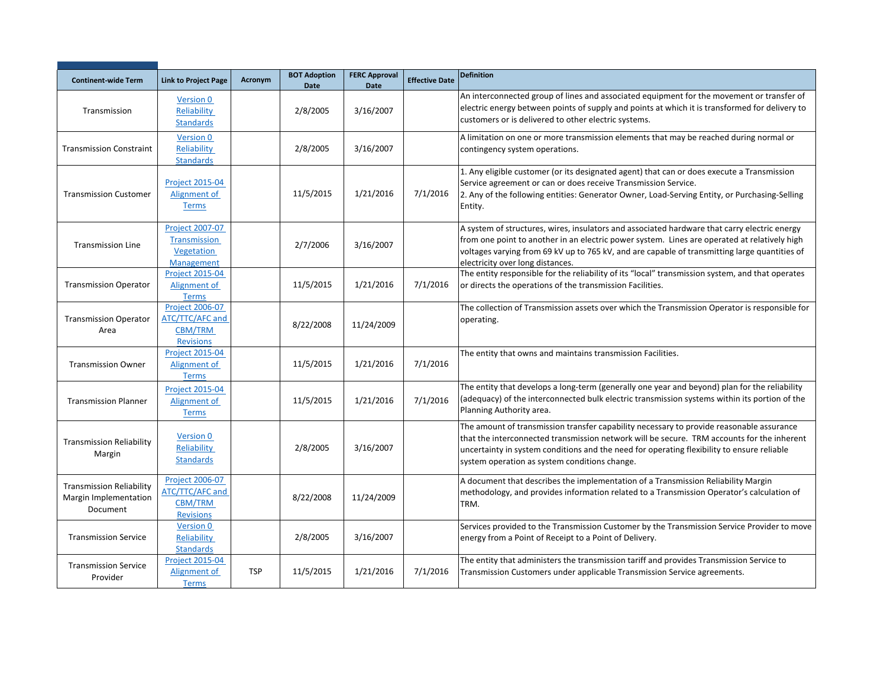| Continent-wide Term | Link to Project Page | Acronym | BOT Adoption Date | FERC Approval Date | Effective Date | Definition |
|---|---|---|---|---|---|---|
| Transmission | Version 0 Reliability Standards | | 2/8/2005 | 3/16/2007 | | An interconnected group of lines and associated equipment for the movement or transfer of electric energy between points of supply and points at which it is transformed for delivery to customers or is delivered to other electric systems. |
| Transmission Constraint | Version 0 Reliability Standards | | 2/8/2005 | 3/16/2007 | | A limitation on one or more transmission elements that may be reached during normal or contingency system operations. |
| Transmission Customer | Project 2015-04 Alignment of Terms | | 11/5/2015 | 1/21/2016 | 7/1/2016 | 1. Any eligible customer (or its designated agent) that can or does execute a Transmission Service agreement or can or does receive Transmission Service.<br>2. Any of the following entities: Generator Owner, Load-Serving Entity, or Purchasing-Selling Entity. |
| Transmission Line | Project 2007-07 Transmission Vegetation Management | | 2/7/2006 | 3/16/2007 | | A system of structures, wires, insulators and associated hardware that carry electric energy from one point to another in an electric power system. Lines are operated at relatively high voltages varying from 69 kV up to 765 kV, and are capable of transmitting large quantities of electricity over long distances. |
| Transmission Operator | Project 2015-04 Alignment of Terms | | 11/5/2015 | 1/21/2016 | 7/1/2016 | The entity responsible for the reliability of its "local" transmission system, and that operates or directs the operations of the transmission Facilities. |
| Transmission Operator Area | Project 2006-07 ATC/TTC/AFC and CBM/TRM Revisions | | 8/22/2008 | 11/24/2009 | | The collection of Transmission assets over which the Transmission Operator is responsible for operating. |
| Transmission Owner | Project 2015-04 Alignment of Terms | | 11/5/2015 | 1/21/2016 | 7/1/2016 | The entity that owns and maintains transmission Facilities. |
| Transmission Planner | Project 2015-04 Alignment of Terms | | 11/5/2015 | 1/21/2016 | 7/1/2016 | The entity that develops a long-term (generally one year and beyond) plan for the reliability (adequacy) of the interconnected bulk electric transmission systems within its portion of the Planning Authority area. |
| Transmission Reliability Margin | Version 0 Reliability Standards | | 2/8/2005 | 3/16/2007 | | The amount of transmission transfer capability necessary to provide reasonable assurance that the interconnected transmission network will be secure. TRM accounts for the inherent uncertainty in system conditions and the need for operating flexibility to ensure reliable system operation as system conditions change. |
| Transmission Reliability Margin Implementation Document | Project 2006-07 ATC/TTC/AFC and CBM/TRM Revisions | | 8/22/2008 | 11/24/2009 | | A document that describes the implementation of a Transmission Reliability Margin methodology, and provides information related to a Transmission Operator's calculation of TRM. |
| Transmission Service | Version 0 Reliability Standards | | 2/8/2005 | 3/16/2007 | | Services provided to the Transmission Customer by the Transmission Service Provider to move energy from a Point of Receipt to a Point of Delivery. |
| Transmission Service Provider | Project 2015-04 Alignment of Terms | TSP | 11/5/2015 | 1/21/2016 | 7/1/2016 | The entity that administers the transmission tariff and provides Transmission Service to Transmission Customers under applicable Transmission Service agreements. |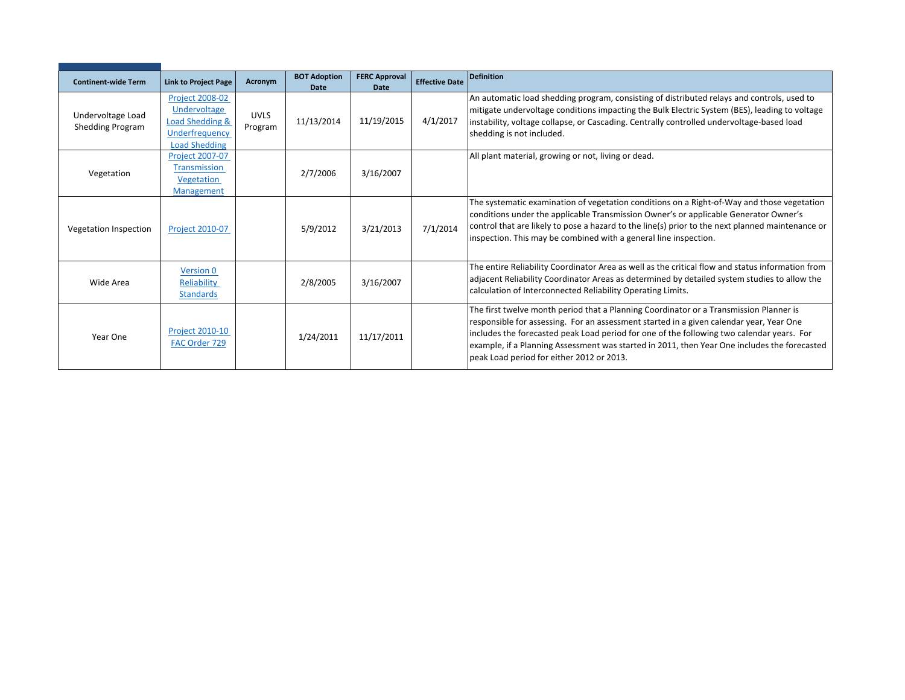| Continent-wide Term | Link to Project Page | Acronym | BOT Adoption Date | FERC Approval Date | Effective Date | Definition |
| --- | --- | --- | --- | --- | --- | --- |
| Undervoltage Load Shedding Program | Project 2008-02 Undervoltage Load Shedding & Underfrequency Load Shedding | UVLS Program | 11/13/2014 | 11/19/2015 | 4/1/2017 | An automatic load shedding program, consisting of distributed relays and controls, used to mitigate undervoltage conditions impacting the Bulk Electric System (BES), leading to voltage instability, voltage collapse, or Cascading. Centrally controlled undervoltage-based load shedding is not included. |
| Vegetation | Project 2007-07 Transmission Vegetation Management | | 2/7/2006 | 3/16/2007 | | All plant material, growing or not, living or dead. |
| Vegetation Inspection | Project 2010-07 | | 5/9/2012 | 3/21/2013 | 7/1/2014 | The systematic examination of vegetation conditions on a Right-of-Way and those vegetation conditions under the applicable Transmission Owner's or applicable Generator Owner's control that are likely to pose a hazard to the line(s) prior to the next planned maintenance or inspection. This may be combined with a general line inspection. |
| Wide Area | Version 0 Reliability Standards | | 2/8/2005 | 3/16/2007 | | The entire Reliability Coordinator Area as well as the critical flow and status information from adjacent Reliability Coordinator Areas as determined by detailed system studies to allow the calculation of Interconnected Reliability Operating Limits. |
| Year One | Project 2010-10 FAC Order 729 | | 1/24/2011 | 11/17/2011 | | The first twelve month period that a Planning Coordinator or a Transmission Planner is responsible for assessing. For an assessment started in a given calendar year, Year One includes the forecasted peak Load period for one of the following two calendar years. For example, if a Planning Assessment was started in 2011, then Year One includes the forecasted peak Load period for either 2012 or 2013. |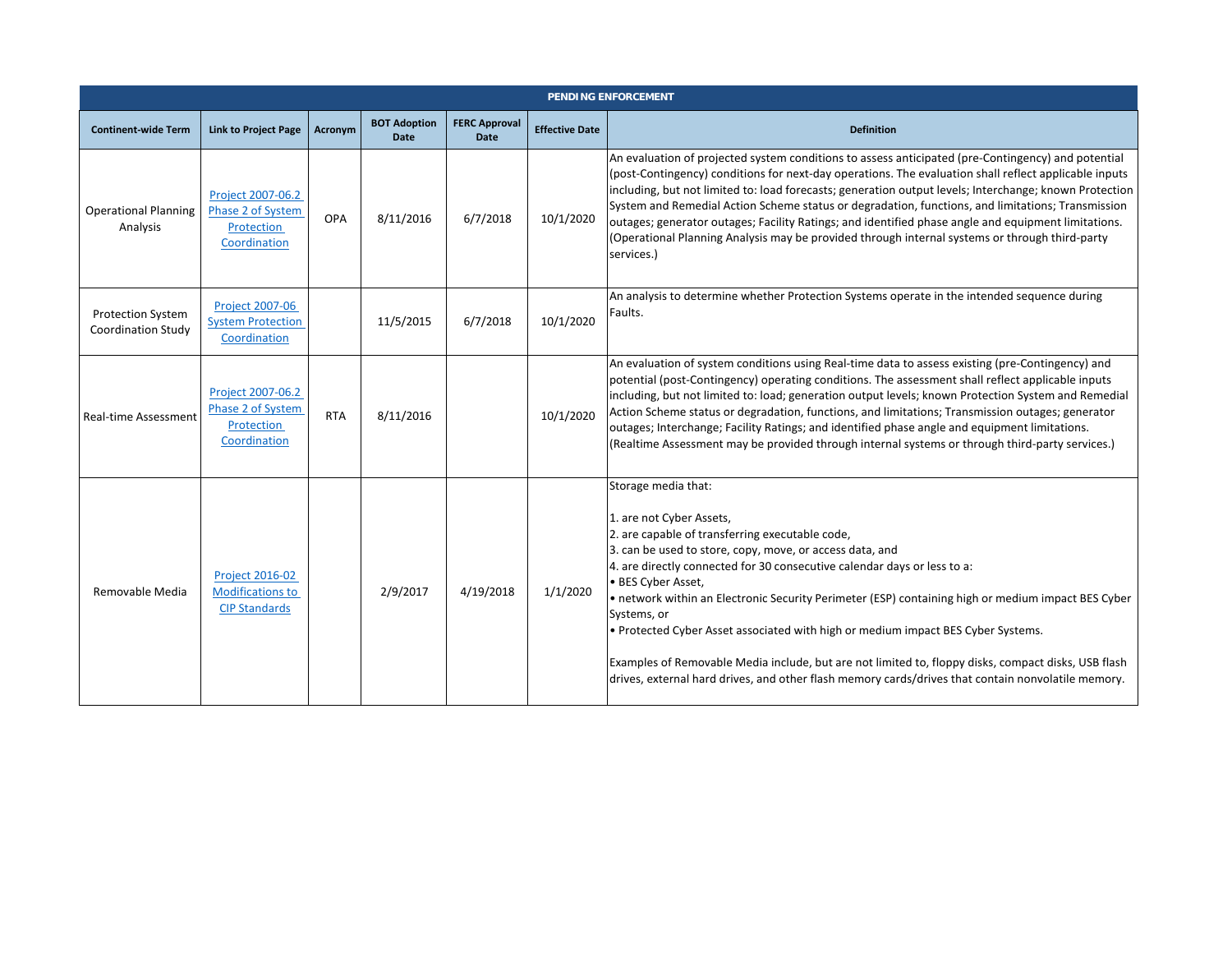| PENDING ENFORCEMENT | | | | | | |
|---|---|---|---|---|---|---|
| **Continent-wide Term** | **Link to Project Page** | **Acronym** | **BOT Adoption Date** | **FERC Approval Date** | **Effective Date** | **Definition** |
| Operational Planning Analysis | Project 2007-06.2 Phase 2 of System Protection Coordination | OPA | 8/11/2016 | 6/7/2018 | 10/1/2020 | An evaluation of projected system conditions to assess anticipated (pre-Contingency) and potential (post-Contingency) conditions for next-day operations. The evaluation shall reflect applicable inputs including, but not limited to: load forecasts; generation output levels; Interchange; known Protection System and Remedial Action Scheme status or degradation, functions, and limitations; Transmission outages; generator outages; Facility Ratings; and identified phase angle and equipment limitations. (Operational Planning Analysis may be provided through internal systems or through third-party services.) |
| Protection System Coordination Study | Project 2007-06 System Protection Coordination | | 11/5/2015 | 6/7/2018 | 10/1/2020 | An analysis to determine whether Protection Systems operate in the intended sequence during Faults. |
| Real-time Assessment | Project 2007-06.2 Phase 2 of System Protection Coordination | RTA | 8/11/2016 | | 10/1/2020 | An evaluation of system conditions using Real-time data to assess existing (pre-Contingency) and potential (post-Contingency) operating conditions. The assessment shall reflect applicable inputs including, but not limited to: load; generation output levels; known Protection System and Remedial Action Scheme status or degradation, functions, and limitations; Transmission outages; generator outages; Interchange; Facility Ratings; and identified phase angle and equipment limitations. (Realtime Assessment may be provided through internal systems or through third-party services.) |
| Removable Media | Project 2016-02 Modifications to CIP Standards | | 2/9/2017 | 4/19/2018 | 1/1/2020 | Storage media that:<br><br>1. are not Cyber Assets,<br>2. are capable of transferring executable code,<br>3. can be used to store, copy, move, or access data, and<br>4. are directly connected for 30 consecutive calendar days or less to a:<br>• BES Cyber Asset,<br>• network within an Electronic Security Perimeter (ESP) containing high or medium impact BES Cyber Systems, or<br>• Protected Cyber Asset associated with high or medium impact BES Cyber Systems.<br><br>Examples of Removable Media include, but are not limited to, floppy disks, compact disks, USB flash drives, external hard drives, and other flash memory cards/drives that contain nonvolatile memory. |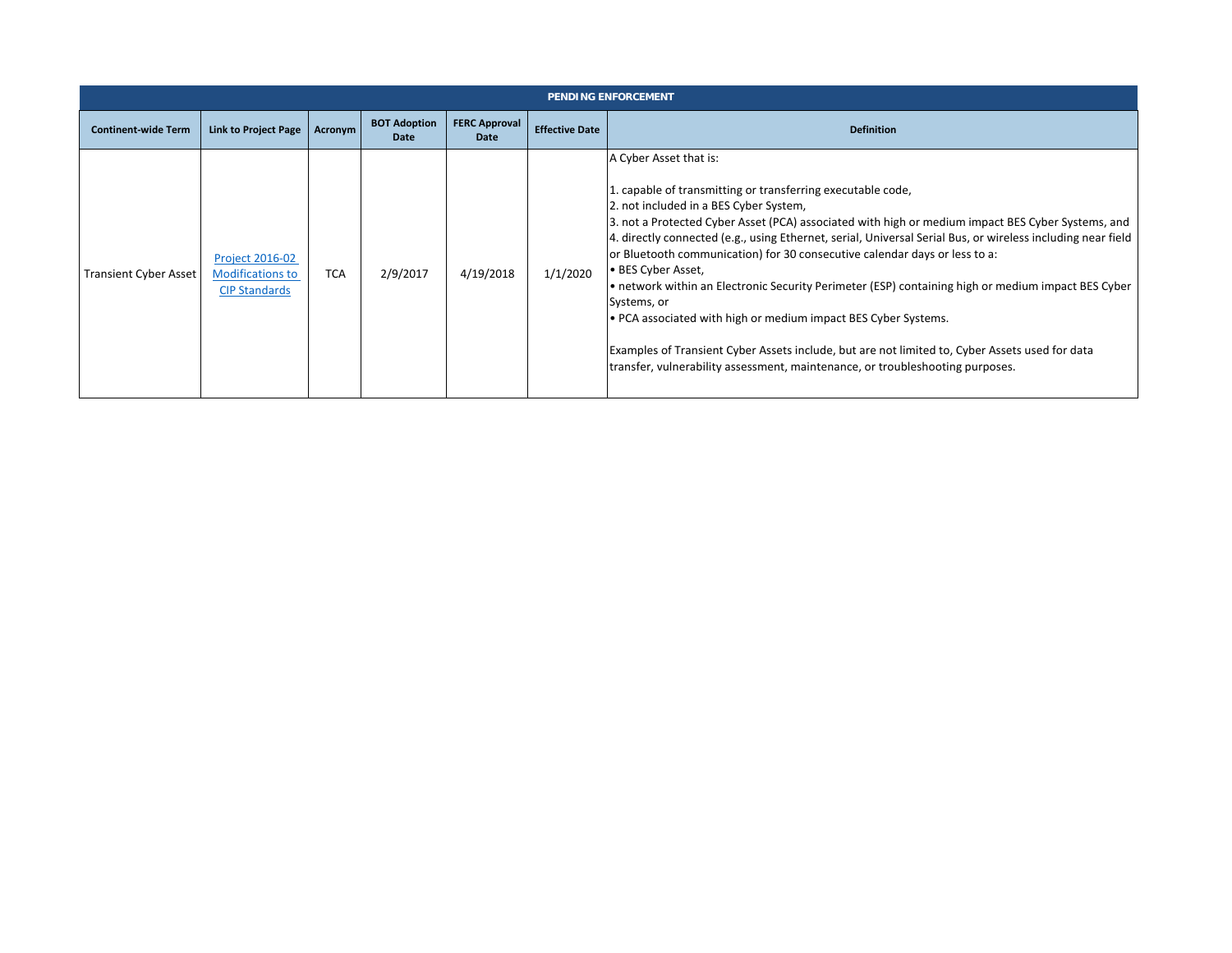| PENDING ENFORCEMENT | | | | | | |
|---|---|---|---|---|---|---|
| **Continent-wide Term** | **Link to Project Page** | **Acronym** | **BOT Adoption Date** | **FERC Approval Date** | **Effective Date** | **Definition** |
| Transient Cyber Asset | [Project 2016-02 Modifications to CIP Standards]() | TCA | 2/9/2017 | 4/19/2018 | 1/1/2020 | A Cyber Asset that is:<br><br>1. capable of transmitting or transferring executable code,<br>2. not included in a BES Cyber System,<br>3. not a Protected Cyber Asset (PCA) associated with high or medium impact BES Cyber Systems, and<br>4. directly connected (e.g., using Ethernet, serial, Universal Serial Bus, or wireless including near field or Bluetooth communication) for 30 consecutive calendar days or less to a:<br>• BES Cyber Asset,<br>• network within an Electronic Security Perimeter (ESP) containing high or medium impact BES Cyber Systems, or<br>• PCA associated with high or medium impact BES Cyber Systems.<br><br>Examples of Transient Cyber Assets include, but are not limited to, Cyber Assets used for data transfer, vulnerability assessment, maintenance, or troubleshooting purposes. |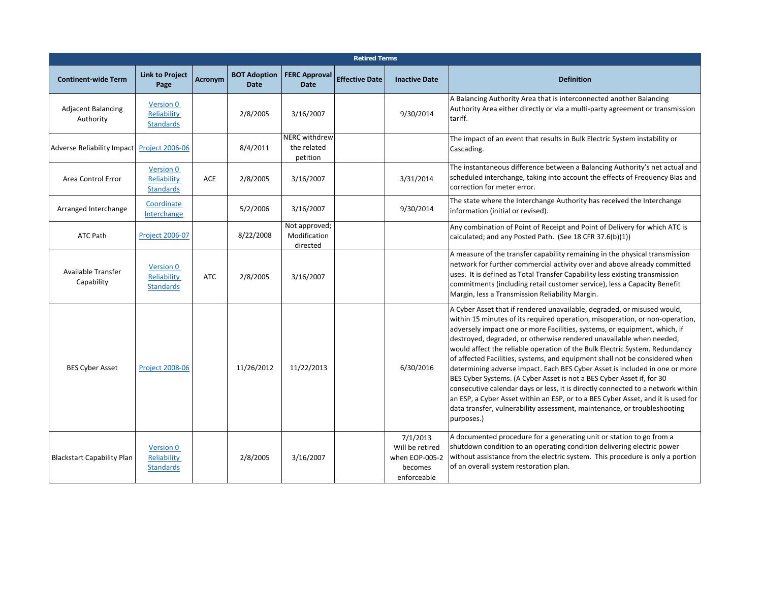| Retired Terms | | | | | | | |
|---|---|---|---|---|---|---|---|
| **Continent-wide Term** | **Link to Project Page** | **Acronym** | **BOT Adoption Date** | **FERC Approval Date** | **Effective Date** | **Inactive Date** | **Definition** |
| Adjacent Balancing Authority | Version 0 Reliability Standards | | 2/8/2005 | 3/16/2007 | | 9/30/2014 | A Balancing Authority Area that is interconnected another Balancing Authority Area either directly or via a multi-party agreement or transmission tariff. |
| Adverse Reliability Impact | Project 2006-06 | | 8/4/2011 | NERC withdrew the related petition | | | The impact of an event that results in Bulk Electric System instability or Cascading. |
| Area Control Error | Version 0 Reliability Standards | ACE | 2/8/2005 | 3/16/2007 | | 3/31/2014 | The instantaneous difference between a Balancing Authority's net actual and scheduled interchange, taking into account the effects of Frequency Bias and correction for meter error. |
| Arranged Interchange | Coordinate Interchange | | 5/2/2006 | 3/16/2007 | | 9/30/2014 | The state where the Interchange Authority has received the Interchange information (initial or revised). |
| ATC Path | Project 2006-07 | | 8/22/2008 | Not approved; Modification directed | | | Any combination of Point of Receipt and Point of Delivery for which ATC is calculated; and any Posted Path. (See 18 CFR 37.6(b)(1)) |
| Available Transfer Capability | Version 0 Reliability Standards | ATC | 2/8/2005 | 3/16/2007 | | | A measure of the transfer capability remaining in the physical transmission network for further commercial activity over and above already committed uses. It is defined as Total Transfer Capability less existing transmission commitments (including retail customer service), less a Capacity Benefit Margin, less a Transmission Reliability Margin. |
| BES Cyber Asset | Project 2008-06 | | 11/26/2012 | 11/22/2013 | | 6/30/2016 | A Cyber Asset that if rendered unavailable, degraded, or misused would, within 15 minutes of its required operation, misoperation, or non-operation, adversely impact one or more Facilities, systems, or equipment, which, if destroyed, degraded, or otherwise rendered unavailable when needed, would affect the reliable operation of the Bulk Electric System. Redundancy of affected Facilities, systems, and equipment shall not be considered when determining adverse impact. Each BES Cyber Asset is included in one or more BES Cyber Systems. (A Cyber Asset is not a BES Cyber Asset if, for 30 consecutive calendar days or less, it is directly connected to a network within an ESP, a Cyber Asset within an ESP, or to a BES Cyber Asset, and it is used for data transfer, vulnerability assessment, maintenance, or troubleshooting purposes.) |
| Blackstart Capability Plan | Version 0 Reliability Standards | | 2/8/2005 | 3/16/2007 | | 7/1/2013 Will be retired when EOP-005-2 becomes enforceable | A documented procedure for a generating unit or station to go from a shutdown condition to an operating condition delivering electric power without assistance from the electric system. This procedure is only a portion of an overall system restoration plan. |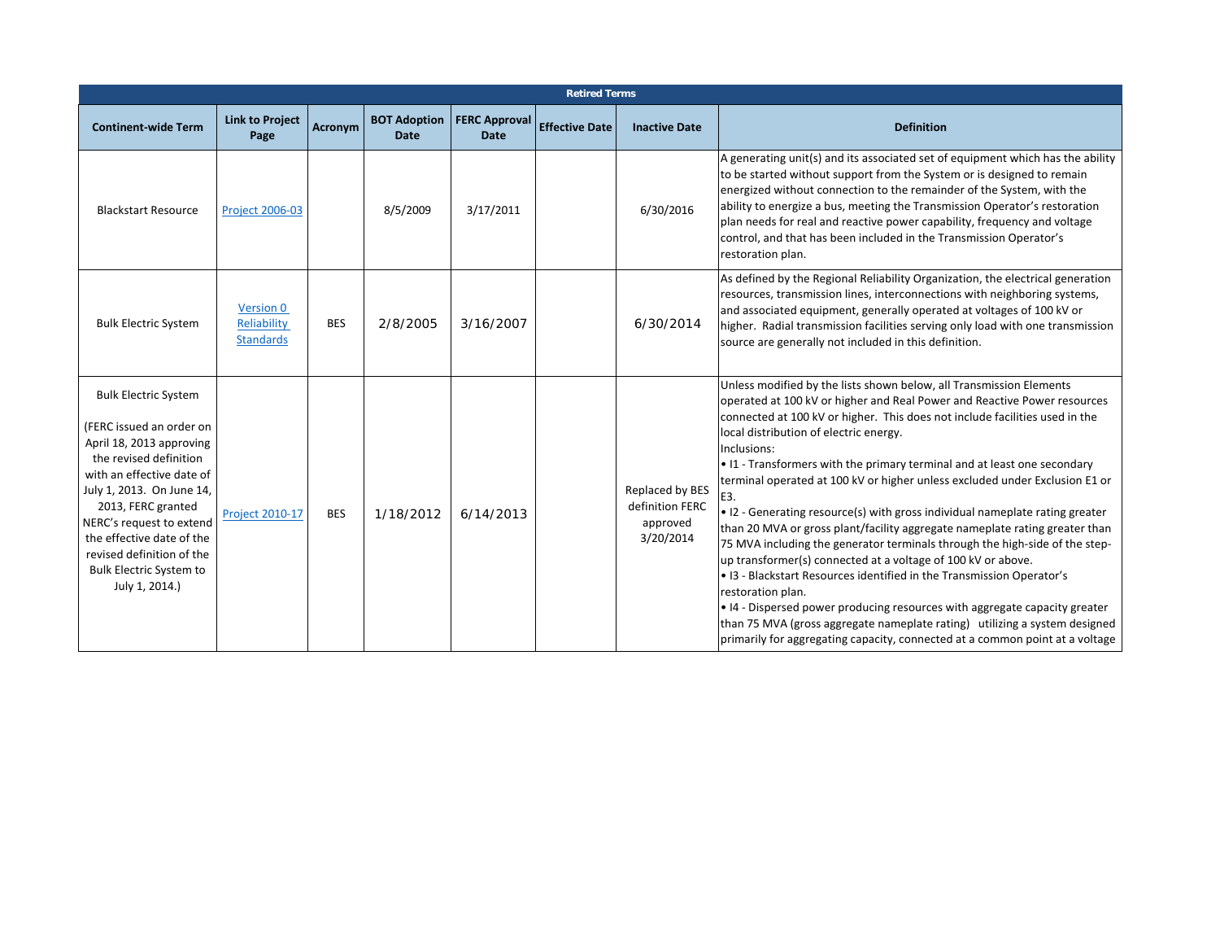| Retired Terms | | | | | | | |
|---|---|---|---|---|---|---|---|
| **Continent-wide Term** | **Link to Project Page** | **Acronym** | **BOT Adoption Date** | **FERC Approval Date** | **Effective Date** | **Inactive Date** | **Definition** |
| Blackstart Resource | Project 2006-03 | | 8/5/2009 | 3/17/2011 | | 6/30/2016 | A generating unit(s) and its associated set of equipment which has the ability to be started without support from the System or is designed to remain energized without connection to the remainder of the System, with the ability to energize a bus, meeting the Transmission Operator's restoration plan needs for real and reactive power capability, frequency and voltage control, and that has been included in the Transmission Operator's restoration plan. |
| Bulk Electric System | Version 0 Reliability Standards | BES | 2/8/2005 | 3/16/2007 | | 6/30/2014 | As defined by the Regional Reliability Organization, the electrical generation resources, transmission lines, interconnections with neighboring systems, and associated equipment, generally operated at voltages of 100 kV or higher. Radial transmission facilities serving only load with one transmission source are generally not included in this definition. |
| Bulk Electric System<br><br>(FERC issued an order on April 18, 2013 approving the revised definition with an effective date of July 1, 2013. On June 14, 2013, FERC granted NERC's request to extend the effective date of the revised definition of the Bulk Electric System to July 1, 2014.) | Project 2010-17 | BES | 1/18/2012 | 6/14/2013 | | Replaced by BES definition FERC approved 3/20/2014 | Unless modified by the lists shown below, all Transmission Elements operated at 100 kV or higher and Real Power and Reactive Power resources connected at 100 kV or higher. This does not include facilities used in the local distribution of electric energy.<br>Inclusions:<br>• I1 - Transformers with the primary terminal and at least one secondary terminal operated at 100 kV or higher unless excluded under Exclusion E1 or E3.<br>• I2 - Generating resource(s) with gross individual nameplate rating greater than 20 MVA or gross plant/facility aggregate nameplate rating greater than 75 MVA including the generator terminals through the high-side of the step-up transformer(s) connected at a voltage of 100 kV or above.<br>• I3 - Blackstart Resources identified in the Transmission Operator's restoration plan.<br>• I4 - Dispersed power producing resources with aggregate capacity greater than 75 MVA (gross aggregate nameplate rating) utilizing a system designed primarily for aggregating capacity, connected at a common point at a voltage |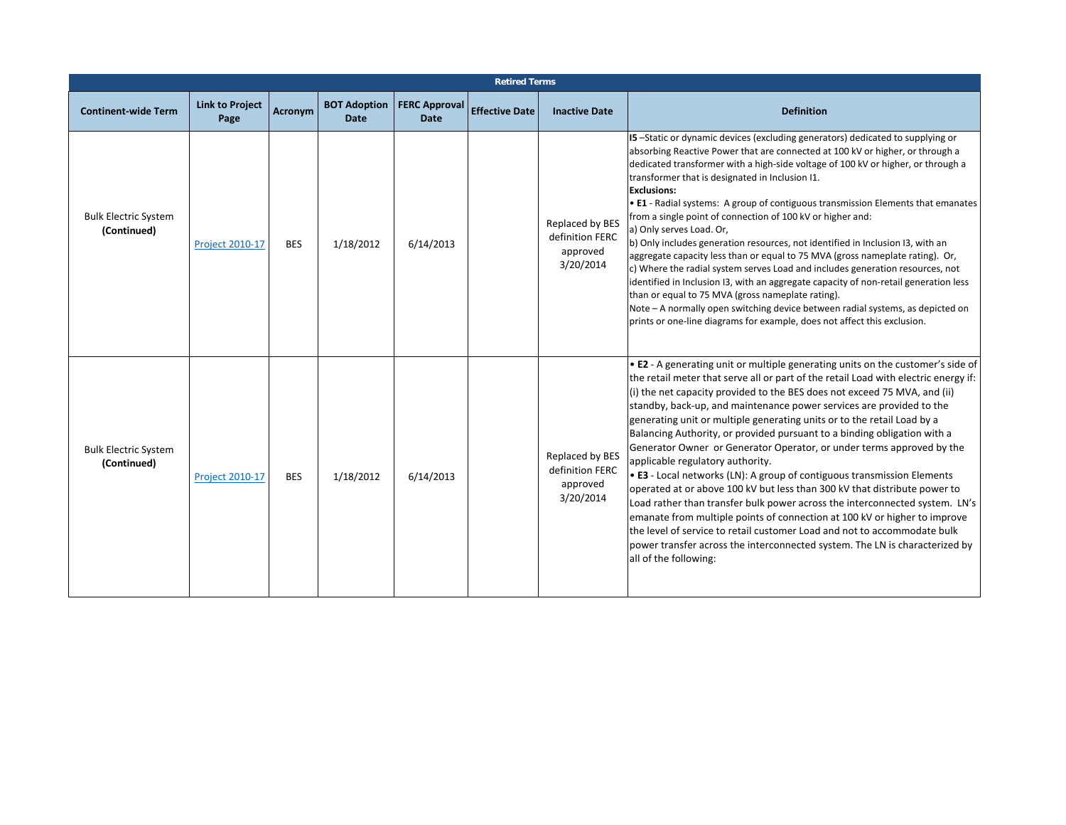| Retired Terms | | | | | | | |
|---|---|---|---|---|---|---|---|
| **Continent-wide Term** | **Link to Project Page** | **Acronym** | **BOT Adoption Date** | **FERC Approval Date** | **Effective Date** | **Inactive Date** | **Definition** |
| Bulk Electric System **(Continued)** | Project 2010-17 | BES | 1/18/2012 | 6/14/2013 | | Replaced by BES definition FERC approved 3/20/2014 | **I5** –Static or dynamic devices (excluding generators) dedicated to supplying or absorbing Reactive Power that are connected at 100 kV or higher, or through a dedicated transformer with a high-side voltage of 100 kV or higher, or through a transformer that is designated in Inclusion I1.<br>**Exclusions:**<br>• **E1** - Radial systems: A group of contiguous transmission Elements that emanates from a single point of connection of 100 kV or higher and:<br>a) Only serves Load. Or,<br>b) Only includes generation resources, not identified in Inclusion I3, with an aggregate capacity less than or equal to 75 MVA (gross nameplate rating). Or,<br>c) Where the radial system serves Load and includes generation resources, not identified in Inclusion I3, with an aggregate capacity of non-retail generation less than or equal to 75 MVA (gross nameplate rating).<br>Note – A normally open switching device between radial systems, as depicted on prints or one-line diagrams for example, does not affect this exclusion. |
| Bulk Electric System **(Continued)** | Project 2010-17 | BES | 1/18/2012 | 6/14/2013 | | Replaced by BES definition FERC approved 3/20/2014 | • **E2** - A generating unit or multiple generating units on the customer's side of the retail meter that serve all or part of the retail Load with electric energy if: (i) the net capacity provided to the BES does not exceed 75 MVA, and (ii) standby, back-up, and maintenance power services are provided to the generating unit or multiple generating units or to the retail Load by a Balancing Authority, or provided pursuant to a binding obligation with a Generator Owner or Generator Operator, or under terms approved by the applicable regulatory authority.<br>• **E3** - Local networks (LN): A group of contiguous transmission Elements operated at or above 100 kV but less than 300 kV that distribute power to Load rather than transfer bulk power across the interconnected system. LN's emanate from multiple points of connection at 100 kV or higher to improve the level of service to retail customer Load and not to accommodate bulk power transfer across the interconnected system. The LN is characterized by all of the following: |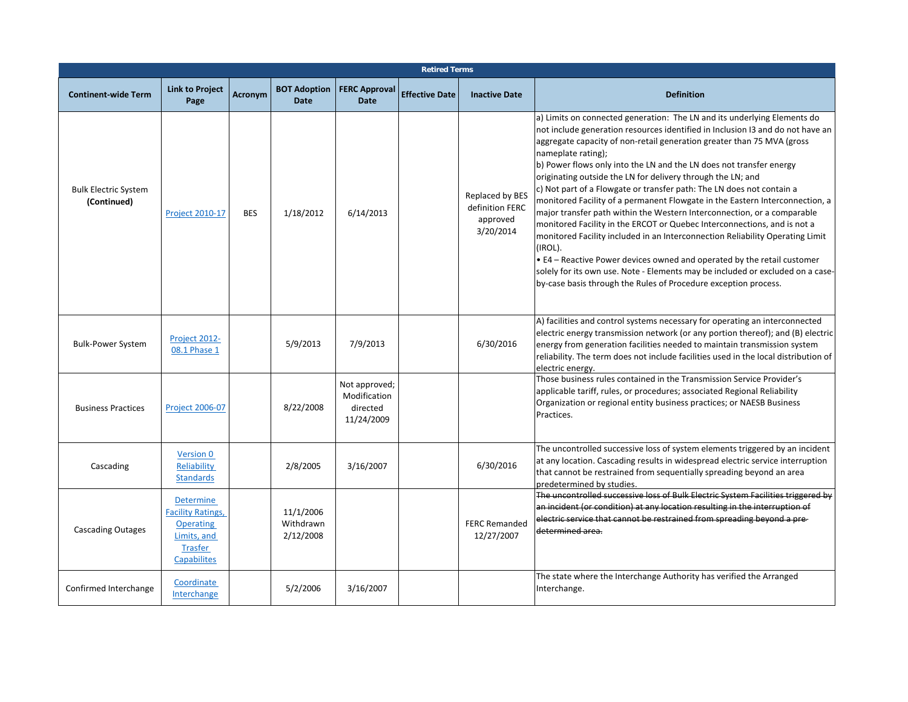| Retired Terms | | | | | | | |
|---|---|---|---|---|---|---|---|
| **Continent-wide Term** | **Link to Project Page** | **Acronym** | **BOT Adoption Date** | **FERC Approval Date** | **Effective Date** | **Inactive Date** | **Definition** |
| Bulk Electric System **(Continued)** | Project 2010-17 | BES | 1/18/2012 | 6/14/2013 | | Replaced by BES definition FERC approved 3/20/2014 | a) Limits on connected generation: The LN and its underlying Elements do not include generation resources identified in Inclusion I3 and do not have an aggregate capacity of non-retail generation greater than 75 MVA (gross nameplate rating);<br>b) Power flows only into the LN and the LN does not transfer energy originating outside the LN for delivery through the LN; and<br>c) Not part of a Flowgate or transfer path: The LN does not contain a monitored Facility of a permanent Flowgate in the Eastern Interconnection, a major transfer path within the Western Interconnection, or a comparable monitored Facility in the ERCOT or Quebec Interconnections, and is not a monitored Facility included in an Interconnection Reliability Operating Limit (IROL).<br>• E4 – Reactive Power devices owned and operated by the retail customer solely for its own use. Note - Elements may be included or excluded on a case-by-case basis through the Rules of Procedure exception process. |
| Bulk-Power System | Project 2012-08.1 Phase 1 | | 5/9/2013 | 7/9/2013 | | 6/30/2016 | A) facilities and control systems necessary for operating an interconnected electric energy transmission network (or any portion thereof); and (B) electric energy from generation facilities needed to maintain transmission system reliability. The term does not include facilities used in the local distribution of electric energy. |
| Business Practices | Project 2006-07 | | 8/22/2008 | Not approved; Modification directed 11/24/2009 | | | Those business rules contained in the Transmission Service Provider's applicable tariff, rules, or procedures; associated Regional Reliability Organization or regional entity business practices; or NAESB Business Practices. |
| Cascading | Version 0 Reliability Standards | | 2/8/2005 | 3/16/2007 | | 6/30/2016 | The uncontrolled successive loss of system elements triggered by an incident at any location. Cascading results in widespread electric service interruption that cannot be restrained from sequentially spreading beyond an area predetermined by studies. |
| Cascading Outages | Determine Facility Ratings, Operating Limits, and Trasfer Capabilites | | 11/1/2006 Withdrawn 2/12/2008 | | | FERC Remanded 12/27/2007 | ~~The uncontrolled successive loss of Bulk Electric System Facilities triggered by an incident (or condition) at any location resulting in the interruption of electric service that cannot be restrained from spreading beyond a pre-determined area.~~ |
| Confirmed Interchange | Coordinate Interchange | | 5/2/2006 | 3/16/2007 | | | The state where the Interchange Authority has verified the Arranged Interchange. |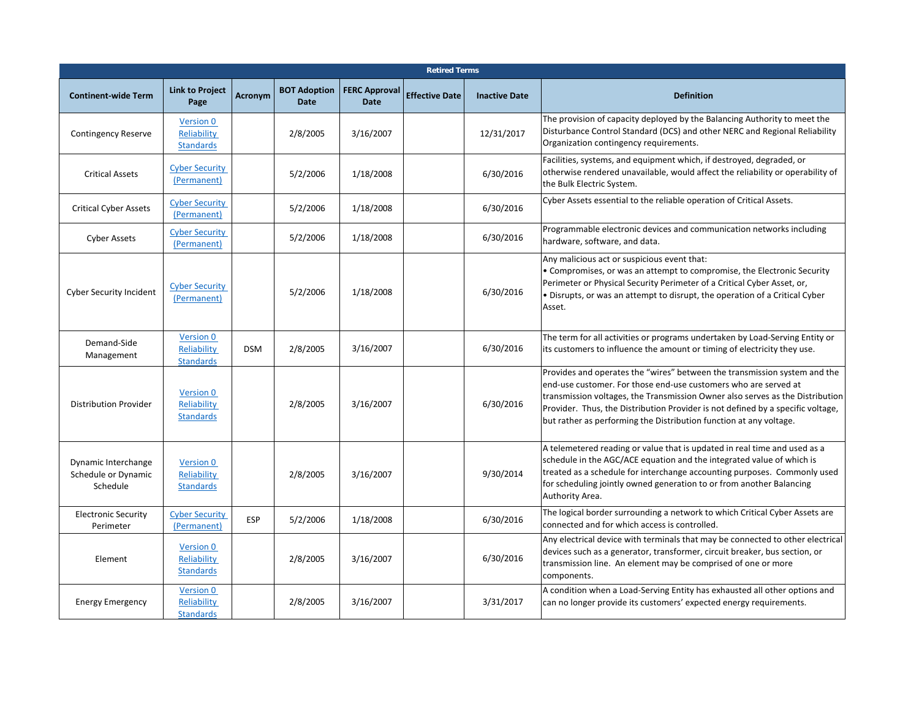| Retired Terms | | | | | | | |
|---|---|---|---|---|---|---|---|
| Continent-wide Term | Link to Project Page | Acronym | BOT Adoption Date | FERC Approval Date | Effective Date | Inactive Date | Definition |
| Contingency Reserve | Version 0 Reliability Standards | | 2/8/2005 | 3/16/2007 | | 12/31/2017 | The provision of capacity deployed by the Balancing Authority to meet the Disturbance Control Standard (DCS) and other NERC and Regional Reliability Organization contingency requirements. |
| Critical Assets | Cyber Security (Permanent) | | 5/2/2006 | 1/18/2008 | | 6/30/2016 | Facilities, systems, and equipment which, if destroyed, degraded, or otherwise rendered unavailable, would affect the reliability or operability of the Bulk Electric System. |
| Critical Cyber Assets | Cyber Security (Permanent) | | 5/2/2006 | 1/18/2008 | | 6/30/2016 | Cyber Assets essential to the reliable operation of Critical Assets. |
| Cyber Assets | Cyber Security (Permanent) | | 5/2/2006 | 1/18/2008 | | 6/30/2016 | Programmable electronic devices and communication networks including hardware, software, and data. |
| Cyber Security Incident | Cyber Security (Permanent) | | 5/2/2006 | 1/18/2008 | | 6/30/2016 | Any malicious act or suspicious event that:<br>• Compromises, or was an attempt to compromise, the Electronic Security Perimeter or Physical Security Perimeter of a Critical Cyber Asset, or,<br>• Disrupts, or was an attempt to disrupt, the operation of a Critical Cyber Asset. |
| Demand-Side Management | Version 0 Reliability Standards | DSM | 2/8/2005 | 3/16/2007 | | 6/30/2016 | The term for all activities or programs undertaken by Load-Serving Entity or its customers to influence the amount or timing of electricity they use. |
| Distribution Provider | Version 0 Reliability Standards | | 2/8/2005 | 3/16/2007 | | 6/30/2016 | Provides and operates the “wires” between the transmission system and the end-use customer. For those end-use customers who are served at transmission voltages, the Transmission Owner also serves as the Distribution Provider. Thus, the Distribution Provider is not defined by a specific voltage, but rather as performing the Distribution function at any voltage. |
| Dynamic Interchange Schedule or Dynamic Schedule | Version 0 Reliability Standards | | 2/8/2005 | 3/16/2007 | | 9/30/2014 | A telemetered reading or value that is updated in real time and used as a schedule in the AGC/ACE equation and the integrated value of which is treated as a schedule for interchange accounting purposes. Commonly used for scheduling jointly owned generation to or from another Balancing Authority Area. |
| Electronic Security Perimeter | Cyber Security (Permanent) | ESP | 5/2/2006 | 1/18/2008 | | 6/30/2016 | The logical border surrounding a network to which Critical Cyber Assets are connected and for which access is controlled. |
| Element | Version 0 Reliability Standards | | 2/8/2005 | 3/16/2007 | | 6/30/2016 | Any electrical device with terminals that may be connected to other electrical devices such as a generator, transformer, circuit breaker, bus section, or transmission line. An element may be comprised of one or more components. |
| Energy Emergency | Version 0 Reliability Standards | | 2/8/2005 | 3/16/2007 | | 3/31/2017 | A condition when a Load-Serving Entity has exhausted all other options and can no longer provide its customers’ expected energy requirements. |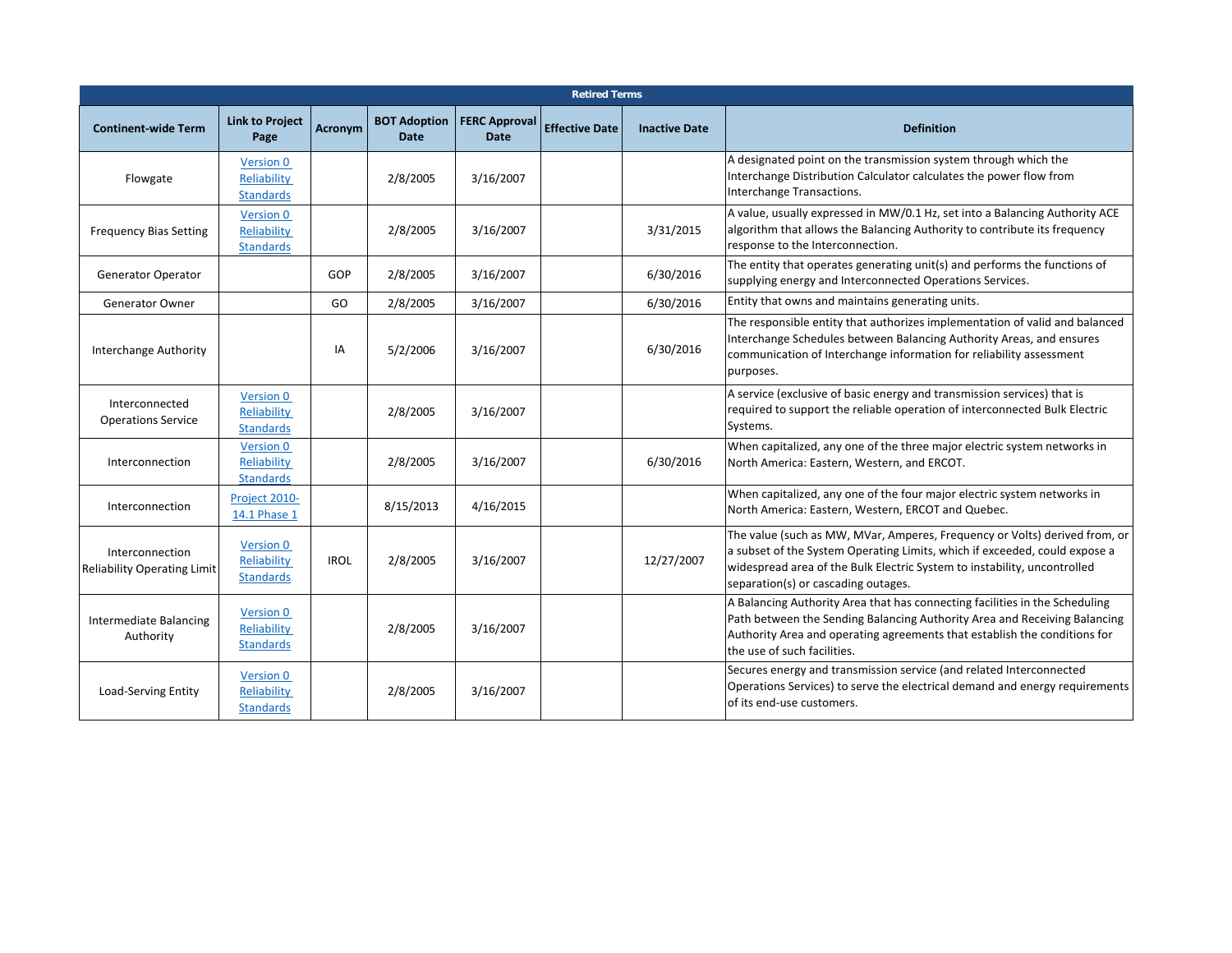| Retired Terms | | | | | | | |
|---|---|---|---|---|---|---|---|
| **Continent-wide Term** | **Link to Project Page** | **Acronym** | **BOT Adoption Date** | **FERC Approval Date** | **Effective Date** | **Inactive Date** | **Definition** |
| Flowgate | Version 0 Reliability Standards | | 2/8/2005 | 3/16/2007 | | | A designated point on the transmission system through which the Interchange Distribution Calculator calculates the power flow from Interchange Transactions. |
| Frequency Bias Setting | Version 0 Reliability Standards | | 2/8/2005 | 3/16/2007 | | 3/31/2015 | A value, usually expressed in MW/0.1 Hz, set into a Balancing Authority ACE algorithm that allows the Balancing Authority to contribute its frequency response to the Interconnection. |
| Generator Operator | | GOP | 2/8/2005 | 3/16/2007 | | 6/30/2016 | The entity that operates generating unit(s) and performs the functions of supplying energy and Interconnected Operations Services. |
| Generator Owner | | GO | 2/8/2005 | 3/16/2007 | | 6/30/2016 | Entity that owns and maintains generating units. |
| Interchange Authority | | IA | 5/2/2006 | 3/16/2007 | | 6/30/2016 | The responsible entity that authorizes implementation of valid and balanced Interchange Schedules between Balancing Authority Areas, and ensures communication of Interchange information for reliability assessment purposes. |
| Interconnected Operations Service | Version 0 Reliability Standards | | 2/8/2005 | 3/16/2007 | | | A service (exclusive of basic energy and transmission services) that is required to support the reliable operation of interconnected Bulk Electric Systems. |
| Interconnection | Version 0 Reliability Standards | | 2/8/2005 | 3/16/2007 | | 6/30/2016 | When capitalized, any one of the three major electric system networks in North America: Eastern, Western, and ERCOT. |
| Interconnection | Project 2010-14.1 Phase 1 | | 8/15/2013 | 4/16/2015 | | | When capitalized, any one of the four major electric system networks in North America: Eastern, Western, ERCOT and Quebec. |
| Interconnection Reliability Operating Limit | Version 0 Reliability Standards | IROL | 2/8/2005 | 3/16/2007 | | 12/27/2007 | The value (such as MW, MVar, Amperes, Frequency or Volts) derived from, or a subset of the System Operating Limits, which if exceeded, could expose a widespread area of the Bulk Electric System to instability, uncontrolled separation(s) or cascading outages. |
| Intermediate Balancing Authority | Version 0 Reliability Standards | | 2/8/2005 | 3/16/2007 | | | A Balancing Authority Area that has connecting facilities in the Scheduling Path between the Sending Balancing Authority Area and Receiving Balancing Authority Area and operating agreements that establish the conditions for the use of such facilities. |
| Load-Serving Entity | Version 0 Reliability Standards | | 2/8/2005 | 3/16/2007 | | | Secures energy and transmission service (and related Interconnected Operations Services) to serve the electrical demand and energy requirements of its end-use customers. |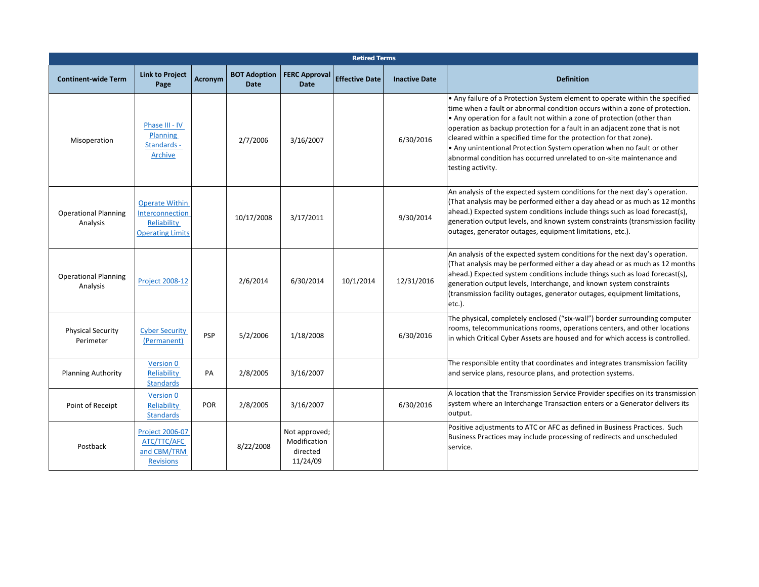| Retired Terms | | | | | | | |
|---|---|---|---|---|---|---|---|
| **Continent-wide Term** | **Link to Project Page** | **Acronym** | **BOT Adoption Date** | **FERC Approval Date** | **Effective Date** | **Inactive Date** | **Definition** |
| Misoperation | Phase III - IV Planning Standards - Archive | | 2/7/2006 | 3/16/2007 | | 6/30/2016 | • Any failure of a Protection System element to operate within the specified time when a fault or abnormal condition occurs within a zone of protection.<br>• Any operation for a fault not within a zone of protection (other than operation as backup protection for a fault in an adjacent zone that is not cleared within a specified time for the protection for that zone).<br>• Any unintentional Protection System operation when no fault or other abnormal condition has occurred unrelated to on-site maintenance and testing activity. |
| Operational Planning Analysis | Operate Within Interconnection Reliability Operating Limits | | 10/17/2008 | 3/17/2011 | | 9/30/2014 | An analysis of the expected system conditions for the next day's operation. (That analysis may be performed either a day ahead or as much as 12 months ahead.) Expected system conditions include things such as load forecast(s), generation output levels, and known system constraints (transmission facility outages, generator outages, equipment limitations, etc.). |
| Operational Planning Analysis | Project 2008-12 | | 2/6/2014 | 6/30/2014 | 10/1/2014 | 12/31/2016 | An analysis of the expected system conditions for the next day's operation. (That analysis may be performed either a day ahead or as much as 12 months ahead.) Expected system conditions include things such as load forecast(s), generation output levels, Interchange, and known system constraints (transmission facility outages, generator outages, equipment limitations, etc.). |
| Physical Security Perimeter | Cyber Security (Permanent) | PSP | 5/2/2006 | 1/18/2008 | | 6/30/2016 | The physical, completely enclosed ("six-wall") border surrounding computer rooms, telecommunications rooms, operations centers, and other locations in which Critical Cyber Assets are housed and for which access is controlled. |
| Planning Authority | Version 0 Reliability Standards | PA | 2/8/2005 | 3/16/2007 | | | The responsible entity that coordinates and integrates transmission facility and service plans, resource plans, and protection systems. |
| Point of Receipt | Version 0 Reliability Standards | POR | 2/8/2005 | 3/16/2007 | | 6/30/2016 | A location that the Transmission Service Provider specifies on its transmission system where an Interchange Transaction enters or a Generator delivers its output. |
| Postback | Project 2006-07 ATC/TTC/AFC and CBM/TRM Revisions | | 8/22/2008 | Not approved; Modification directed 11/24/09 | | | Positive adjustments to ATC or AFC as defined in Business Practices. Such Business Practices may include processing of redirects and unscheduled service. |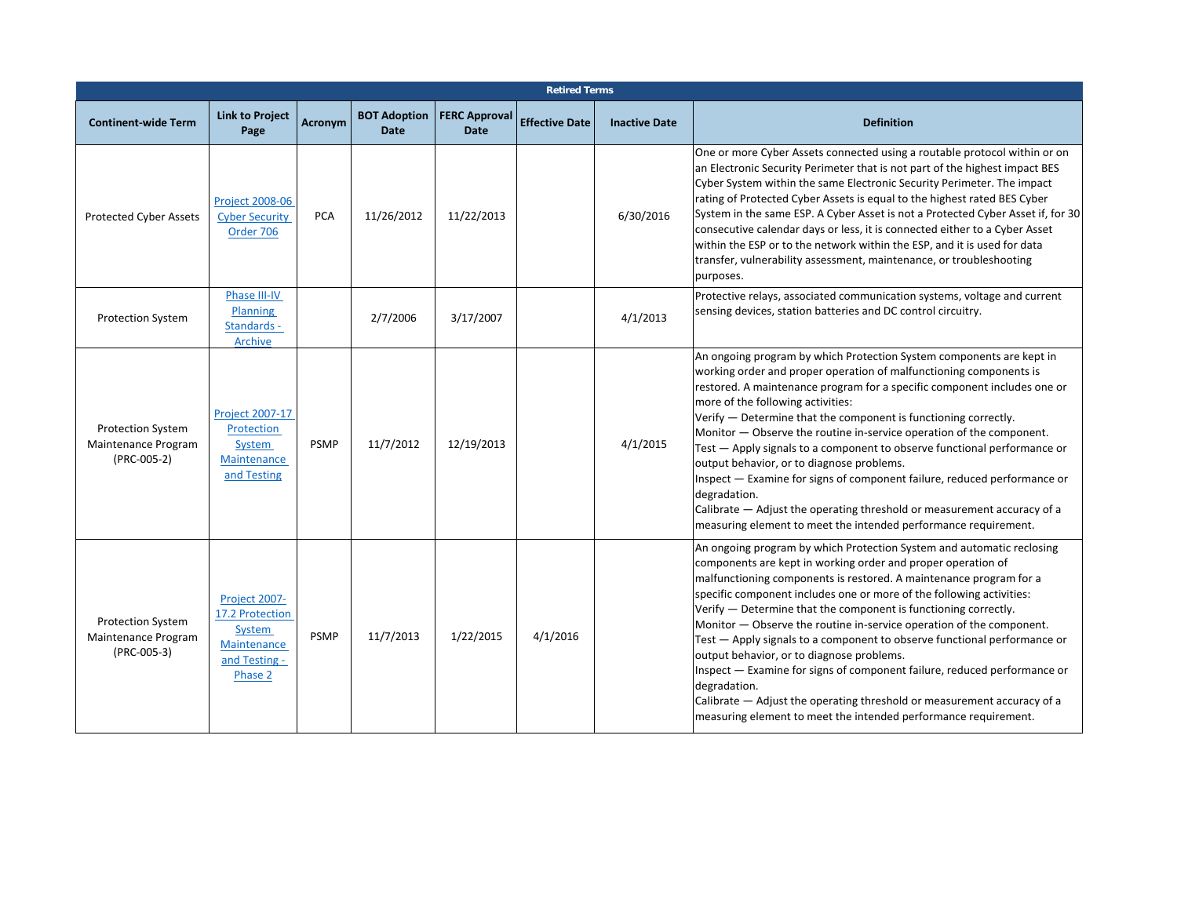| Retired Terms | | | | | | | |
|---|---|---|---|---|---|---|---|
| **Continent-wide Term** | **Link to Project Page** | **Acronym** | **BOT Adoption Date** | **FERC Approval Date** | **Effective Date** | **Inactive Date** | **Definition** |
| Protected Cyber Assets | Project 2008-06 Cyber Security Order 706 | PCA | 11/26/2012 | 11/22/2013 | | 6/30/2016 | One or more Cyber Assets connected using a routable protocol within or on an Electronic Security Perimeter that is not part of the highest impact BES Cyber System within the same Electronic Security Perimeter. The impact rating of Protected Cyber Assets is equal to the highest rated BES Cyber System in the same ESP. A Cyber Asset is not a Protected Cyber Asset if, for 30 consecutive calendar days or less, it is connected either to a Cyber Asset within the ESP or to the network within the ESP, and it is used for data transfer, vulnerability assessment, maintenance, or troubleshooting purposes. |
| Protection System | Phase III-IV Planning Standards - Archive | | 2/7/2006 | 3/17/2007 | | 4/1/2013 | Protective relays, associated communication systems, voltage and current sensing devices, station batteries and DC control circuitry. |
| Protection System Maintenance Program (PRC-005-2) | Project 2007-17 Protection System Maintenance and Testing | PSMP | 11/7/2012 | 12/19/2013 | | 4/1/2015 | An ongoing program by which Protection System components are kept in working order and proper operation of malfunctioning components is restored. A maintenance program for a specific component includes one or more of the following activities:<br>Verify — Determine that the component is functioning correctly.<br>Monitor — Observe the routine in-service operation of the component.<br>Test — Apply signals to a component to observe functional performance or output behavior, or to diagnose problems.<br>Inspect — Examine for signs of component failure, reduced performance or degradation.<br>Calibrate — Adjust the operating threshold or measurement accuracy of a measuring element to meet the intended performance requirement. |
| Protection System Maintenance Program (PRC-005-3) | Project 2007-17.2 Protection System Maintenance and Testing - Phase 2 | PSMP | 11/7/2013 | 1/22/2015 | 4/1/2016 | | An ongoing program by which Protection System and automatic reclosing components are kept in working order and proper operation of malfunctioning components is restored. A maintenance program for a specific component includes one or more of the following activities:<br>Verify — Determine that the component is functioning correctly.<br>Monitor — Observe the routine in-service operation of the component.<br>Test — Apply signals to a component to observe functional performance or output behavior, or to diagnose problems.<br>Inspect — Examine for signs of component failure, reduced performance or degradation.<br>Calibrate — Adjust the operating threshold or measurement accuracy of a measuring element to meet the intended performance requirement. |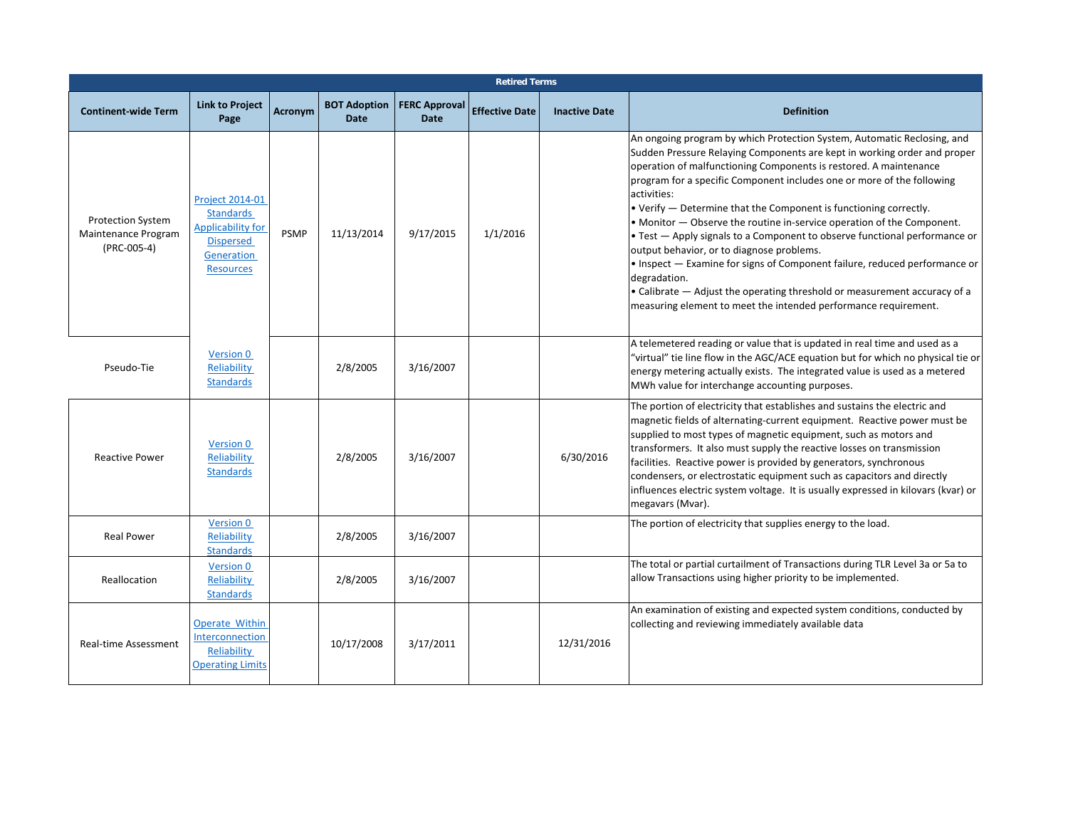| Retired Terms | | | | | | | |
|---|---|---|---|---|---|---|---|
| Continent-wide Term | Link to Project Page | Acronym | BOT Adoption Date | FERC Approval Date | Effective Date | Inactive Date | Definition |
| Protection System Maintenance Program (PRC-005-4) | Project 2014-01 Standards Applicability for Dispersed Generation Resources | PSMP | 11/13/2014 | 9/17/2015 | 1/1/2016 | | An ongoing program by which Protection System, Automatic Reclosing, and Sudden Pressure Relaying Components are kept in working order and proper operation of malfunctioning Components is restored. A maintenance program for a specific Component includes one or more of the following activities:<br>• Verify — Determine that the Component is functioning correctly.<br>• Monitor — Observe the routine in-service operation of the Component.<br>• Test — Apply signals to a Component to observe functional performance or output behavior, or to diagnose problems.<br>• Inspect — Examine for signs of Component failure, reduced performance or degradation.<br>• Calibrate — Adjust the operating threshold or measurement accuracy of a measuring element to meet the intended performance requirement. |
| Pseudo-Tie | Version 0 Reliability Standards | | 2/8/2005 | 3/16/2007 | | | A telemetered reading or value that is updated in real time and used as a "virtual" tie line flow in the AGC/ACE equation but for which no physical tie or energy metering actually exists. The integrated value is used as a metered MWh value for interchange accounting purposes. |
| Reactive Power | Version 0 Reliability Standards | | 2/8/2005 | 3/16/2007 | | 6/30/2016 | The portion of electricity that establishes and sustains the electric and magnetic fields of alternating-current equipment. Reactive power must be supplied to most types of magnetic equipment, such as motors and transformers. It also must supply the reactive losses on transmission facilities. Reactive power is provided by generators, synchronous condensers, or electrostatic equipment such as capacitors and directly influences electric system voltage. It is usually expressed in kilovars (kvar) or megavars (Mvar). |
| Real Power | Version 0 Reliability Standards | | 2/8/2005 | 3/16/2007 | | | The portion of electricity that supplies energy to the load. |
| Reallocation | Version 0 Reliability Standards | | 2/8/2005 | 3/16/2007 | | | The total or partial curtailment of Transactions during TLR Level 3a or 5a to allow Transactions using higher priority to be implemented. |
| Real-time Assessment | Operate Within Interconnection Reliability Operating Limits | | 10/17/2008 | 3/17/2011 | | 12/31/2016 | An examination of existing and expected system conditions, conducted by collecting and reviewing immediately available data |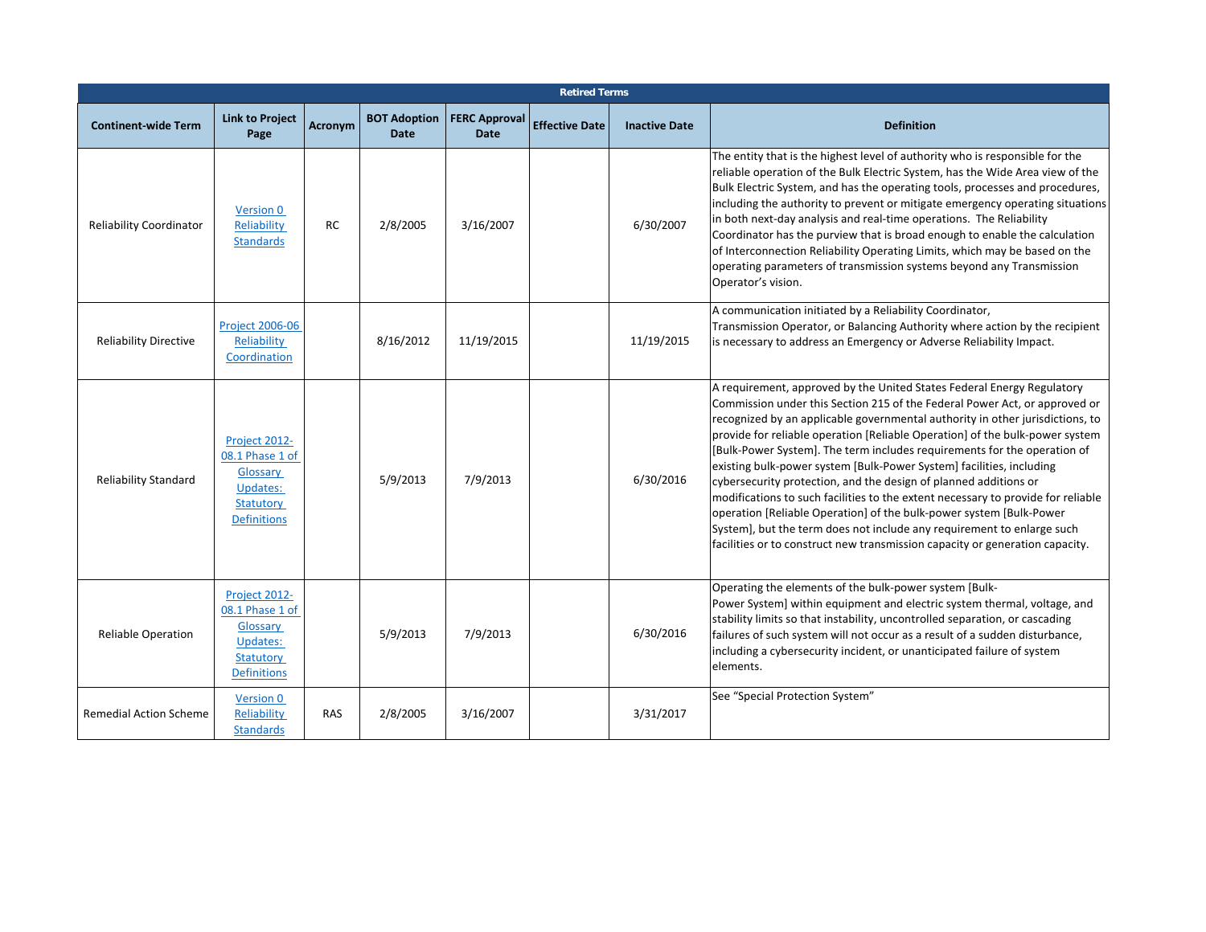| Retired Terms | | | | | | | |
|---|---|---|---|---|---|---|---|
| **Continent-wide Term** | **Link to Project Page** | **Acronym** | **BOT Adoption Date** | **FERC Approval Date** | **Effective Date** | **Inactive Date** | **Definition** |
| Reliability Coordinator | Version 0 Reliability Standards | RC | 2/8/2005 | 3/16/2007 | | 6/30/2007 | The entity that is the highest level of authority who is responsible for the reliable operation of the Bulk Electric System, has the Wide Area view of the Bulk Electric System, and has the operating tools, processes and procedures, including the authority to prevent or mitigate emergency operating situations in both next-day analysis and real-time operations. The Reliability Coordinator has the purview that is broad enough to enable the calculation of Interconnection Reliability Operating Limits, which may be based on the operating parameters of transmission systems beyond any Transmission Operator's vision. |
| Reliability Directive | Project 2006-06 Reliability Coordination | | 8/16/2012 | 11/19/2015 | | 11/19/2015 | A communication initiated by a Reliability Coordinator, Transmission Operator, or Balancing Authority where action by the recipient is necessary to address an Emergency or Adverse Reliability Impact. |
| Reliability Standard | Project 2012-08.1 Phase 1 of Glossary Updates: Statutory Definitions | | 5/9/2013 | 7/9/2013 | | 6/30/2016 | A requirement, approved by the United States Federal Energy Regulatory Commission under this Section 215 of the Federal Power Act, or approved or recognized by an applicable governmental authority in other jurisdictions, to provide for reliable operation [Reliable Operation] of the bulk-power system [Bulk-Power System]. The term includes requirements for the operation of existing bulk-power system [Bulk-Power System] facilities, including cybersecurity protection, and the design of planned additions or modifications to such facilities to the extent necessary to provide for reliable operation [Reliable Operation] of the bulk-power system [Bulk-Power System], but the term does not include any requirement to enlarge such facilities or to construct new transmission capacity or generation capacity. |
| Reliable Operation | Project 2012-08.1 Phase 1 of Glossary Updates: Statutory Definitions | | 5/9/2013 | 7/9/2013 | | 6/30/2016 | Operating the elements of the bulk-power system [Bulk-Power System] within equipment and electric system thermal, voltage, and stability limits so that instability, uncontrolled separation, or cascading failures of such system will not occur as a result of a sudden disturbance, including a cybersecurity incident, or unanticipated failure of system elements. |
| Remedial Action Scheme | Version 0 Reliability Standards | RAS | 2/8/2005 | 3/16/2007 | | 3/31/2017 | See "Special Protection System" |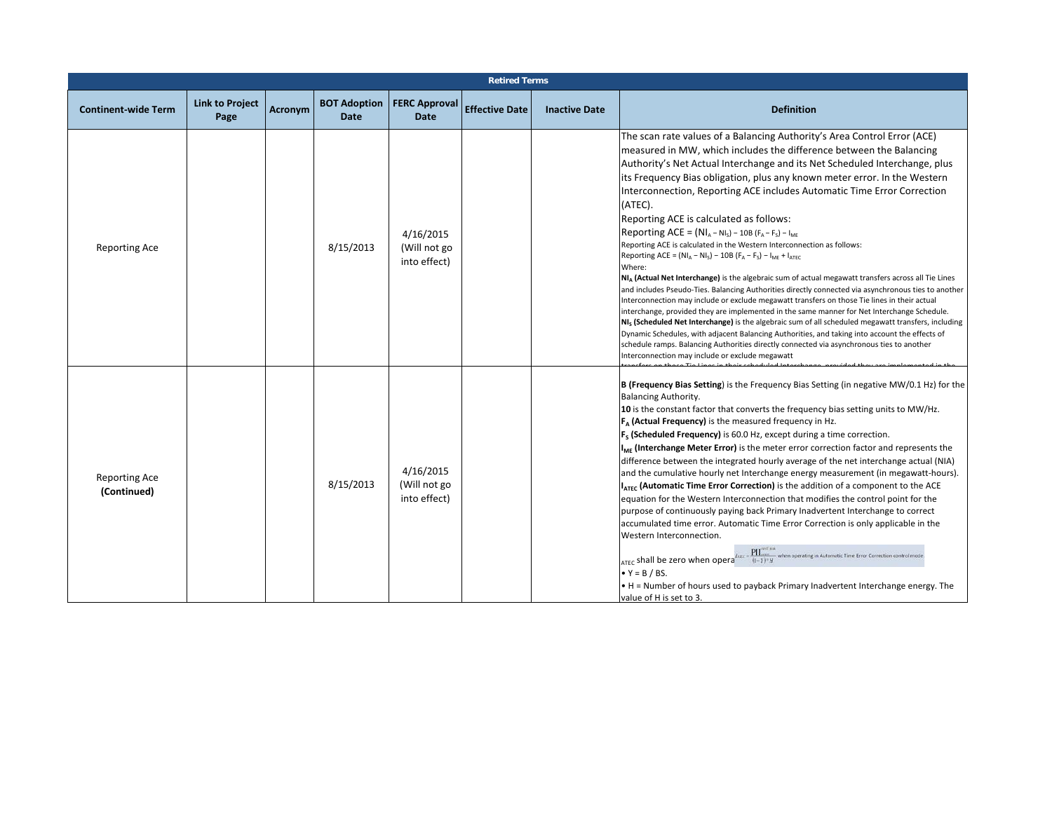| Retired Terms | | | | | | | |
|---|---|---|---|---|---|---|---|
| **Continent-wide Term** | **Link to Project Page** | **Acronym** | **BOT Adoption Date** | **FERC Approval Date** | **Effective Date** | **Inactive Date** | **Definition** |
| Reporting Ace | | | 8/15/2013 | 4/16/2015 (Will not go into effect) | | | The scan rate values of a Balancing Authority's Area Control Error (ACE) measured in MW, which includes the difference between the Balancing Authority's Net Actual Interchange and its Net Scheduled Interchange, plus its Frequency Bias obligation, plus any known meter error. In the Western Interconnection, Reporting ACE includes Automatic Time Error Correction (ATEC).<br>Reporting ACE is calculated as follows:<br>Reporting ACE = $(NI_A - NI_S) - 10B\,(F_A - F_S) - I_{ME}$<br>Reporting ACE is calculated in the Western Interconnection as follows:<br>Reporting ACE = $(NI_A - NI_S) - 10B\,(F_A - F_S) - I_{ME} + I_{ATEC}$<br>Where:<br>**$NI_A$ (Actual Net Interchange)** is the algebraic sum of actual megawatt transfers across all Tie Lines and includes Pseudo-Ties. Balancing Authorities directly connected via asynchronous ties to another Interconnection may include or exclude megawatt transfers on those Tie lines in their actual interchange, provided they are implemented in the same manner for Net Interchange Schedule.<br>**$NI_S$ (Scheduled Net Interchange)** is the algebraic sum of all scheduled megawatt transfers, including Dynamic Schedules, with adjacent Balancing Authorities, and taking into account the effects of schedule ramps. Balancing Authorities directly connected via asynchronous ties to another Interconnection may include or exclude megawatt transfers on those Tie Lines in their scheduled Interchange, provided they are implemented in the |
| Reporting Ace **(Continued)** | | | 8/15/2013 | 4/16/2015 (Will not go into effect) | | | **B (Frequency Bias Setting)** is the Frequency Bias Setting (in negative MW/0.1 Hz) for the Balancing Authority.<br>**10** is the constant factor that converts the frequency bias setting units to MW/Hz.<br>**$F_A$ (Actual Frequency)** is the measured frequency in Hz.<br>**$F_S$ (Scheduled Frequency)** is 60.0 Hz, except during a time correction.<br>**$I_{ME}$ (Interchange Meter Error)** is the meter error correction factor and represents the difference between the integrated hourly average of the net interchange actual (NIA) and the cumulative hourly net Interchange energy measurement (in megawatt-hours).<br>**$I_{ATEC}$ (Automatic Time Error Correction)** is the addition of a component to the ACE equation for the Western Interconnection that modifies the control point for the purpose of continuously paying back Primary Inadvertent Interchange to correct accumulated time error. Automatic Time Error Correction is only applicable in the Western Interconnection.<br>$I_{ATEC} = \frac{PII^{on/off\ peak}_{accum}}{(1-Y)*H}$ when operating in Automatic Time Error Correction control mode.<br>$I_{ATEC}$ shall be zero when opera<br>• Y = B / BS.<br>• H = Number of hours used to payback Primary Inadvertent Interchange energy. The value of H is set to 3. |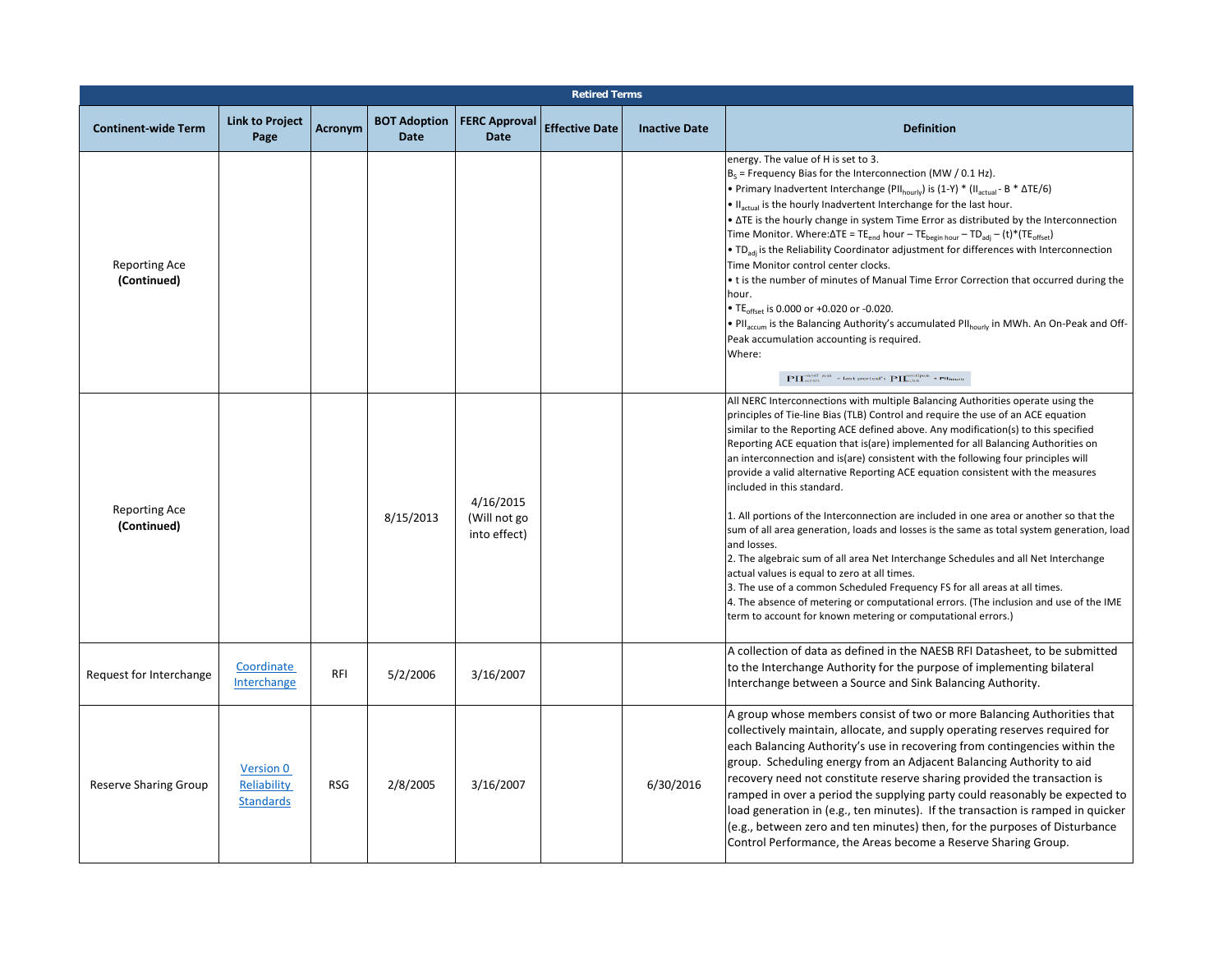| Retired Terms | | | | | | | |
|---|---|---|---|---|---|---|---|
| Continent-wide Term | Link to Project Page | Acronym | BOT Adoption Date | FERC Approval Date | Effective Date | Inactive Date | Definition |
| Reporting Ace **(Continued)** | | | | | | | energy. The value of H is set to 3.<br>$B_S$ = Frequency Bias for the Interconnection (MW / 0.1 Hz).<br>• Primary Inadvertent Interchange ($PII_{hourly}$) is (1-Y) * ($II_{actual}$ - B * ΔTE/6)<br>• $II_{actual}$ is the hourly Inadvertent Interchange for the last hour.<br>• ΔTE is the hourly change in system Time Error as distributed by the Interconnection Time Monitor. Where:ΔTE = $TE_{end}$ hour – $TE_{begin\ hour}$ – $TD_{adj}$ – (t)*($TE_{offset}$)<br>• $TD_{adj}$ is the Reliability Coordinator adjustment for differences with Interconnection Time Monitor control center clocks.<br>• t is the number of minutes of Manual Time Error Correction that occurred during the hour.<br>• $TE_{offset}$ is 0.000 or +0.020 or -0.020.<br>• $PII_{accum}$ is the Balancing Authority's accumulated $PII_{hourly}$ in MWh. An On-Peak and Off-Peak accumulation accounting is required.<br>Where:<br>$PII_{accum}^{on/off\ peak}$ = last period's $PII_{accum}^{on/off\ peak}$ + $PII_{hourly}$ |
| Reporting Ace **(Continued)** | | | 8/15/2013 | 4/16/2015 (Will not go into effect) | | | All NERC Interconnections with multiple Balancing Authorities operate using the principles of Tie-line Bias (TLB) Control and require the use of an ACE equation similar to the Reporting ACE defined above. Any modification(s) to this specified Reporting ACE equation that is(are) implemented for all Balancing Authorities on an interconnection and is(are) consistent with the following four principles will provide a valid alternative Reporting ACE equation consistent with the measures included in this standard.<br><br>1. All portions of the Interconnection are included in one area or another so that the sum of all area generation, loads and losses is the same as total system generation, load and losses.<br>2. The algebraic sum of all area Net Interchange Schedules and all Net Interchange actual values is equal to zero at all times.<br>3. The use of a common Scheduled Frequency FS for all areas at all times.<br>4. The absence of metering or computational errors. (The inclusion and use of the IME term to account for known metering or computational errors.) |
| Request for Interchange | Coordinate Interchange | RFI | 5/2/2006 | 3/16/2007 | | | A collection of data as defined in the NAESB RFI Datasheet, to be submitted to the Interchange Authority for the purpose of implementing bilateral Interchange between a Source and Sink Balancing Authority. |
| Reserve Sharing Group | Version 0 Reliability Standards | RSG | 2/8/2005 | 3/16/2007 | | 6/30/2016 | A group whose members consist of two or more Balancing Authorities that collectively maintain, allocate, and supply operating reserves required for each Balancing Authority's use in recovering from contingencies within the group. Scheduling energy from an Adjacent Balancing Authority to aid recovery need not constitute reserve sharing provided the transaction is ramped in over a period the supplying party could reasonably be expected to load generation in (e.g., ten minutes). If the transaction is ramped in quicker (e.g., between zero and ten minutes) then, for the purposes of Disturbance Control Performance, the Areas become a Reserve Sharing Group. |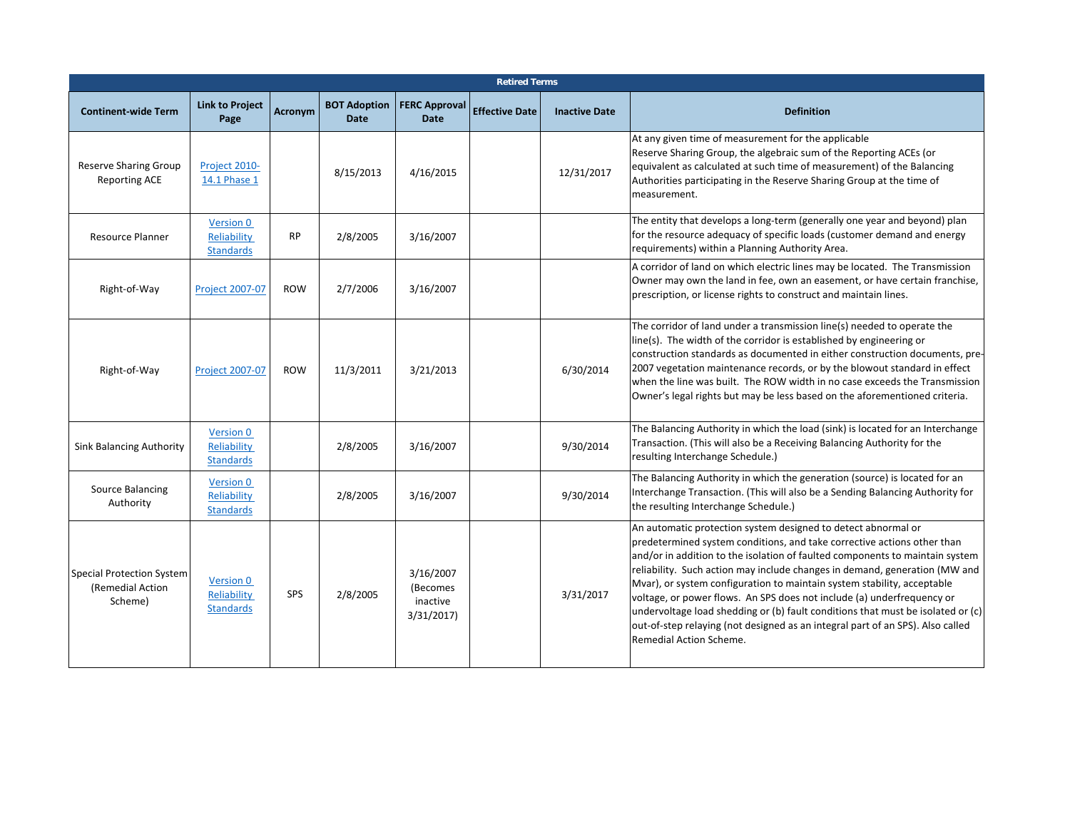| Retired Terms | | | | | | | |
|---|---|---|---|---|---|---|---|
| **Continent-wide Term** | **Link to Project Page** | **Acronym** | **BOT Adoption Date** | **FERC Approval Date** | **Effective Date** | **Inactive Date** | **Definition** |
| Reserve Sharing Group Reporting ACE | Project 2010-14.1 Phase 1 | | 8/15/2013 | 4/16/2015 | | 12/31/2017 | At any given time of measurement for the applicable Reserve Sharing Group, the algebraic sum of the Reporting ACEs (or equivalent as calculated at such time of measurement) of the Balancing Authorities participating in the Reserve Sharing Group at the time of measurement. |
| Resource Planner | Version 0 Reliability Standards | RP | 2/8/2005 | 3/16/2007 | | | The entity that develops a long-term (generally one year and beyond) plan for the resource adequacy of specific loads (customer demand and energy requirements) within a Planning Authority Area. |
| Right-of-Way | Project 2007-07 | ROW | 2/7/2006 | 3/16/2007 | | | A corridor of land on which electric lines may be located. The Transmission Owner may own the land in fee, own an easement, or have certain franchise, prescription, or license rights to construct and maintain lines. |
| Right-of-Way | Project 2007-07 | ROW | 11/3/2011 | 3/21/2013 | | 6/30/2014 | The corridor of land under a transmission line(s) needed to operate the line(s). The width of the corridor is established by engineering or construction standards as documented in either construction documents, pre-2007 vegetation maintenance records, or by the blowout standard in effect when the line was built. The ROW width in no case exceeds the Transmission Owner's legal rights but may be less based on the aforementioned criteria. |
| Sink Balancing Authority | Version 0 Reliability Standards | | 2/8/2005 | 3/16/2007 | | 9/30/2014 | The Balancing Authority in which the load (sink) is located for an Interchange Transaction. (This will also be a Receiving Balancing Authority for the resulting Interchange Schedule.) |
| Source Balancing Authority | Version 0 Reliability Standards | | 2/8/2005 | 3/16/2007 | | 9/30/2014 | The Balancing Authority in which the generation (source) is located for an Interchange Transaction. (This will also be a Sending Balancing Authority for the resulting Interchange Schedule.) |
| Special Protection System (Remedial Action Scheme) | Version 0 Reliability Standards | SPS | 2/8/2005 | 3/16/2007 (Becomes inactive 3/31/2017) | | 3/31/2017 | An automatic protection system designed to detect abnormal or predetermined system conditions, and take corrective actions other than and/or in addition to the isolation of faulted components to maintain system reliability. Such action may include changes in demand, generation (MW and Mvar), or system configuration to maintain system stability, acceptable voltage, or power flows. An SPS does not include (a) underfrequency or undervoltage load shedding or (b) fault conditions that must be isolated or (c) out-of-step relaying (not designed as an integral part of an SPS). Also called Remedial Action Scheme. |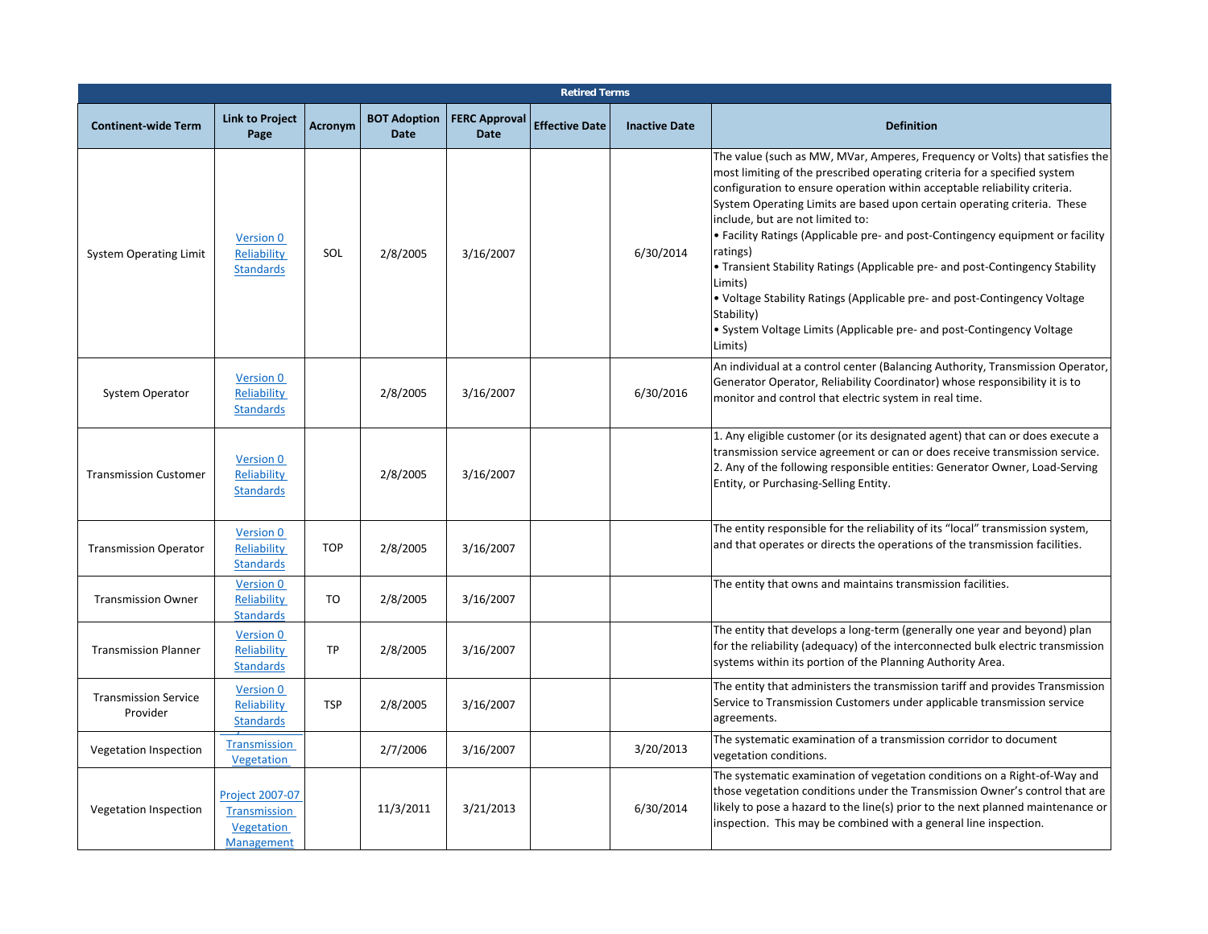| Retired Terms | | | | | | | |
|---|---|---|---|---|---|---|---|
| Continent-wide Term | Link to Project Page | Acronym | BOT Adoption Date | FERC Approval Date | Effective Date | Inactive Date | Definition |
| System Operating Limit | Version 0 Reliability Standards | SOL | 2/8/2005 | 3/16/2007 | | 6/30/2014 | The value (such as MW, MVar, Amperes, Frequency or Volts) that satisfies the most limiting of the prescribed operating criteria for a specified system configuration to ensure operation within acceptable reliability criteria. System Operating Limits are based upon certain operating criteria. These include, but are not limited to: • Facility Ratings (Applicable pre- and post-Contingency equipment or facility ratings) • Transient Stability Ratings (Applicable pre- and post-Contingency Stability Limits) • Voltage Stability Ratings (Applicable pre- and post-Contingency Voltage Stability) • System Voltage Limits (Applicable pre- and post-Contingency Voltage Limits) |
| System Operator | Version 0 Reliability Standards | | 2/8/2005 | 3/16/2007 | | 6/30/2016 | An individual at a control center (Balancing Authority, Transmission Operator, Generator Operator, Reliability Coordinator) whose responsibility it is to monitor and control that electric system in real time. |
| Transmission Customer | Version 0 Reliability Standards | | 2/8/2005 | 3/16/2007 | | | 1. Any eligible customer (or its designated agent) that can or does execute a transmission service agreement or can or does receive transmission service. 2. Any of the following responsible entities: Generator Owner, Load-Serving Entity, or Purchasing-Selling Entity. |
| Transmission Operator | Version 0 Reliability Standards | TOP | 2/8/2005 | 3/16/2007 | | | The entity responsible for the reliability of its "local" transmission system, and that operates or directs the operations of the transmission facilities. |
| Transmission Owner | Version 0 Reliability Standards | TO | 2/8/2005 | 3/16/2007 | | | The entity that owns and maintains transmission facilities. |
| Transmission Planner | Version 0 Reliability Standards | TP | 2/8/2005 | 3/16/2007 | | | The entity that develops a long-term (generally one year and beyond) plan for the reliability (adequacy) of the interconnected bulk electric transmission systems within its portion of the Planning Authority Area. |
| Transmission Service Provider | Version 0 Reliability Standards | TSP | 2/8/2005 | 3/16/2007 | | | The entity that administers the transmission tariff and provides Transmission Service to Transmission Customers under applicable transmission service agreements. |
| Vegetation Inspection | Transmission Vegetation | | 2/7/2006 | 3/16/2007 | | 3/20/2013 | The systematic examination of a transmission corridor to document vegetation conditions. |
| Vegetation Inspection | Project 2007-07 Transmission Vegetation Management | | 11/3/2011 | 3/21/2013 | | 6/30/2014 | The systematic examination of vegetation conditions on a Right-of-Way and those vegetation conditions under the Transmission Owner's control that are likely to pose a hazard to the line(s) prior to the next planned maintenance or inspection. This may be combined with a general line inspection. |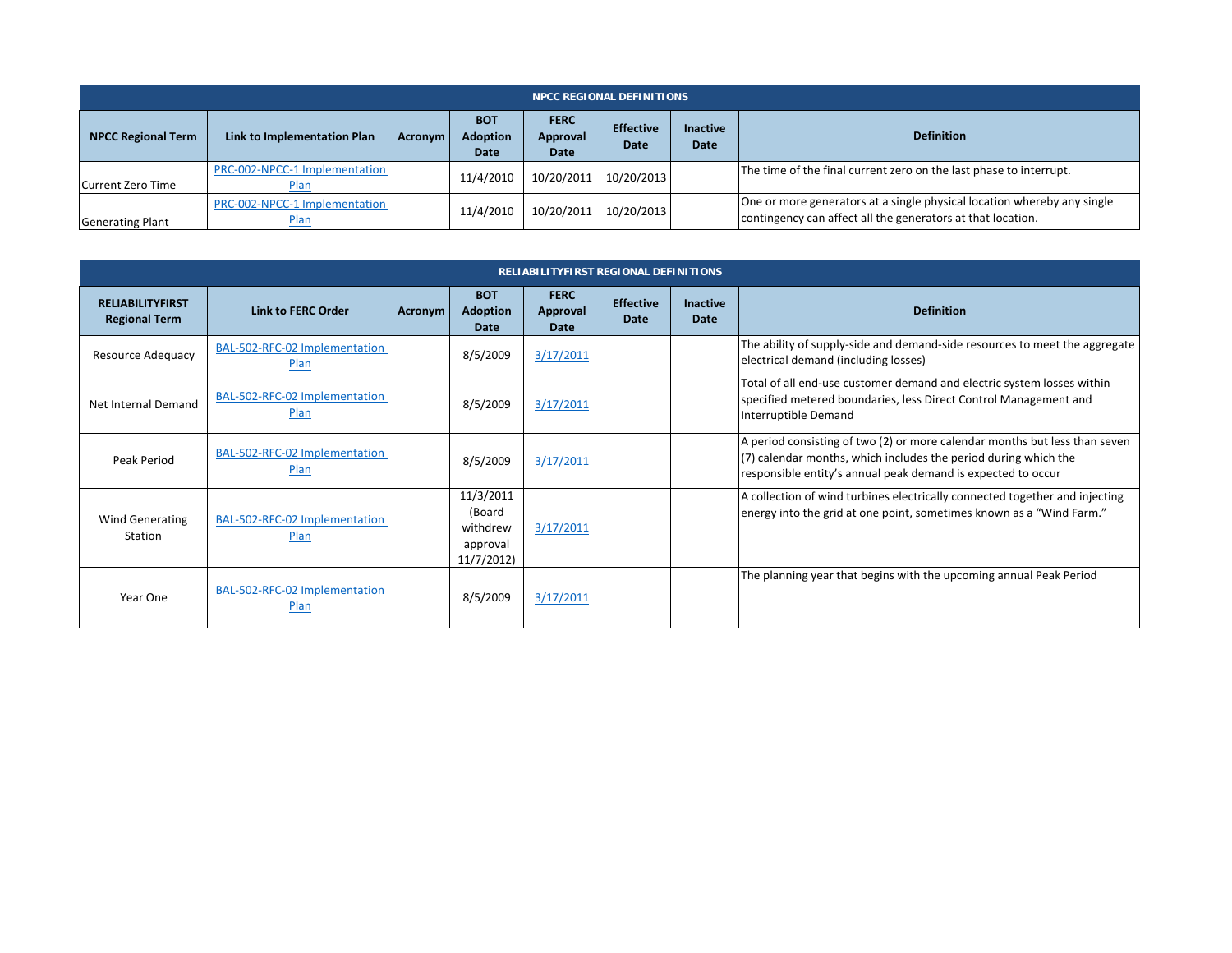| NPCC REGIONAL DEFINITIONS | | | | | | | |
|---|---|---|---|---|---|---|---|
| **NPCC Regional Term** | **Link to Implementation Plan** | **Acronym** | **BOT Adoption Date** | **FERC Approval Date** | **Effective Date** | **Inactive Date** | **Definition** |
| Current Zero Time | PRC-002-NPCC-1 Implementation Plan | | 11/4/2010 | 10/20/2011 | 10/20/2013 | | The time of the final current zero on the last phase to interrupt. |
| Generating Plant | PRC-002-NPCC-1 Implementation Plan | | 11/4/2010 | 10/20/2011 | 10/20/2013 | | One or more generators at a single physical location whereby any single contingency can affect all the generators at that location. |

| RELIABILITYFIRST REGIONAL DEFINITIONS | | | | | | | |
|---|---|---|---|---|---|---|---|
| **RELIABILITYFIRST Regional Term** | **Link to FERC Order** | **Acronym** | **BOT Adoption Date** | **FERC Approval Date** | **Effective Date** | **Inactive Date** | **Definition** |
| Resource Adequacy | BAL-502-RFC-02 Implementation Plan | | 8/5/2009 | 3/17/2011 | | | The ability of supply-side and demand-side resources to meet the aggregate electrical demand (including losses) |
| Net Internal Demand | BAL-502-RFC-02 Implementation Plan | | 8/5/2009 | 3/17/2011 | | | Total of all end-use customer demand and electric system losses within specified metered boundaries, less Direct Control Management and Interruptible Demand |
| Peak Period | BAL-502-RFC-02 Implementation Plan | | 8/5/2009 | 3/17/2011 | | | A period consisting of two (2) or more calendar months but less than seven (7) calendar months, which includes the period during which the responsible entity's annual peak demand is expected to occur |
| Wind Generating Station | BAL-502-RFC-02 Implementation Plan | | 11/3/2011 (Board withdrew approval 11/7/2012) | 3/17/2011 | | | A collection of wind turbines electrically connected together and injecting energy into the grid at one point, sometimes known as a "Wind Farm." |
| Year One | BAL-502-RFC-02 Implementation Plan | | 8/5/2009 | 3/17/2011 | | | The planning year that begins with the upcoming annual Peak Period |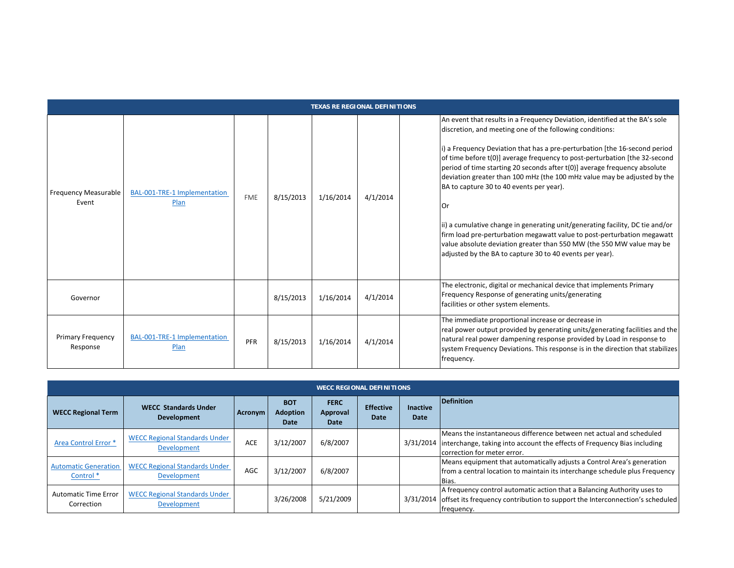| TEXAS RE REGIONAL DEFINITIONS | | | | | | | |
|---|---|---|---|---|---|---|---|
| Frequency Measurable Event | BAL-001-TRE-1 Implementation Plan | FME | 8/15/2013 | 1/16/2014 | 4/1/2014 | | An event that results in a Frequency Deviation, identified at the BA's sole discretion, and meeting one of the following conditions:<br><br>i) a Frequency Deviation that has a pre-perturbation [the 16-second period of time before t(0)] average frequency to post-perturbation [the 32-second period of time starting 20 seconds after t(0)] average frequency absolute deviation greater than 100 mHz (the 100 mHz value may be adjusted by the BA to capture 30 to 40 events per year).<br><br>Or<br><br>ii) a cumulative change in generating unit/generating facility, DC tie and/or firm load pre-perturbation megawatt value to post-perturbation megawatt value absolute deviation greater than 550 MW (the 550 MW value may be adjusted by the BA to capture 30 to 40 events per year). |
| Governor | | | 8/15/2013 | 1/16/2014 | 4/1/2014 | | The electronic, digital or mechanical device that implements Primary Frequency Response of generating units/generating facilities or other system elements. |
| Primary Frequency Response | BAL-001-TRE-1 Implementation Plan | PFR | 8/15/2013 | 1/16/2014 | 4/1/2014 | | The immediate proportional increase or decrease in real power output provided by generating units/generating facilities and the natural real power dampening response provided by Load in response to system Frequency Deviations. This response is in the direction that stabilizes frequency. |

| WECC REGIONAL DEFINITIONS | | | | | | | |
|---|---|---|---|---|---|---|---|
| **WECC Regional Term** | **WECC Standards Under Development** | **Acronym** | **BOT Adoption Date** | **FERC Approval Date** | **Effective Date** | **Inactive Date** | **Definition** |
| Area Control Error * | WECC Regional Standards Under Development | ACE | 3/12/2007 | 6/8/2007 | | 3/31/2014 | Means the instantaneous difference between net actual and scheduled interchange, taking into account the effects of Frequency Bias including correction for meter error. |
| Automatic Generation Control * | WECC Regional Standards Under Development | AGC | 3/12/2007 | 6/8/2007 | | | Means equipment that automatically adjusts a Control Area's generation from a central location to maintain its interchange schedule plus Frequency Bias. |
| Automatic Time Error Correction | WECC Regional Standards Under Development | | 3/26/2008 | 5/21/2009 | | 3/31/2014 | A frequency control automatic action that a Balancing Authority uses to offset its frequency contribution to support the Interconnection's scheduled frequency. |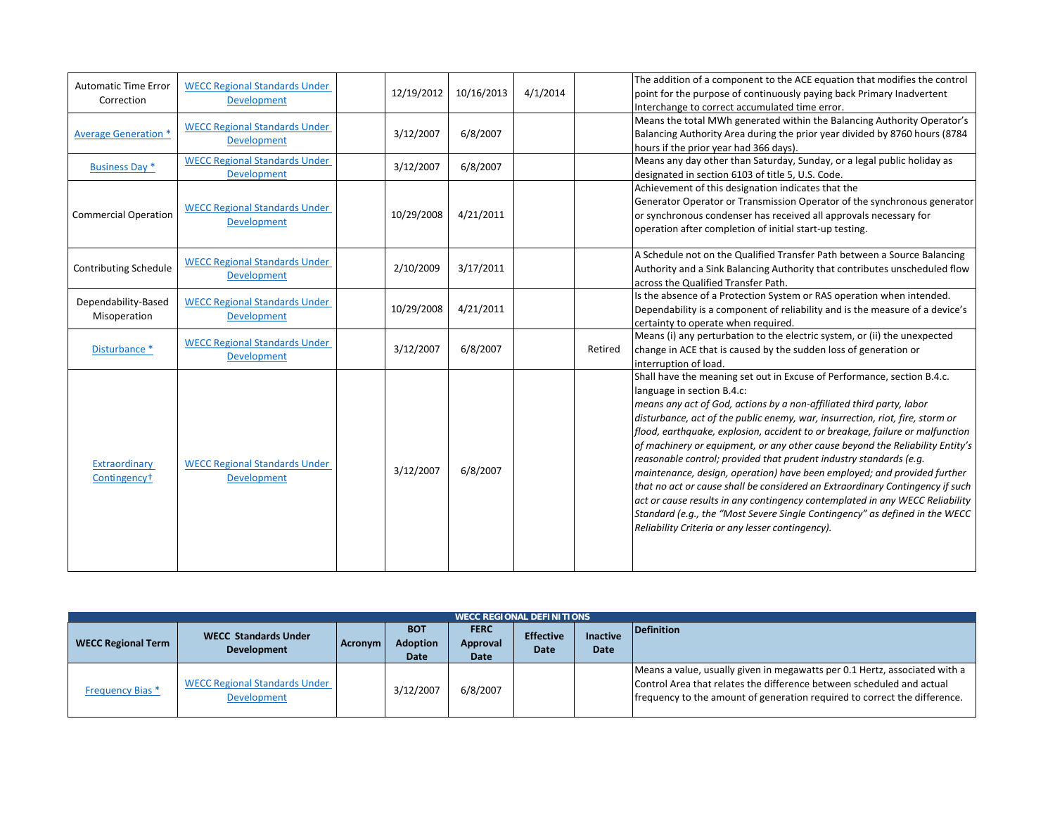| WECC Regional Term | WECC Standards Under Development | Acronym | BOT Adoption Date | FERC Approval Date | Effective Date | Inactive Date | Definition |
|---|---|---|---|---|---|---|---|
| Automatic Time Error Correction | WECC Regional Standards Under Development | | 12/19/2012 | 10/16/2013 | 4/1/2014 | | The addition of a component to the ACE equation that modifies the control point for the purpose of continuously paying back Primary Inadvertent Interchange to correct accumulated time error. |
| Average Generation * | WECC Regional Standards Under Development | | 3/12/2007 | 6/8/2007 | | | Means the total MWh generated within the Balancing Authority Operator's Balancing Authority Area during the prior year divided by 8760 hours (8784 hours if the prior year had 366 days). |
| Business Day * | WECC Regional Standards Under Development | | 3/12/2007 | 6/8/2007 | | | Means any day other than Saturday, Sunday, or a legal public holiday as designated in section 6103 of title 5, U.S. Code. |
| Commercial Operation | WECC Regional Standards Under Development | | 10/29/2008 | 4/21/2011 | | | Achievement of this designation indicates that the Generator Operator or Transmission Operator of the synchronous generator or synchronous condenser has received all approvals necessary for operation after completion of initial start-up testing. |
| Contributing Schedule | WECC Regional Standards Under Development | | 2/10/2009 | 3/17/2011 | | | A Schedule not on the Qualified Transfer Path between a Source Balancing Authority and a Sink Balancing Authority that contributes unscheduled flow across the Qualified Transfer Path. |
| Dependability-Based Misoperation | WECC Regional Standards Under Development | | 10/29/2008 | 4/21/2011 | | | Is the absence of a Protection System or RAS operation when intended. Dependability is a component of reliability and is the measure of a device's certainty to operate when required. |
| Disturbance * | WECC Regional Standards Under Development | | 3/12/2007 | 6/8/2007 | | Retired | Means (i) any perturbation to the electric system, or (ii) the unexpected change in ACE that is caused by the sudden loss of generation or interruption of load. |
| Extraordinary Contingency† | WECC Regional Standards Under Development | | 3/12/2007 | 6/8/2007 | | | Shall have the meaning set out in Excuse of Performance, section B.4.c. language in section B.4.c: *means any act of God, actions by a non-affiliated third party, labor disturbance, act of the public enemy, war, insurrection, riot, fire, storm or flood, earthquake, explosion, accident to or breakage, failure or malfunction of machinery or equipment, or any other cause beyond the Reliability Entity's reasonable control; provided that prudent industry standards (e.g. maintenance, design, operation) have been employed; and provided further that no act or cause shall be considered an Extraordinary Contingency if such act or cause results in any contingency contemplated in any WECC Reliability Standard (e.g., the "Most Severe Single Contingency" as defined in the WECC Reliability Criteria or any lesser contingency).* |

**WECC REGIONAL DEFINITIONS**

| WECC Regional Term | WECC Standards Under Development | Acronym | BOT Adoption Date | FERC Approval Date | Effective Date | Inactive Date | Definition |
|---|---|---|---|---|---|---|---|
| Frequency Bias * | WECC Regional Standards Under Development | | 3/12/2007 | 6/8/2007 | | | Means a value, usually given in megawatts per 0.1 Hertz, associated with a Control Area that relates the difference between scheduled and actual frequency to the amount of generation required to correct the difference. |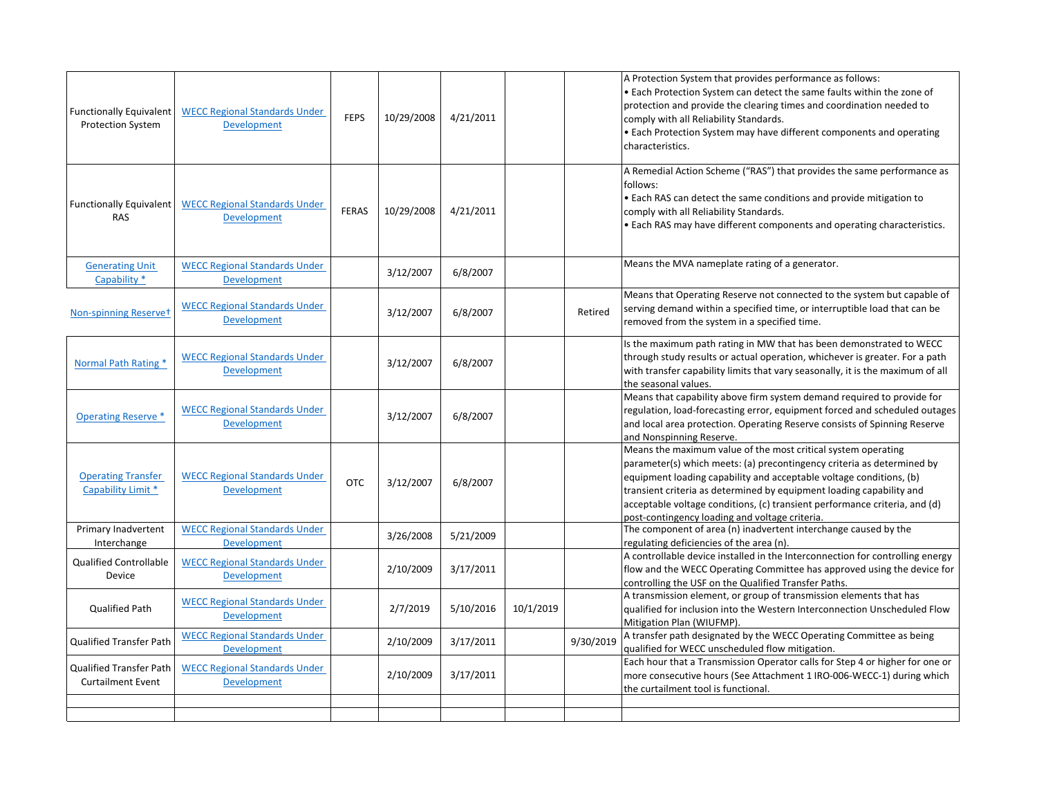| | | | | | | | |
|---|---|---|---|---|---|---|---|
| Functionally Equivalent Protection System | WECC Regional Standards Under Development | FEPS | 10/29/2008 | 4/21/2011 | | | A Protection System that provides performance as follows:<br>• Each Protection System can detect the same faults within the zone of protection and provide the clearing times and coordination needed to comply with all Reliability Standards.<br>• Each Protection System may have different components and operating characteristics. |
| Functionally Equivalent RAS | WECC Regional Standards Under Development | FERAS | 10/29/2008 | 4/21/2011 | | | A Remedial Action Scheme ("RAS") that provides the same performance as follows:<br>• Each RAS can detect the same conditions and provide mitigation to comply with all Reliability Standards.<br>• Each RAS may have different components and operating characteristics. |
| Generating Unit Capability * | WECC Regional Standards Under Development | | 3/12/2007 | 6/8/2007 | | | Means the MVA nameplate rating of a generator. |
| Non-spinning Reserve† | WECC Regional Standards Under Development | | 3/12/2007 | 6/8/2007 | | Retired | Means that Operating Reserve not connected to the system but capable of serving demand within a specified time, or interruptible load that can be removed from the system in a specified time. |
| Normal Path Rating * | WECC Regional Standards Under Development | | 3/12/2007 | 6/8/2007 | | | Is the maximum path rating in MW that has been demonstrated to WECC through study results or actual operation, whichever is greater. For a path with transfer capability limits that vary seasonally, it is the maximum of all the seasonal values. |
| Operating Reserve * | WECC Regional Standards Under Development | | 3/12/2007 | 6/8/2007 | | | Means that capability above firm system demand required to provide for regulation, load-forecasting error, equipment forced and scheduled outages and local area protection. Operating Reserve consists of Spinning Reserve and Nonspinning Reserve. |
| Operating Transfer Capability Limit * | WECC Regional Standards Under Development | OTC | 3/12/2007 | 6/8/2007 | | | Means the maximum value of the most critical system operating parameter(s) which meets: (a) precontingency criteria as determined by equipment loading capability and acceptable voltage conditions, (b) transient criteria as determined by equipment loading capability and acceptable voltage conditions, (c) transient performance criteria, and (d) post-contingency loading and voltage criteria. |
| Primary Inadvertent Interchange | WECC Regional Standards Under Development | | 3/26/2008 | 5/21/2009 | | | The component of area (n) inadvertent interchange caused by the regulating deficiencies of the area (n). |
| Qualified Controllable Device | WECC Regional Standards Under Development | | 2/10/2009 | 3/17/2011 | | | A controllable device installed in the Interconnection for controlling energy flow and the WECC Operating Committee has approved using the device for controlling the USF on the Qualified Transfer Paths. |
| Qualified Path | WECC Regional Standards Under Development | | 2/7/2019 | 5/10/2016 | 10/1/2019 | | A transmission element, or group of transmission elements that has qualified for inclusion into the Western Interconnection Unscheduled Flow Mitigation Plan (WIUFMP). |
| Qualified Transfer Path | WECC Regional Standards Under Development | | 2/10/2009 | 3/17/2011 | | 9/30/2019 | A transfer path designated by the WECC Operating Committee as being qualified for WECC unscheduled flow mitigation. |
| Qualified Transfer Path Curtailment Event | WECC Regional Standards Under Development | | 2/10/2009 | 3/17/2011 | | | Each hour that a Transmission Operator calls for Step 4 or higher for one or more consecutive hours (See Attachment 1 IRO-006-WECC-1) during which the curtailment tool is functional. |
| | | | | | | | |
| | | | | | | | |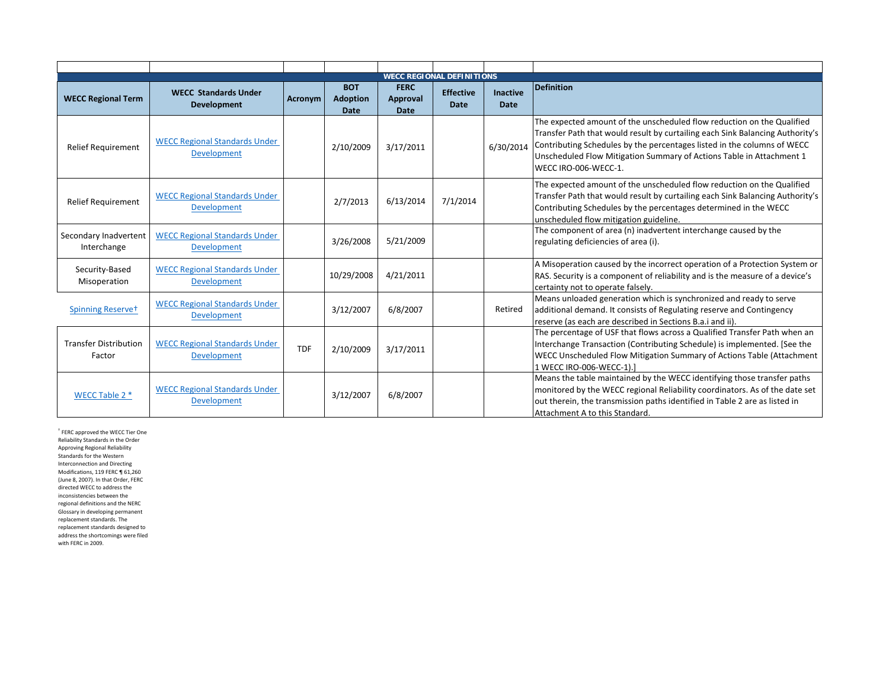| | | | | | | | |
|---|---|---|---|---|---|---|---|
| **WECC REGIONAL DEFINITIONS** | | | | | | | |
| **WECC Regional Term** | **WECC Standards Under Development** | **Acronym** | **BOT Adoption Date** | **FERC Approval Date** | **Effective Date** | **Inactive Date** | **Definition** |
| Relief Requirement | WECC Regional Standards Under Development | | 2/10/2009 | 3/17/2011 | | 6/30/2014 | The expected amount of the unscheduled flow reduction on the Qualified Transfer Path that would result by curtailing each Sink Balancing Authority's Contributing Schedules by the percentages listed in the columns of WECC Unscheduled Flow Mitigation Summary of Actions Table in Attachment 1 WECC IRO-006-WECC-1. |
| Relief Requirement | WECC Regional Standards Under Development | | 2/7/2013 | 6/13/2014 | 7/1/2014 | | The expected amount of the unscheduled flow reduction on the Qualified Transfer Path that would result by curtailing each Sink Balancing Authority's Contributing Schedules by the percentages determined in the WECC unscheduled flow mitigation guideline. |
| Secondary Inadvertent Interchange | WECC Regional Standards Under Development | | 3/26/2008 | 5/21/2009 | | | The component of area (n) inadvertent interchange caused by the regulating deficiencies of area (i). |
| Security-Based Misoperation | WECC Regional Standards Under Development | | 10/29/2008 | 4/21/2011 | | | A Misoperation caused by the incorrect operation of a Protection System or RAS. Security is a component of reliability and is the measure of a device's certainty not to operate falsely. |
| Spinning Reserve† | WECC Regional Standards Under Development | | 3/12/2007 | 6/8/2007 | | Retired | Means unloaded generation which is synchronized and ready to serve additional demand. It consists of Regulating reserve and Contingency reserve (as each are described in Sections B.a.i and ii). |
| Transfer Distribution Factor | WECC Regional Standards Under Development | TDF | 2/10/2009 | 3/17/2011 | | | The percentage of USF that flows across a Qualified Transfer Path when an Interchange Transaction (Contributing Schedule) is implemented. [See the WECC Unscheduled Flow Mitigation Summary of Actions Table (Attachment 1 WECC IRO-006-WECC-1).] |
| WECC Table 2 * | WECC Regional Standards Under Development | | 3/12/2007 | 6/8/2007 | | | Means the table maintained by the WECC identifying those transfer paths monitored by the WECC regional Reliability coordinators. As of the date set out therein, the transmission paths identified in Table 2 are as listed in Attachment A to this Standard. |

† FERC approved the WECC Tier One Reliability Standards in the Order Approving Regional Reliability Standards for the Western Interconnection and Directing Modifications, 119 FERC ¶ 61,260 (June 8, 2007). In that Order, FERC directed WECC to address the inconsistencies between the regional definitions and the NERC Glossary in developing permanent replacement standards. The replacement standards designed to address the shortcomings were filed with FERC in 2009.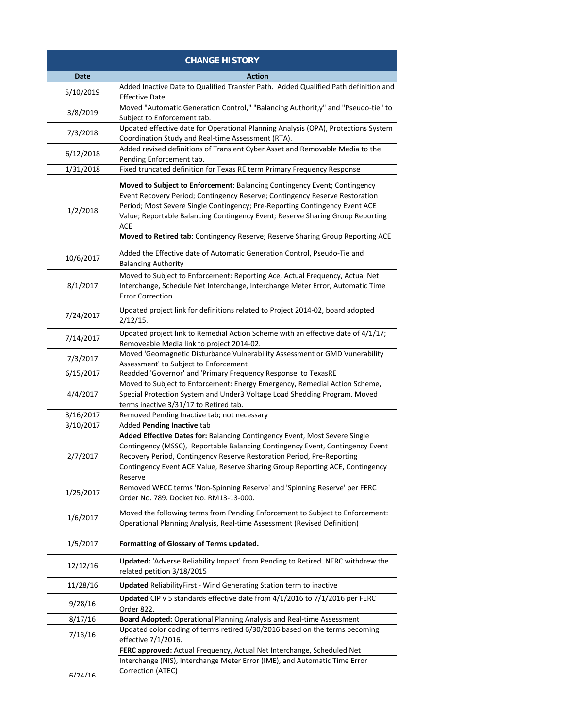| CHANGE HISTORY | |
|---|---|
| **Date** | **Action** |
| 5/10/2019 | Added Inactive Date to Qualified Transfer Path. Added Qualified Path definition and Effective Date |
| 3/8/2019 | Moved "Automatic Generation Control," "Balancing Authorit,y" and "Pseudo-tie" to Subject to Enforcement tab. |
| 7/3/2018 | Updated effective date for Operational Planning Analysis (OPA), Protections System Coordination Study and Real-time Assessment (RTA). |
| 6/12/2018 | Added revised definitions of Transient Cyber Asset and Removable Media to the Pending Enforcement tab. |
| 1/31/2018 | Fixed truncated definition for Texas RE term Primary Frequency Response |
| 1/2/2018 | **Moved to Subject to Enforcement**: Balancing Contingency Event; Contingency Event Recovery Period; Contingency Reserve; Contingency Reserve Restoration Period; Most Severe Single Contingency; Pre-Reporting Contingency Event ACE Value; Reportable Balancing Contingency Event; Reserve Sharing Group Reporting ACE<br>**Moved to Retired tab**: Contingency Reserve; Reserve Sharing Group Reporting ACE |
| 10/6/2017 | Added the Effective date of Automatic Generation Control, Pseudo-Tie and Balancing Authority |
| 8/1/2017 | Moved to Subject to Enforcement: Reporting Ace, Actual Frequency, Actual Net Interchange, Schedule Net Interchange, Interchange Meter Error, Automatic Time Error Correction |
| 7/24/2017 | Updated project link for definitions related to Project 2014-02, board adopted 2/12/15. |
| 7/14/2017 | Updated project link to Remedial Action Scheme with an effective date of 4/1/17; Removeable Media link to project 2014-02. |
| 7/3/2017 | Moved 'Geomagnetic Disturbance Vulnerability Assessment or GMD Vunerability Assessment' to Subject to Enforcement |
| 6/15/2017 | Readded 'Governor' and 'Primary Frequency Response' to TexasRE |
| 4/4/2017 | Moved to Subject to Enforcement: Energy Emergency, Remedial Action Scheme, Special Protection System and Under3 Voltage Load Shedding Program. Moved terms inactive 3/31/17 to Retired tab. |
| 3/16/2017 | Removed Pending Inactive tab; not necessary |
| 3/10/2017 | Added **Pending Inactive** tab |
| 2/7/2017 | **Added Effective Dates for:** Balancing Contingency Event, Most Severe Single Contingency (MSSC), Reportable Balancing Contingency Event, Contingency Event Recovery Period, Contingency Reserve Restoration Period, Pre-Reporting Contingency Event ACE Value, Reserve Sharing Group Reporting ACE, Contingency Reserve |
| 1/25/2017 | Removed WECC terms 'Non-Spinning Reserve' and 'Spinning Reserve' per FERC Order No. 789. Docket No. RM13-13-000. |
| 1/6/2017 | Moved the following terms from Pending Enforcement to Subject to Enforcement: Operational Planning Analysis, Real-time Assessment (Revised Definition) |
| 1/5/2017 | **Formatting of Glossary of Terms updated.** |
| 12/12/16 | **Updated:** 'Adverse Reliability Impact' from Pending to Retired. NERC withdrew the related petition 3/18/2015 |
| 11/28/16 | **Updated** ReliabilityFirst - Wind Generating Station term to inactive |
| 9/28/16 | **Updated** CIP v 5 standards effective date from 4/1/2016 to 7/1/2016 per FERC Order 822. |
| 8/17/16 | **Board Adopted:** Operational Planning Analysis and Real-time Assessment |
| 7/13/16 | Updated color coding of terms retired 6/30/2016 based on the terms becoming effective 7/1/2016. |
| 6/24/16 | **FERC approved:** Actual Frequency, Actual Net Interchange, Scheduled Net Interchange (NIS), Interchange Meter Error (IME), and Automatic Time Error Correction (ATEC) |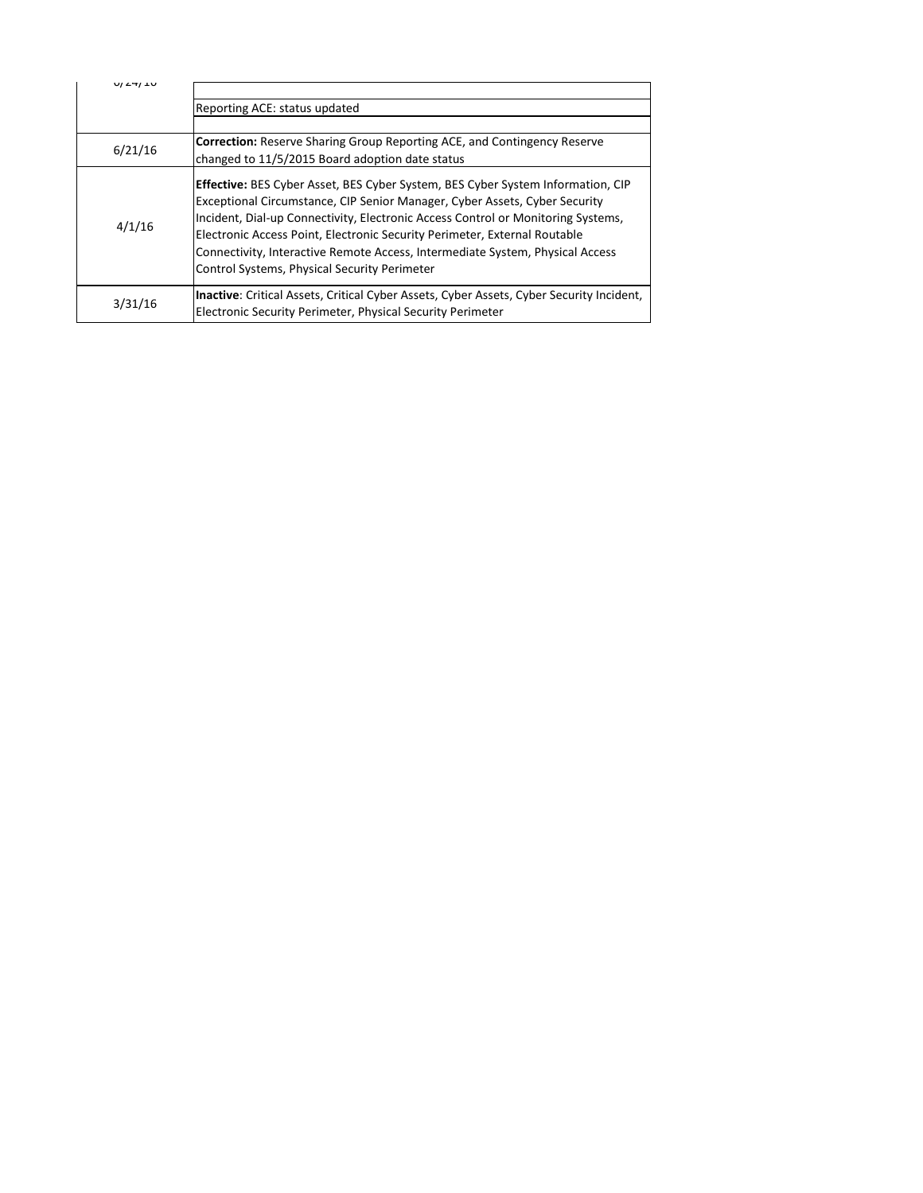| | |
|---|---|
| 6/24/16 | |
| | Reporting ACE: status updated |
| | |
| 6/21/16 | **Correction:** Reserve Sharing Group Reporting ACE, and Contingency Reserve changed to 11/5/2015 Board adoption date status |
| 4/1/16 | **Effective:** BES Cyber Asset, BES Cyber System, BES Cyber System Information, CIP Exceptional Circumstance, CIP Senior Manager, Cyber Assets, Cyber Security Incident, Dial-up Connectivity, Electronic Access Control or Monitoring Systems, Electronic Access Point, Electronic Security Perimeter, External Routable Connectivity, Interactive Remote Access, Intermediate System, Physical Access Control Systems, Physical Security Perimeter |
| 3/31/16 | **Inactive**: Critical Assets, Critical Cyber Assets, Cyber Assets, Cyber Security Incident, Electronic Security Perimeter, Physical Security Perimeter |